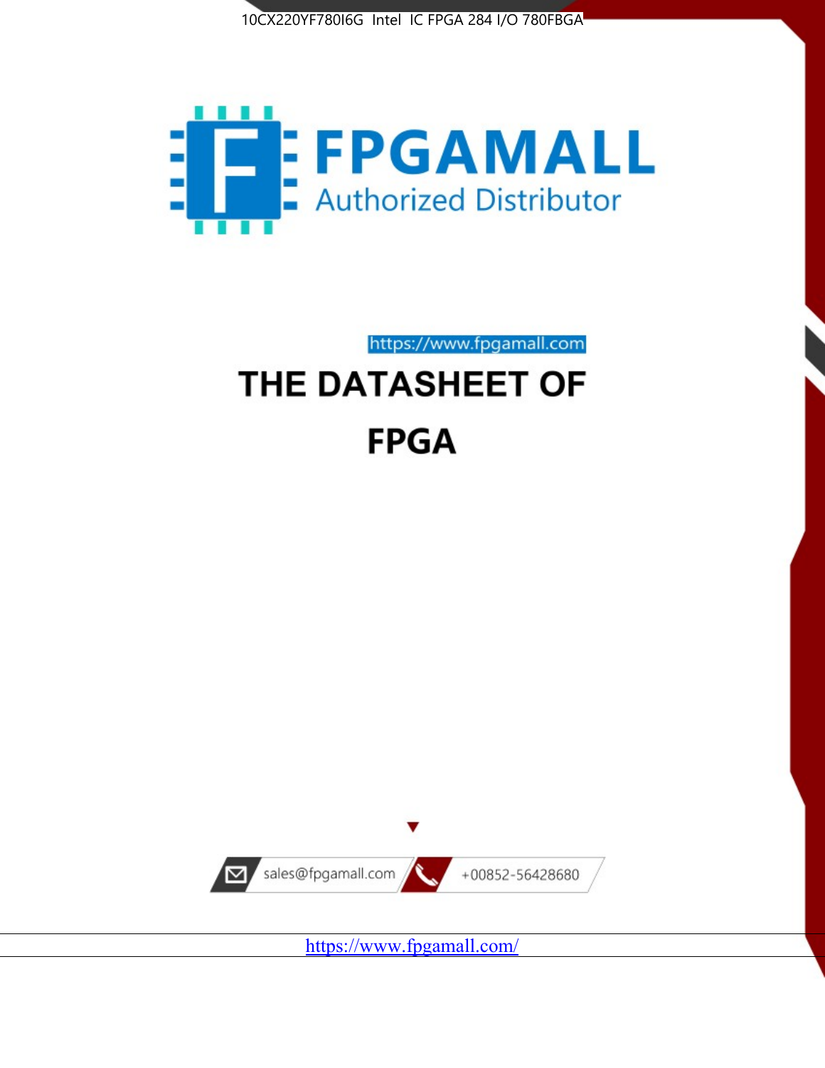10CX220YF780I6G Intel IC FPGA 284 I/O 780FBGA

FPGAMALL

Authorized Distributor

https://www.fpgamall.com

# THE DATASHEET OF

# FPGA

sales@fpgamall.com

+00852-56428680

https://www.fpgamall.com/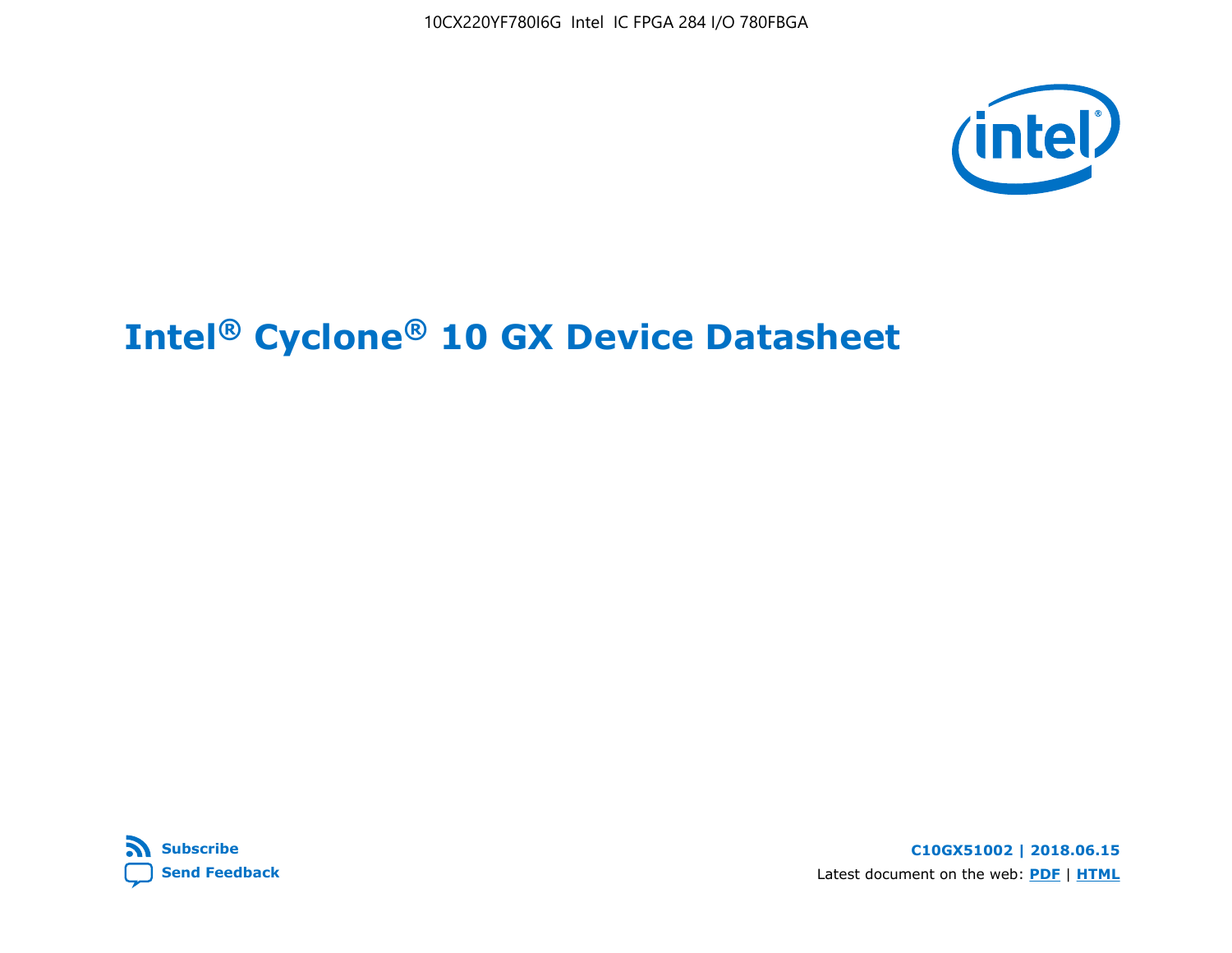10CX220YF780I6G Intel IC FPGA 284 I/O 780FBGA

# Intel® Cyclone® 10 GX Device Datasheet

Subscribe

Send Feedback

**C10GX51002 | 2018.06.15**

Latest document on the web: **PDF** | **HTML**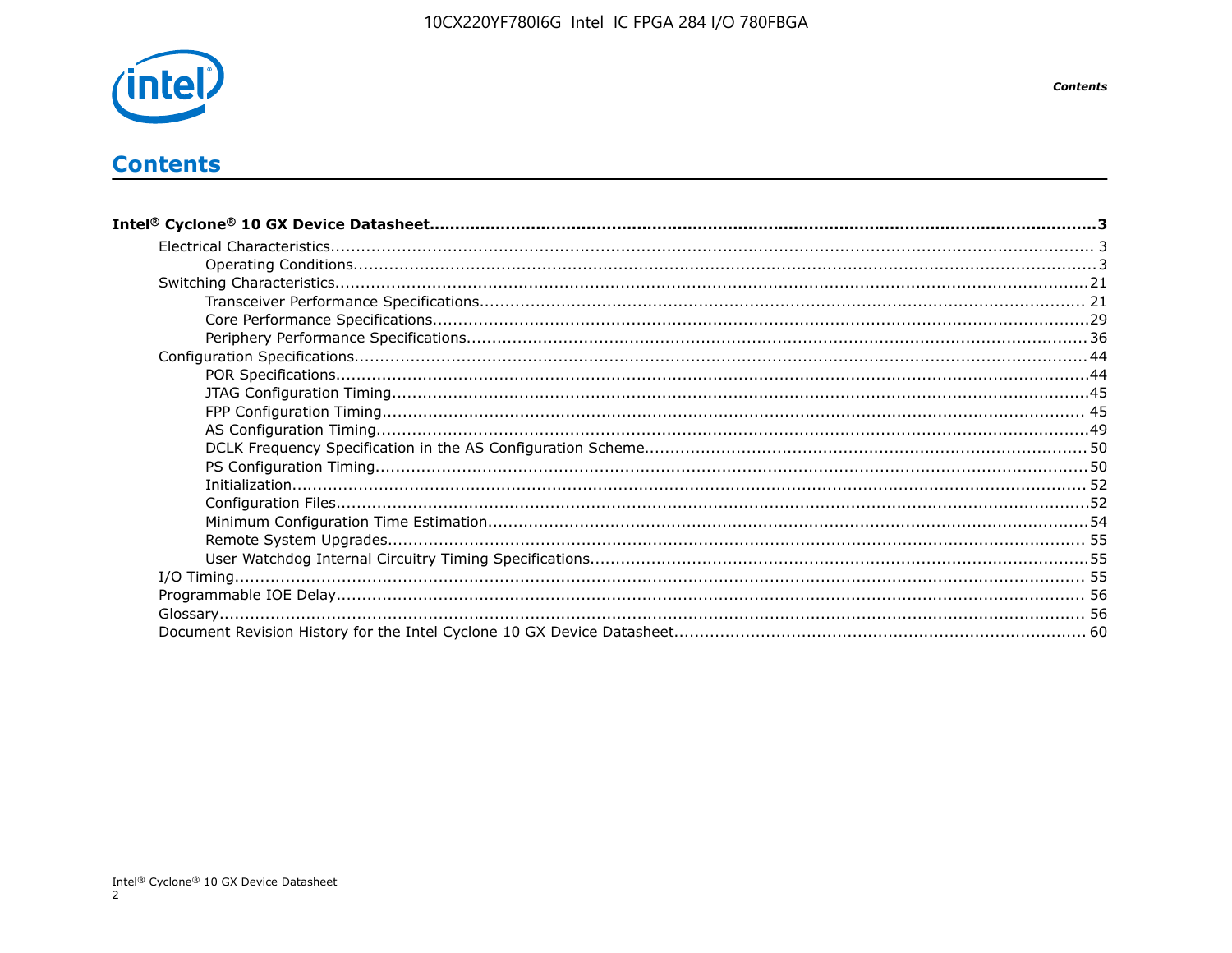# Contents

**Intel® Cyclone® 10 GX Device Datasheet....................................................................3**

- Electrical Characteristics.................................................................... 3
    - Operating Conditions....................................................................3
- Switching Characteristics....................................................................21
    - Transceiver Performance Specifications.................................................................... 21
    - Core Performance Specifications....................................................................29
    - Periphery Performance Specifications.................................................................... 36
- Configuration Specifications.................................................................... 44
    - POR Specifications....................................................................44
    - JTAG Configuration Timing....................................................................45
    - FPP Configuration Timing.................................................................... 45
    - AS Configuration Timing....................................................................49
    - DCLK Frequency Specification in the AS Configuration Scheme.................................................................... 50
    - PS Configuration Timing....................................................................50
    - Initialization.................................................................... 52
    - Configuration Files....................................................................52
    - Minimum Configuration Time Estimation....................................................................54
    - Remote System Upgrades.................................................................... 55
    - User Watchdog Internal Circuitry Timing Specifications....................................................................55
- I/O Timing.................................................................... 55
- Programmable IOE Delay.................................................................... 56
- Glossary.................................................................... 56
- Document Revision History for the Intel Cyclone 10 GX Device Datasheet.................................................................... 60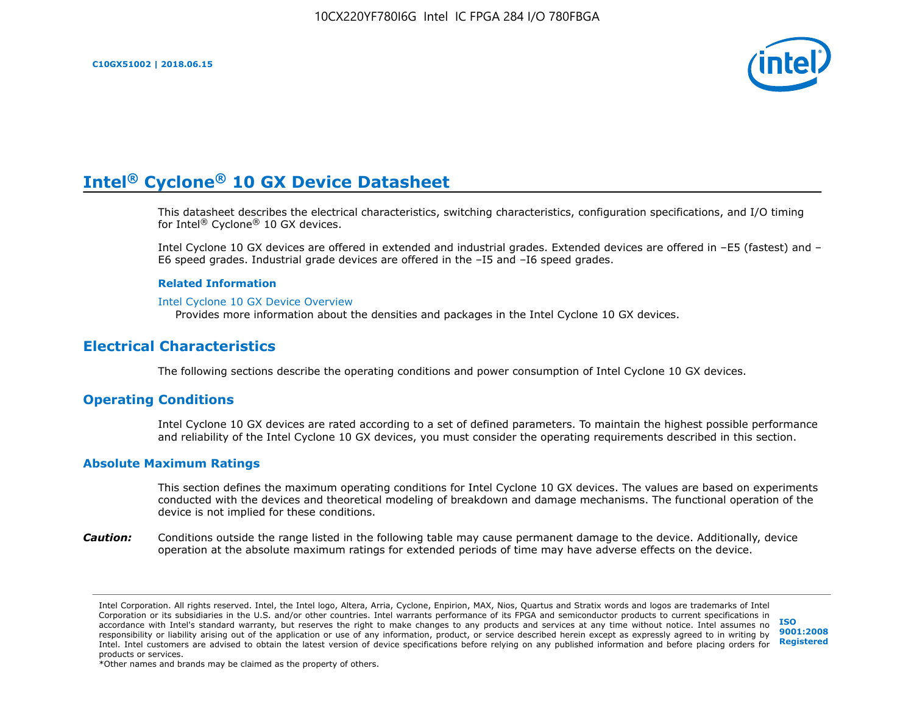# Intel® Cyclone® 10 GX Device Datasheet

This datasheet describes the electrical characteristics, switching characteristics, configuration specifications, and I/O timing for Intel® Cyclone® 10 GX devices.

Intel Cyclone 10 GX devices are offered in extended and industrial grades. Extended devices are offered in –E5 (fastest) and –E6 speed grades. Industrial grade devices are offered in the –I5 and –I6 speed grades.

**Related Information**

Intel Cyclone 10 GX Device Overview

Provides more information about the densities and packages in the Intel Cyclone 10 GX devices.

## Electrical Characteristics

The following sections describe the operating conditions and power consumption of Intel Cyclone 10 GX devices.

## Operating Conditions

Intel Cyclone 10 GX devices are rated according to a set of defined parameters. To maintain the highest possible performance and reliability of the Intel Cyclone 10 GX devices, you must consider the operating requirements described in this section.

### Absolute Maximum Ratings

This section defines the maximum operating conditions for Intel Cyclone 10 GX devices. The values are based on experiments conducted with the devices and theoretical modeling of breakdown and damage mechanisms. The functional operation of the device is not implied for these conditions.

***Caution:*** Conditions outside the range listed in the following table may cause permanent damage to the device. Additionally, device operation at the absolute maximum ratings for extended periods of time may have adverse effects on the device.

Intel Corporation. All rights reserved. Intel, the Intel logo, Altera, Arria, Cyclone, Enpirion, MAX, Nios, Quartus and Stratix words and logos are trademarks of Intel Corporation or its subsidiaries in the U.S. and/or other countries. Intel warrants performance of its FPGA and semiconductor products to current specifications in accordance with Intel's standard warranty, but reserves the right to make changes to any products and services at any time without notice. Intel assumes no responsibility or liability arising out of the application or use of any information, product, or service described herein except as expressly agreed to in writing by Intel. Intel customers are advised to obtain the latest version of device specifications before relying on any published information and before placing orders for products or services.
*Other names and brands may be claimed as the property of others.

ISO 9001:2008 Registered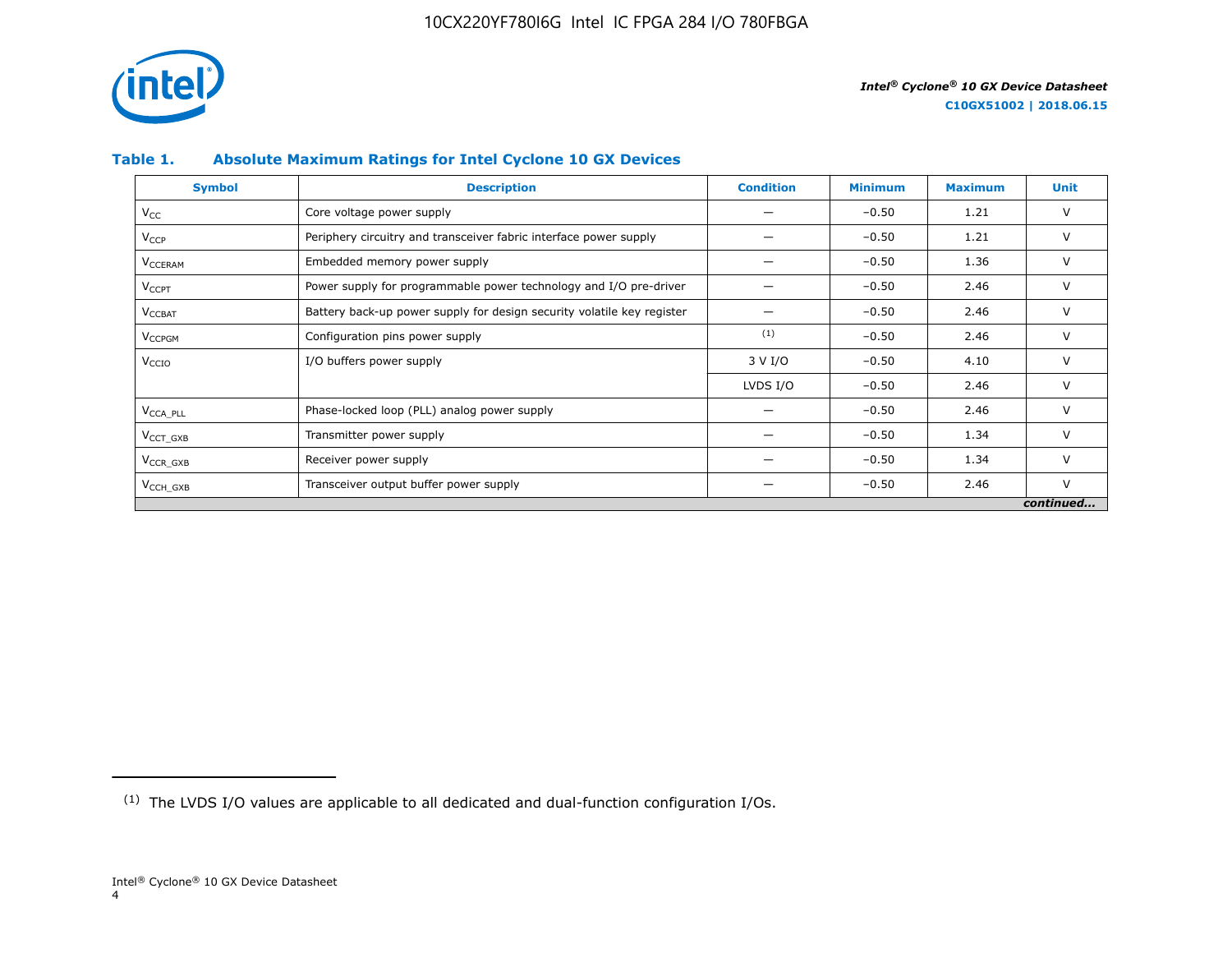### Table 1. Absolute Maximum Ratings for Intel Cyclone 10 GX Devices

| Symbol | Description | Condition | Minimum | Maximum | Unit |
|---|---|---|---|---|---|
| $V_{CC}$ | Core voltage power supply | — | −0.50 | 1.21 | V |
| $V_{CCP}$ | Periphery circuitry and transceiver fabric interface power supply | — | −0.50 | 1.21 | V |
| $V_{CCERAM}$ | Embedded memory power supply | — | −0.50 | 1.36 | V |
| $V_{CCPT}$ | Power supply for programmable power technology and I/O pre-driver | — | −0.50 | 2.46 | V |
| $V_{CCBAT}$ | Battery back-up power supply for design security volatile key register | — | −0.50 | 2.46 | V |
| $V_{CCPGM}$ | Configuration pins power supply | [1] | −0.50 | 2.46 | V |
| $V_{CCIO}$ | I/O buffers power supply | 3 V I/O | −0.50 | 4.10 | V |
| | | LVDS I/O | −0.50 | 2.46 | V |
| $V_{CCA\_PLL}$ | Phase-locked loop (PLL) analog power supply | — | −0.50 | 2.46 | V |
| $V_{CCT\_GXB}$ | Transmitter power supply | — | −0.50 | 1.34 | V |
| $V_{CCR\_GXB}$ | Receiver power supply | — | −0.50 | 1.34 | V |
| $V_{CCH\_GXB}$ | Transceiver output buffer power supply | — | −0.50 | 2.46 | V |

*continued...*

[1] The LVDS I/O values are applicable to all dedicated and dual-function configuration I/Os.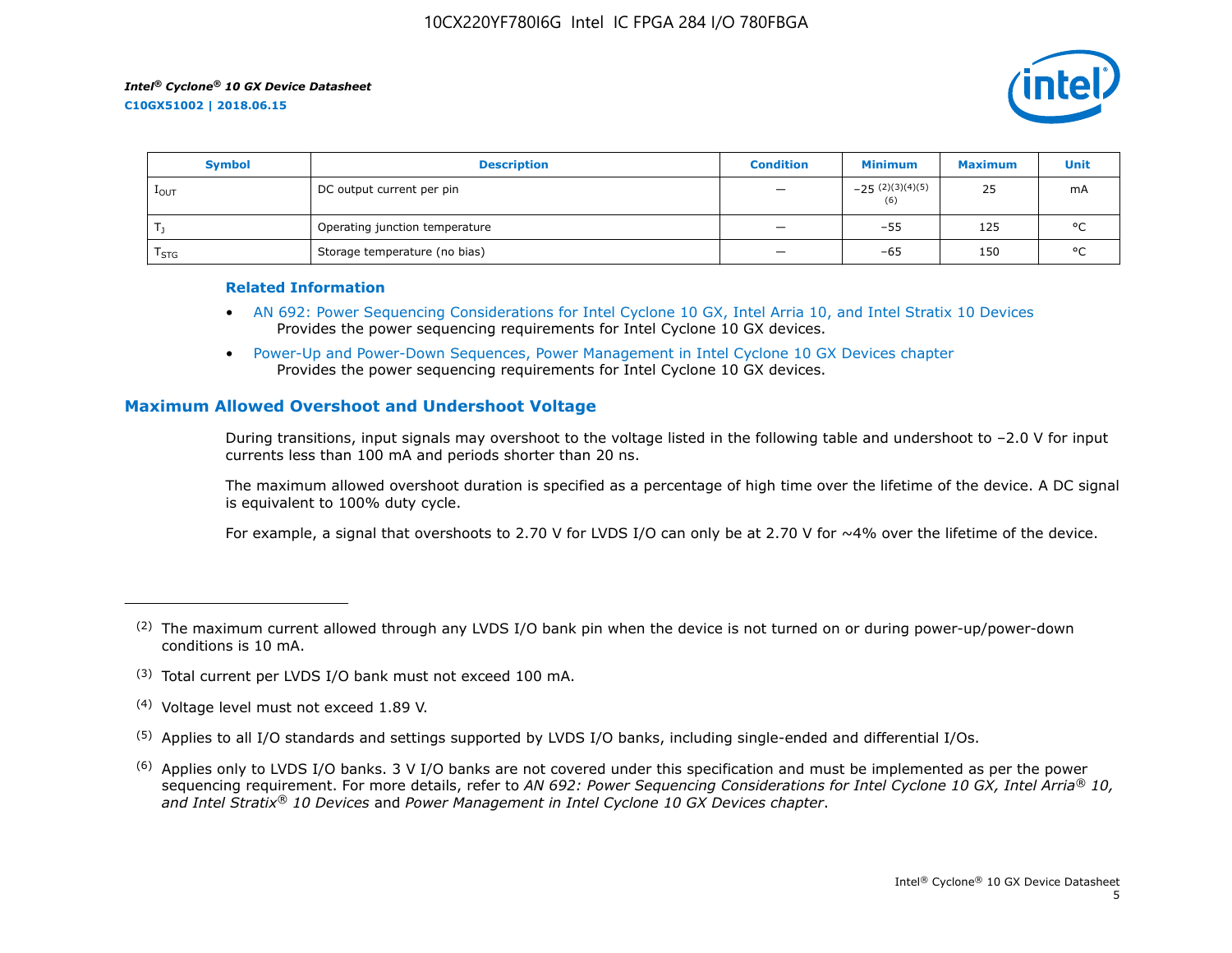| Symbol | Description | Condition | Minimum | Maximum | Unit |
| --- | --- | --- | --- | --- | --- |
| $I_{OUT}$ | DC output current per pin | — | –25 [(2)(3)(4)(5)(6)] | 25 | mA |
| $T_J$ | Operating junction temperature | — | –55 | 125 | °C |
| $T_{STG}$ | Storage temperature (no bias) | — | –65 | 150 | °C |

### Related Information

- AN 692: Power Sequencing Considerations for Intel Cyclone 10 GX, Intel Arria 10, and Intel Stratix 10 Devices
  Provides the power sequencing requirements for Intel Cyclone 10 GX devices.
- Power-Up and Power-Down Sequences, Power Management in Intel Cyclone 10 GX Devices chapter
  Provides the power sequencing requirements for Intel Cyclone 10 GX devices.

## Maximum Allowed Overshoot and Undershoot Voltage

During transitions, input signals may overshoot to the voltage listed in the following table and undershoot to –2.0 V for input currents less than 100 mA and periods shorter than 20 ns.

The maximum allowed overshoot duration is specified as a percentage of high time over the lifetime of the device. A DC signal is equivalent to 100% duty cycle.

For example, a signal that overshoots to 2.70 V for LVDS I/O can only be at 2.70 V for ~4% over the lifetime of the device.

---

(2) The maximum current allowed through any LVDS I/O bank pin when the device is not turned on or during power-up/power-down conditions is 10 mA.

(3) Total current per LVDS I/O bank must not exceed 100 mA.

(4) Voltage level must not exceed 1.89 V.

(5) Applies to all I/O standards and settings supported by LVDS I/O banks, including single-ended and differential I/Os.

(6) Applies only to LVDS I/O banks. 3 V I/O banks are not covered under this specification and must be implemented as per the power sequencing requirement. For more details, refer to *AN 692: Power Sequencing Considerations for Intel Cyclone 10 GX, Intel Arria® 10, and Intel Stratix® 10 Devices* and *Power Management in Intel Cyclone 10 GX Devices chapter*.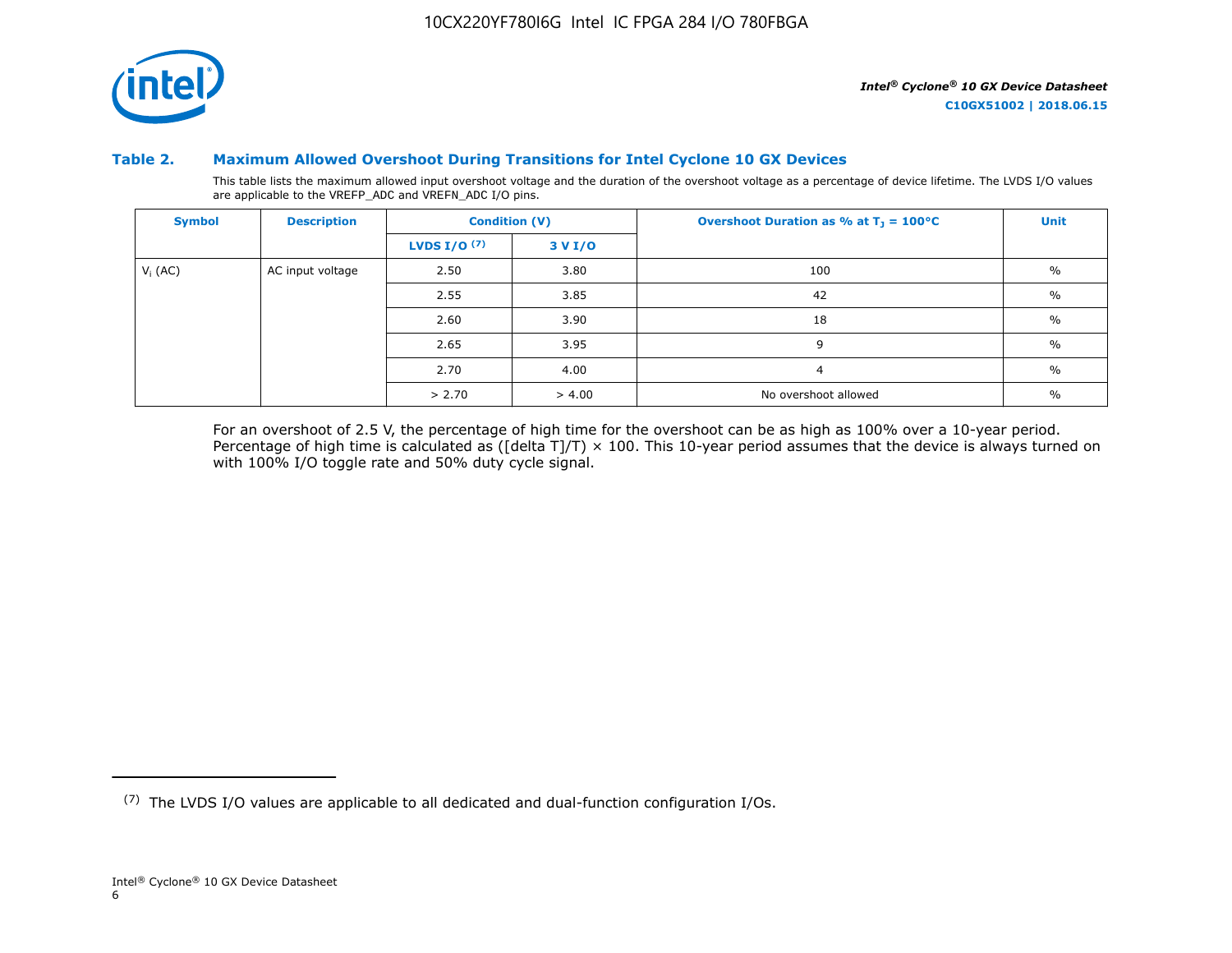### Table 2. Maximum Allowed Overshoot During Transitions for Intel Cyclone 10 GX Devices

This table lists the maximum allowed input overshoot voltage and the duration of the overshoot voltage as a percentage of device lifetime. The LVDS I/O values are applicable to the VREFP_ADC and VREFN_ADC I/O pins.

| Symbol | Description | Condition (V) | | Overshoot Duration as % at $T_J$ = 100°C | Unit |
|---|---|---|---|---|---|
| | | LVDS I/O [7] | 3 V I/O | | |
| $V_I$ (AC) | AC input voltage | 2.50 | 3.80 | 100 | % |
| | | 2.55 | 3.85 | 42 | % |
| | | 2.60 | 3.90 | 18 | % |
| | | 2.65 | 3.95 | 9 | % |
| | | 2.70 | 4.00 | 4 | % |
| | | > 2.70 | > 4.00 | No overshoot allowed | % |

For an overshoot of 2.5 V, the percentage of high time for the overshoot can be as high as 100% over a 10-year period. Percentage of high time is calculated as ([delta T]/T) × 100. This 10-year period assumes that the device is always turned on with 100% I/O toggle rate and 50% duty cycle signal.

[7] The LVDS I/O values are applicable to all dedicated and dual-function configuration I/Os.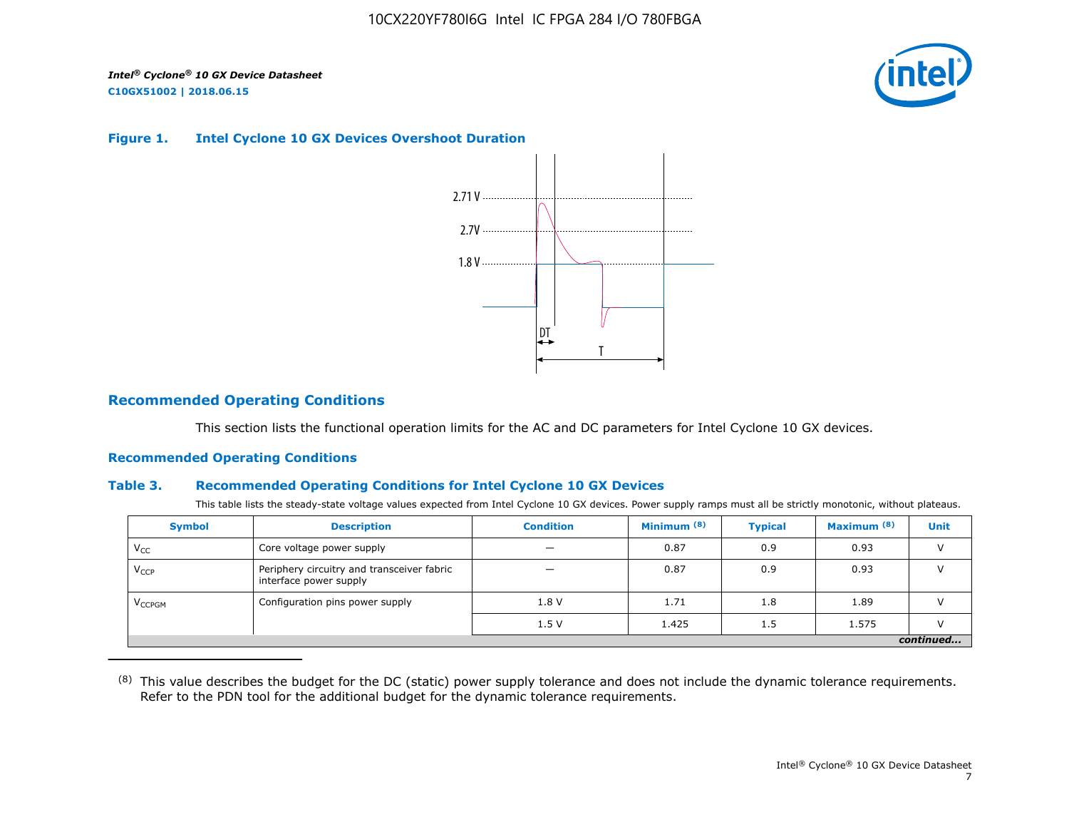**Figure 1. Intel Cyclone 10 GX Devices Overshoot Duration**

## Recommended Operating Conditions

This section lists the functional operation limits for the AC and DC parameters for Intel Cyclone 10 GX devices.

### Recommended Operating Conditions

**Table 3. Recommended Operating Conditions for Intel Cyclone 10 GX Devices**

This table lists the steady-state voltage values expected from Intel Cyclone 10 GX devices. Power supply ramps must all be strictly monotonic, without plateaus.

| Symbol | Description | Condition | Minimum (8) | Typical | Maximum (8) | Unit |
|---|---|---|---|---|---|---|
| $V_{CC}$ | Core voltage power supply | — | 0.87 | 0.9 | 0.93 | V |
| $V_{CCP}$ | Periphery circuitry and transceiver fabric interface power supply | — | 0.87 | 0.9 | 0.93 | V |
| $V_{CCPGM}$ | Configuration pins power supply | 1.8 V | 1.71 | 1.8 | 1.89 | V |
| | | 1.5 V | 1.425 | 1.5 | 1.575 | V |

*continued...*

(8) This value describes the budget for the DC (static) power supply tolerance and does not include the dynamic tolerance requirements. Refer to the PDN tool for the additional budget for the dynamic tolerance requirements.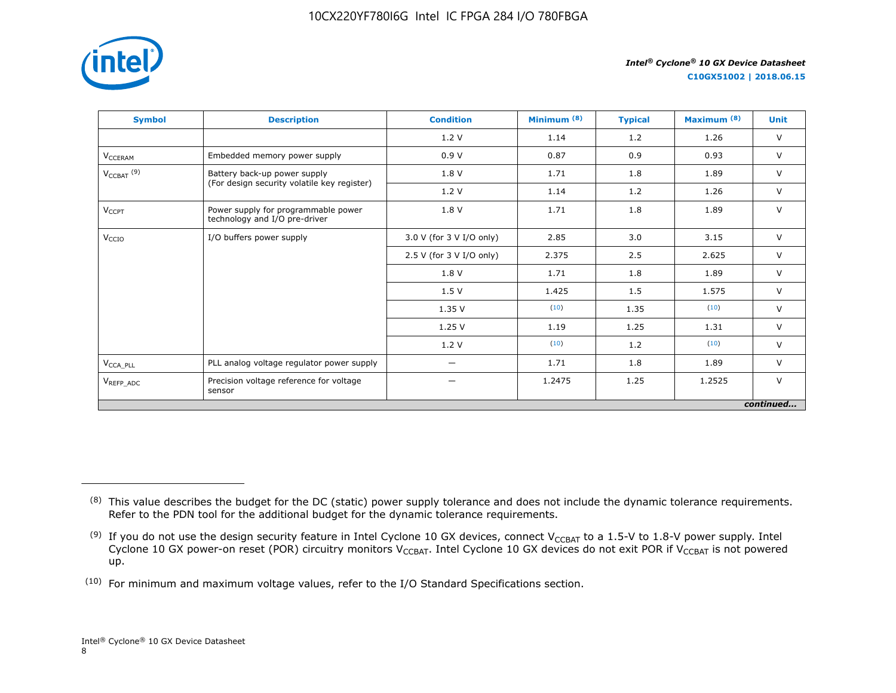| Symbol | Description | Condition | Minimum [8] | Typical | Maximum [8] | Unit |
|---|---|---|---|---|---|---|
| | | 1.2 V | 1.14 | 1.2 | 1.26 | V |
| $V_{CCERAM}$ | Embedded memory power supply | 0.9 V | 0.87 | 0.9 | 0.93 | V |
| $V_{CCBAT}$ [9] | Battery back-up power supply (For design security volatile key register) | 1.8 V | 1.71 | 1.8 | 1.89 | V |
| | | 1.2 V | 1.14 | 1.2 | 1.26 | V |
| $V_{CCPT}$ | Power supply for programmable power technology and I/O pre-driver | 1.8 V | 1.71 | 1.8 | 1.89 | V |
| $V_{CCIO}$ | I/O buffers power supply | 3.0 V (for 3 V I/O only) | 2.85 | 3.0 | 3.15 | V |
| | | 2.5 V (for 3 V I/O only) | 2.375 | 2.5 | 2.625 | V |
| | | 1.8 V | 1.71 | 1.8 | 1.89 | V |
| | | 1.5 V | 1.425 | 1.5 | 1.575 | V |
| | | 1.35 V | [10] | 1.35 | [10] | V |
| | | 1.25 V | 1.19 | 1.25 | 1.31 | V |
| | | 1.2 V | [10] | 1.2 | [10] | V |
| $V_{CCA\_PLL}$ | PLL analog voltage regulator power supply | — | 1.71 | 1.8 | 1.89 | V |
| $V_{REFP\_ADC}$ | Precision voltage reference for voltage sensor | — | 1.2475 | 1.25 | 1.2525 | V |

*continued...*

(8) This value describes the budget for the DC (static) power supply tolerance and does not include the dynamic tolerance requirements. Refer to the PDN tool for the additional budget for the dynamic tolerance requirements.

(9) If you do not use the design security feature in Intel Cyclone 10 GX devices, connect $V_{CCBAT}$ to a 1.5-V to 1.8-V power supply. Intel Cyclone 10 GX power-on reset (POR) circuitry monitors $V_{CCBAT}$. Intel Cyclone 10 GX devices do not exit POR if $V_{CCBAT}$ is not powered up.

(10) For minimum and maximum voltage values, refer to the I/O Standard Specifications section.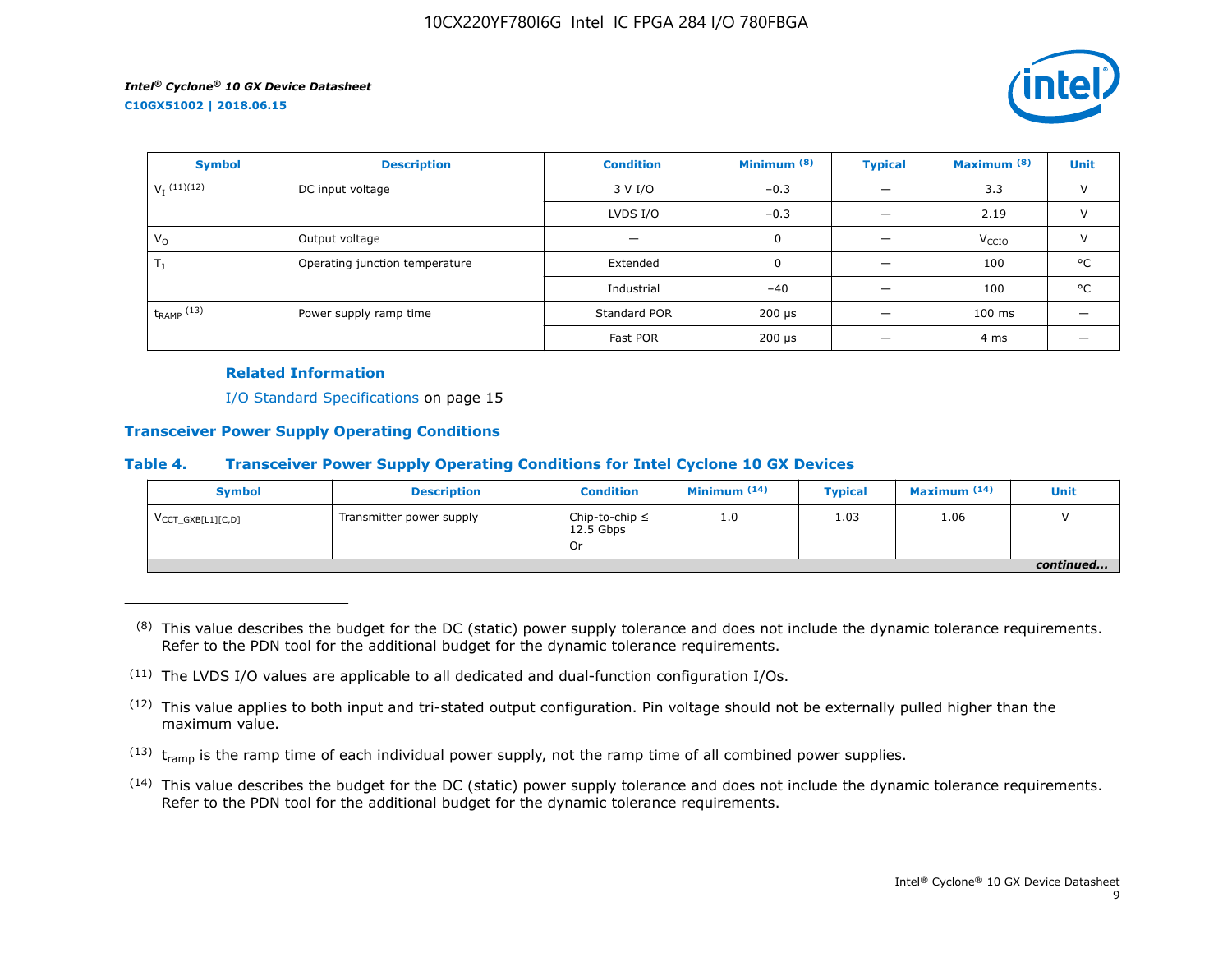| Symbol | Description | Condition | Minimum (8) | Typical | Maximum (8) | Unit |
|---|---|---|---|---|---|---|
| $V_I$ (11)(12) | DC input voltage | 3 V I/O | –0.3 | — | 3.3 | V |
| | | LVDS I/O | –0.3 | — | 2.19 | V |
| $V_O$ | Output voltage | — | 0 | — | $V_{CCIO}$ | V |
| $T_J$ | Operating junction temperature | Extended | 0 | — | 100 | °C |
| | | Industrial | –40 | — | 100 | °C |
| $t_{RAMP}$ (13) | Power supply ramp time | Standard POR | 200 μs | — | 100 ms | — |
| | | Fast POR | 200 μs | — | 4 ms | — |

**Related Information**

I/O Standard Specifications on page 15

## Transceiver Power Supply Operating Conditions

### Table 4. Transceiver Power Supply Operating Conditions for Intel Cyclone 10 GX Devices

| Symbol | Description | Condition | Minimum (14) | Typical | Maximum (14) | Unit |
|---|---|---|---|---|---|---|
| $V_{CCT\_GXB[L1][C,D]}$ | Transmitter power supply | Chip-to-chip ≤ 12.5 Gbps Or | 1.0 | 1.03 | 1.06 | V |

*continued...*

---

(8) This value describes the budget for the DC (static) power supply tolerance and does not include the dynamic tolerance requirements. Refer to the PDN tool for the additional budget for the dynamic tolerance requirements.

(11) The LVDS I/O values are applicable to all dedicated and dual-function configuration I/Os.

(12) This value applies to both input and tri-stated output configuration. Pin voltage should not be externally pulled higher than the maximum value.

(13) $t_{ramp}$ is the ramp time of each individual power supply, not the ramp time of all combined power supplies.

(14) This value describes the budget for the DC (static) power supply tolerance and does not include the dynamic tolerance requirements. Refer to the PDN tool for the additional budget for the dynamic tolerance requirements.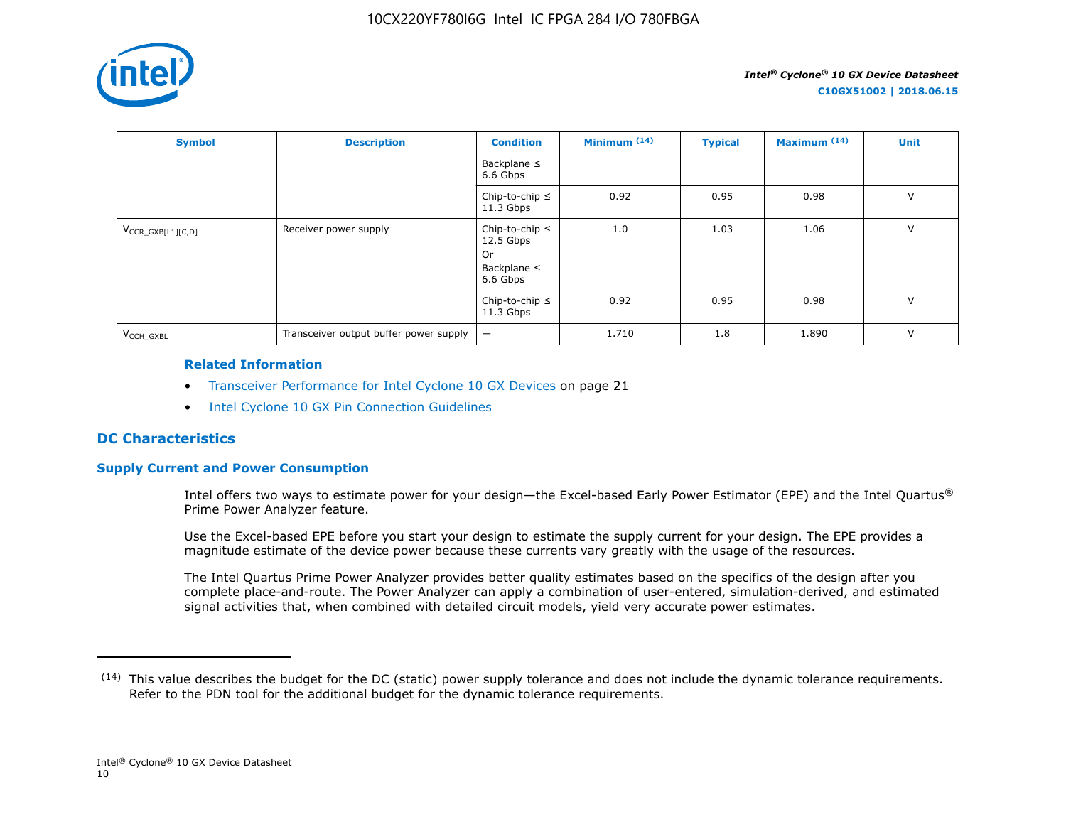| Symbol | Description | Condition | Minimum [14] | Typical | Maximum [14] | Unit |
|---|---|---|---|---|---|---|
| | | Backplane ≤ 6.6 Gbps | | | | |
| | | Chip-to-chip ≤ 11.3 Gbps | 0.92 | 0.95 | 0.98 | V |
| $V_{CCR\_GXB[L1][C,D]}$ | Receiver power supply | Chip-to-chip ≤ 12.5 Gbps Or Backplane ≤ 6.6 Gbps | 1.0 | 1.03 | 1.06 | V |
| | | Chip-to-chip ≤ 11.3 Gbps | 0.92 | 0.95 | 0.98 | V |
| $V_{CCH\_GXBL}$ | Transceiver output buffer power supply | — | 1.710 | 1.8 | 1.890 | V |

**Related Information**

- Transceiver Performance for Intel Cyclone 10 GX Devices on page 21
- Intel Cyclone 10 GX Pin Connection Guidelines

## DC Characteristics

### Supply Current and Power Consumption

Intel offers two ways to estimate power for your design—the Excel-based Early Power Estimator (EPE) and the Intel Quartus® Prime Power Analyzer feature.

Use the Excel-based EPE before you start your design to estimate the supply current for your design. The EPE provides a magnitude estimate of the device power because these currents vary greatly with the usage of the resources.

The Intel Quartus Prime Power Analyzer provides better quality estimates based on the specifics of the design after you complete place-and-route. The Power Analyzer can apply a combination of user-entered, simulation-derived, and estimated signal activities that, when combined with detailed circuit models, yield very accurate power estimates.

---

(14) This value describes the budget for the DC (static) power supply tolerance and does not include the dynamic tolerance requirements. Refer to the PDN tool for the additional budget for the dynamic tolerance requirements.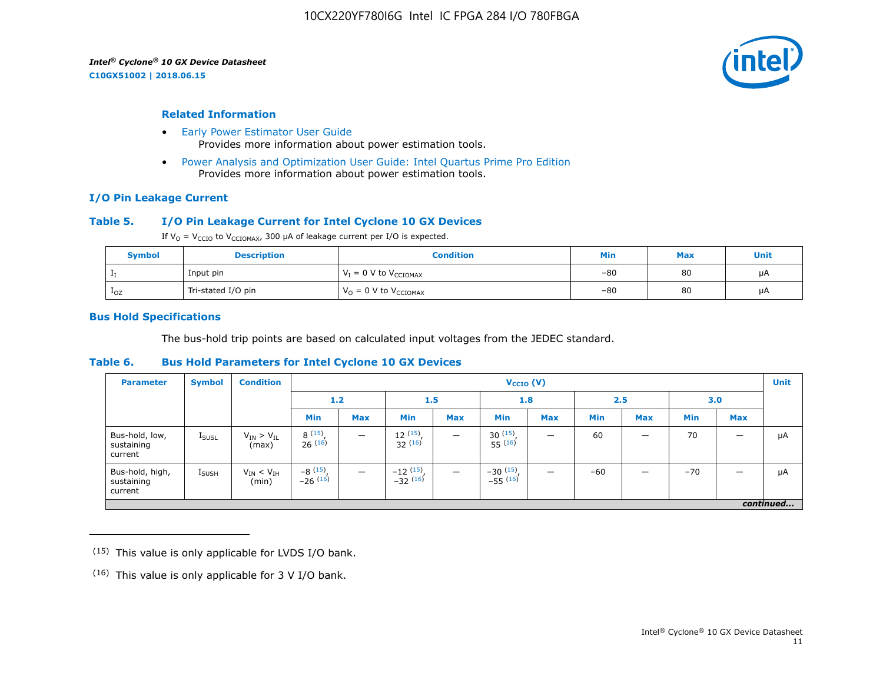#### Related Information

- Early Power Estimator User Guide
  Provides more information about power estimation tools.
- Power Analysis and Optimization User Guide: Intel Quartus Prime Pro Edition
  Provides more information about power estimation tools.

### I/O Pin Leakage Current

#### Table 5. I/O Pin Leakage Current for Intel Cyclone 10 GX Devices

If $V_O$ = $V_{CCIO}$ to $V_{CCIOMAX}$, 300 µA of leakage current per I/O is expected.

| Symbol | Description | Condition | Min | Max | Unit |
|---|---|---|---|---|---|
| $I_I$ | Input pin | $V_I$ = 0 V to $V_{CCIOMAX}$ | –80 | 80 | µA |
| $I_{OZ}$ | Tri-stated I/O pin | $V_O$ = 0 V to $V_{CCIOMAX}$ | –80 | 80 | µA |

### Bus Hold Specifications

The bus-hold trip points are based on calculated input voltages from the JEDEC standard.

#### Table 6. Bus Hold Parameters for Intel Cyclone 10 GX Devices

| Parameter | Symbol | Condition | $V_{CCIO}$ (V) | | | | | | | | | | Unit |
|---|---|---|---|---|---|---|---|---|---|---|---|---|---|
| | | | 1.2 | | 1.5 | | 1.8 | | 2.5 | | 3.0 | | |
| | | | Min | Max | Min | Max | Min | Max | Min | Max | Min | Max | |
| Bus-hold, low, sustaining current | $I_{SUSL}$ | $V_{IN} > V_{IL}$ (max) | 8 (15), 26 (16) | — | 12 (15), 32 (16) | — | 30 (15), 55 (16) | — | 60 | — | 70 | — | µA |
| Bus-hold, high, sustaining current | $I_{SUSH}$ | $V_{IN} < V_{IH}$ (min) | –8 (15), –26 (16) | — | –12 (15), –32 (16) | — | –30 (15), –55 (16) | — | –60 | — | –70 | — | µA |

*continued...*

(15) This value is only applicable for LVDS I/O bank.

(16) This value is only applicable for 3 V I/O bank.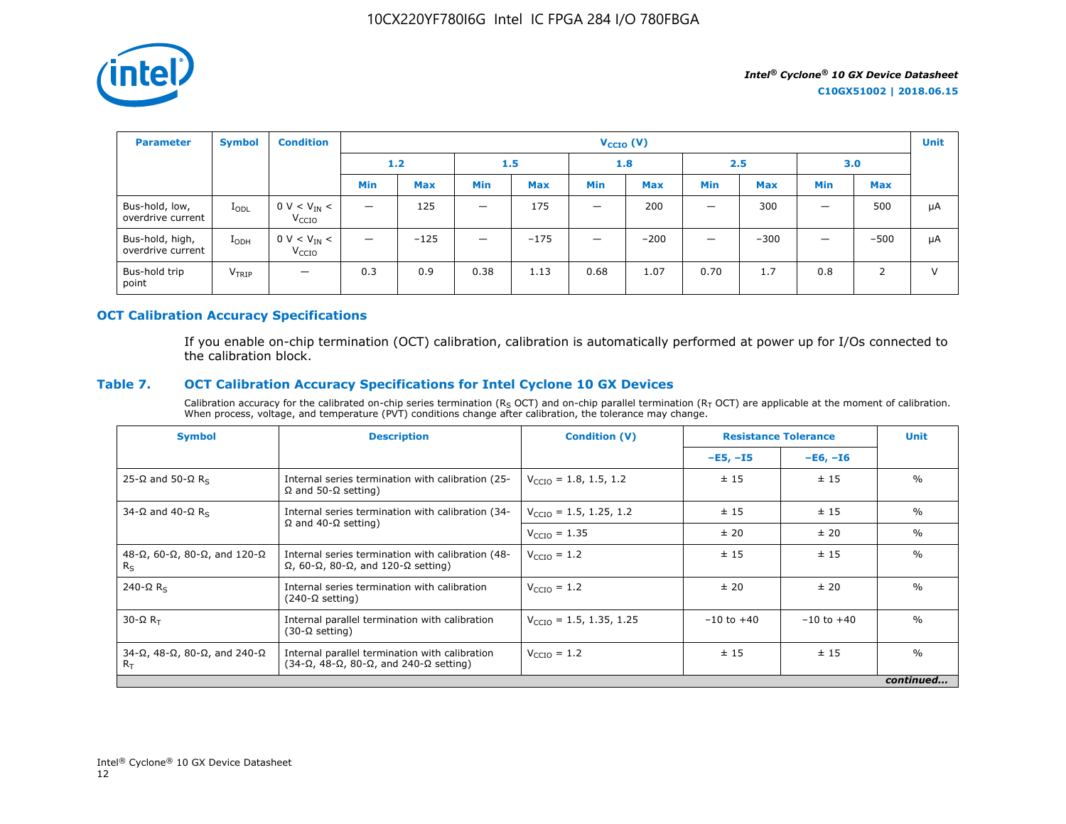| Parameter | Symbol | Condition | $V_{CCIO}$ (V) | | | | | | | | | | Unit |
|---|---|---|---|---|---|---|---|---|---|---|---|---|---|
| | | | 1.2 | | 1.5 | | 1.8 | | 2.5 | | 3.0 | | |
| | | | Min | Max | Min | Max | Min | Max | Min | Max | Min | Max | |
| Bus-hold, low, overdrive current | $I_{ODL}$ | 0 V < $V_{IN}$ < $V_{CCIO}$ | — | 125 | — | 175 | — | 200 | — | 300 | — | 500 | μA |
| Bus-hold, high, overdrive current | $I_{ODH}$ | 0 V < $V_{IN}$ < $V_{CCIO}$ | — | −125 | — | −175 | — | −200 | — | −300 | — | −500 | μA |
| Bus-hold trip point | $V_{TRIP}$ | — | 0.3 | 0.9 | 0.38 | 1.13 | 0.68 | 1.07 | 0.70 | 1.7 | 0.8 | 2 | V |

## OCT Calibration Accuracy Specifications

If you enable on-chip termination (OCT) calibration, calibration is automatically performed at power up for I/Os connected to the calibration block.

### Table 7. OCT Calibration Accuracy Specifications for Intel Cyclone 10 GX Devices

Calibration accuracy for the calibrated on-chip series termination ($R_S$ OCT) and on-chip parallel termination ($R_T$ OCT) are applicable at the moment of calibration. When process, voltage, and temperature (PVT) conditions change after calibration, the tolerance may change.

| Symbol | Description | Condition (V) | Resistance Tolerance | | Unit |
|---|---|---|---|---|---|
| | | | –E5, –I5 | –E6, –I6 | |
| 25-Ω and 50-Ω $R_S$ | Internal series termination with calibration (25-Ω and 50-Ω setting) | $V_{CCIO}$ = 1.8, 1.5, 1.2 | ± 15 | ± 15 | % |
| 34-Ω and 40-Ω $R_S$ | Internal series termination with calibration (34-Ω and 40-Ω setting) | $V_{CCIO}$ = 1.5, 1.25, 1.2 | ± 15 | ± 15 | % |
| | | $V_{CCIO}$ = 1.35 | ± 20 | ± 20 | % |
| 48-Ω, 60-Ω, 80-Ω, and 120-Ω $R_S$ | Internal series termination with calibration (48-Ω, 60-Ω, 80-Ω, and 120-Ω setting) | $V_{CCIO}$ = 1.2 | ± 15 | ± 15 | % |
| 240-Ω $R_S$ | Internal series termination with calibration (240-Ω setting) | $V_{CCIO}$ = 1.2 | ± 20 | ± 20 | % |
| 30-Ω $R_T$ | Internal parallel termination with calibration (30-Ω setting) | $V_{CCIO}$ = 1.5, 1.35, 1.25 | −10 to +40 | −10 to +40 | % |
| 34-Ω, 48-Ω, 80-Ω, and 240-Ω $R_T$ | Internal parallel termination with calibration (34-Ω, 48-Ω, 80-Ω, and 240-Ω setting) | $V_{CCIO}$ = 1.2 | ± 15 | ± 15 | % |

*continued...*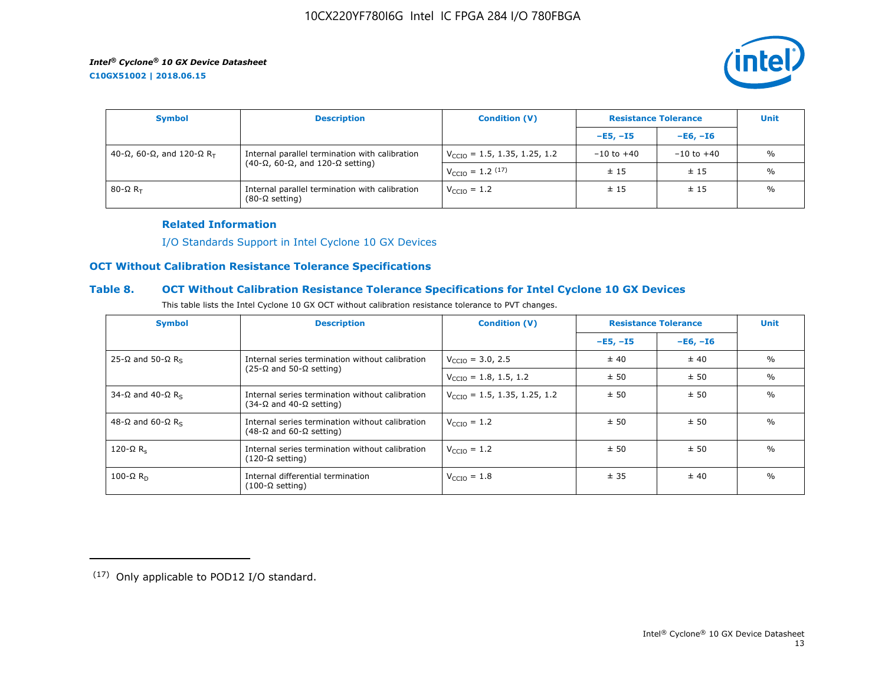| Symbol | Description | Condition (V) | Resistance Tolerance | | Unit |
|---|---|---|---|---|---|
| | | | –E5, –I5 | –E6, –I6 | |
| 40-Ω, 60-Ω, and 120-Ω $R_T$ | Internal parallel termination with calibration (40-Ω, 60-Ω, and 120-Ω setting) | $V_{CCIO}$ = 1.5, 1.35, 1.25, 1.2 | –10 to +40 | –10 to +40 | % |
| | | $V_{CCIO}$ = 1.2 (17) | ± 15 | ± 15 | % |
| 80-Ω $R_T$ | Internal parallel termination with calibration (80-Ω setting) | $V_{CCIO}$ = 1.2 | ± 15 | ± 15 | % |

**Related Information**

I/O Standards Support in Intel Cyclone 10 GX Devices

## OCT Without Calibration Resistance Tolerance Specifications

### Table 8. OCT Without Calibration Resistance Tolerance Specifications for Intel Cyclone 10 GX Devices

This table lists the Intel Cyclone 10 GX OCT without calibration resistance tolerance to PVT changes.

| Symbol | Description | Condition (V) | Resistance Tolerance | | Unit |
|---|---|---|---|---|---|
| | | | –E5, –I5 | –E6, –I6 | |
| 25-Ω and 50-Ω $R_S$ | Internal series termination without calibration (25-Ω and 50-Ω setting) | $V_{CCIO}$ = 3.0, 2.5 | ± 40 | ± 40 | % |
| | | $V_{CCIO}$ = 1.8, 1.5, 1.2 | ± 50 | ± 50 | % |
| 34-Ω and 40-Ω $R_S$ | Internal series termination without calibration (34-Ω and 40-Ω setting) | $V_{CCIO}$ = 1.5, 1.35, 1.25, 1.2 | ± 50 | ± 50 | % |
| 48-Ω and 60-Ω $R_S$ | Internal series termination without calibration (48-Ω and 60-Ω setting) | $V_{CCIO}$ = 1.2 | ± 50 | ± 50 | % |
| 120-Ω $R_s$ | Internal series termination without calibration (120-Ω setting) | $V_{CCIO}$ = 1.2 | ± 50 | ± 50 | % |
| 100-Ω $R_D$ | Internal differential termination (100-Ω setting) | $V_{CCIO}$ = 1.8 | ± 35 | ± 40 | % |

(17) Only applicable to POD12 I/O standard.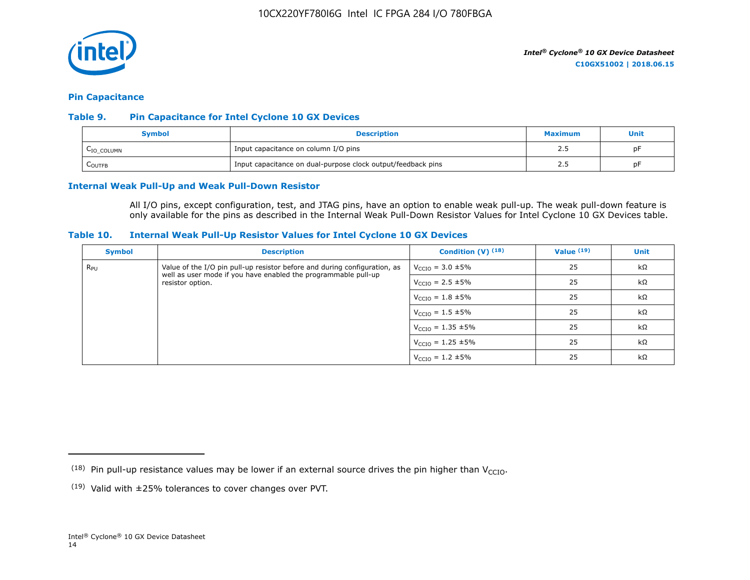## Pin Capacitance

### Table 9. Pin Capacitance for Intel Cyclone 10 GX Devices

| Symbol | Description | Maximum | Unit |
|---|---|---|---|
| $C_{IO\_COLUMN}$ | Input capacitance on column I/O pins | 2.5 | pF |
| $C_{OUTFB}$ | Input capacitance on dual-purpose clock output/feedback pins | 2.5 | pF |

## Internal Weak Pull-Up and Weak Pull-Down Resistor

All I/O pins, except configuration, test, and JTAG pins, have an option to enable weak pull-up. The weak pull-down feature is only available for the pins as described in the Internal Weak Pull-Down Resistor Values for Intel Cyclone 10 GX Devices table.

### Table 10. Internal Weak Pull-Up Resistor Values for Intel Cyclone 10 GX Devices

| Symbol | Description | Condition (V) [18] | Value [19] | Unit |
|---|---|---|---|---|
| $R_{PU}$ | Value of the I/O pin pull-up resistor before and during configuration, as well as user mode if you have enabled the programmable pull-up resistor option. | $V_{CCIO}$ = 3.0 ±5% | 25 | kΩ |
| | | $V_{CCIO}$ = 2.5 ±5% | 25 | kΩ |
| | | $V_{CCIO}$ = 1.8 ±5% | 25 | kΩ |
| | | $V_{CCIO}$ = 1.5 ±5% | 25 | kΩ |
| | | $V_{CCIO}$ = 1.35 ±5% | 25 | kΩ |
| | | $V_{CCIO}$ = 1.25 ±5% | 25 | kΩ |
| | | $V_{CCIO}$ = 1.2 ±5% | 25 | kΩ |

(18) Pin pull-up resistance values may be lower if an external source drives the pin higher than $V_{CCIO}$.

(19) Valid with ±25% tolerances to cover changes over PVT.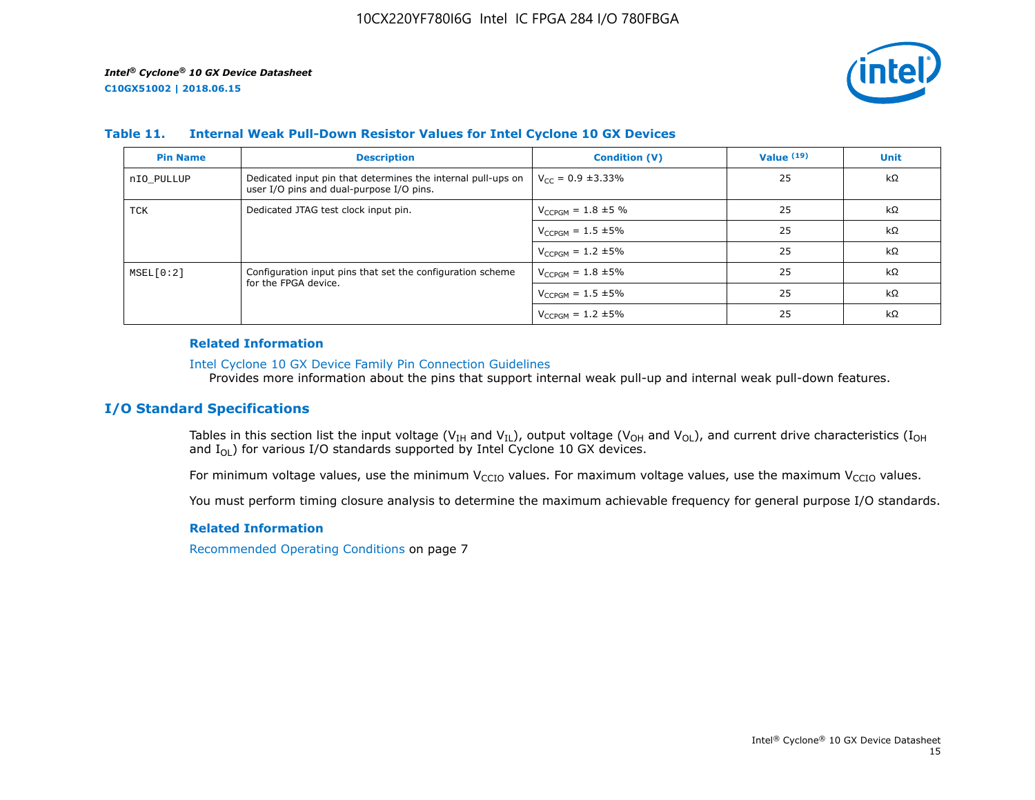**Table 11. Internal Weak Pull-Down Resistor Values for Intel Cyclone 10 GX Devices**

| Pin Name | Description | Condition (V) | Value (19) | Unit |
|---|---|---|---|---|
| nIO_PULLUP | Dedicated input pin that determines the internal pull-ups on user I/O pins and dual-purpose I/O pins. | $V_{CC}$ = 0.9 ±3.33% | 25 | kΩ |
| TCK | Dedicated JTAG test clock input pin. | $V_{CCPGM}$ = 1.8 ±5 % | 25 | kΩ |
| | | $V_{CCPGM}$ = 1.5 ±5% | 25 | kΩ |
| | | $V_{CCPGM}$ = 1.2 ±5% | 25 | kΩ |
| MSEL[0:2] | Configuration input pins that set the configuration scheme for the FPGA device. | $V_{CCPGM}$ = 1.8 ±5% | 25 | kΩ |
| | | $V_{CCPGM}$ = 1.5 ±5% | 25 | kΩ |
| | | $V_{CCPGM}$ = 1.2 ±5% | 25 | kΩ |

### Related Information

Intel Cyclone 10 GX Device Family Pin Connection Guidelines
Provides more information about the pins that support internal weak pull-up and internal weak pull-down features.

## I/O Standard Specifications

Tables in this section list the input voltage ($V_{IH}$ and $V_{IL}$), output voltage ($V_{OH}$ and $V_{OL}$), and current drive characteristics ($I_{OH}$ and $I_{OL}$) for various I/O standards supported by Intel Cyclone 10 GX devices.

For minimum voltage values, use the minimum $V_{CCIO}$ values. For maximum voltage values, use the maximum $V_{CCIO}$ values.

You must perform timing closure analysis to determine the maximum achievable frequency for general purpose I/O standards.

### Related Information

Recommended Operating Conditions on page 7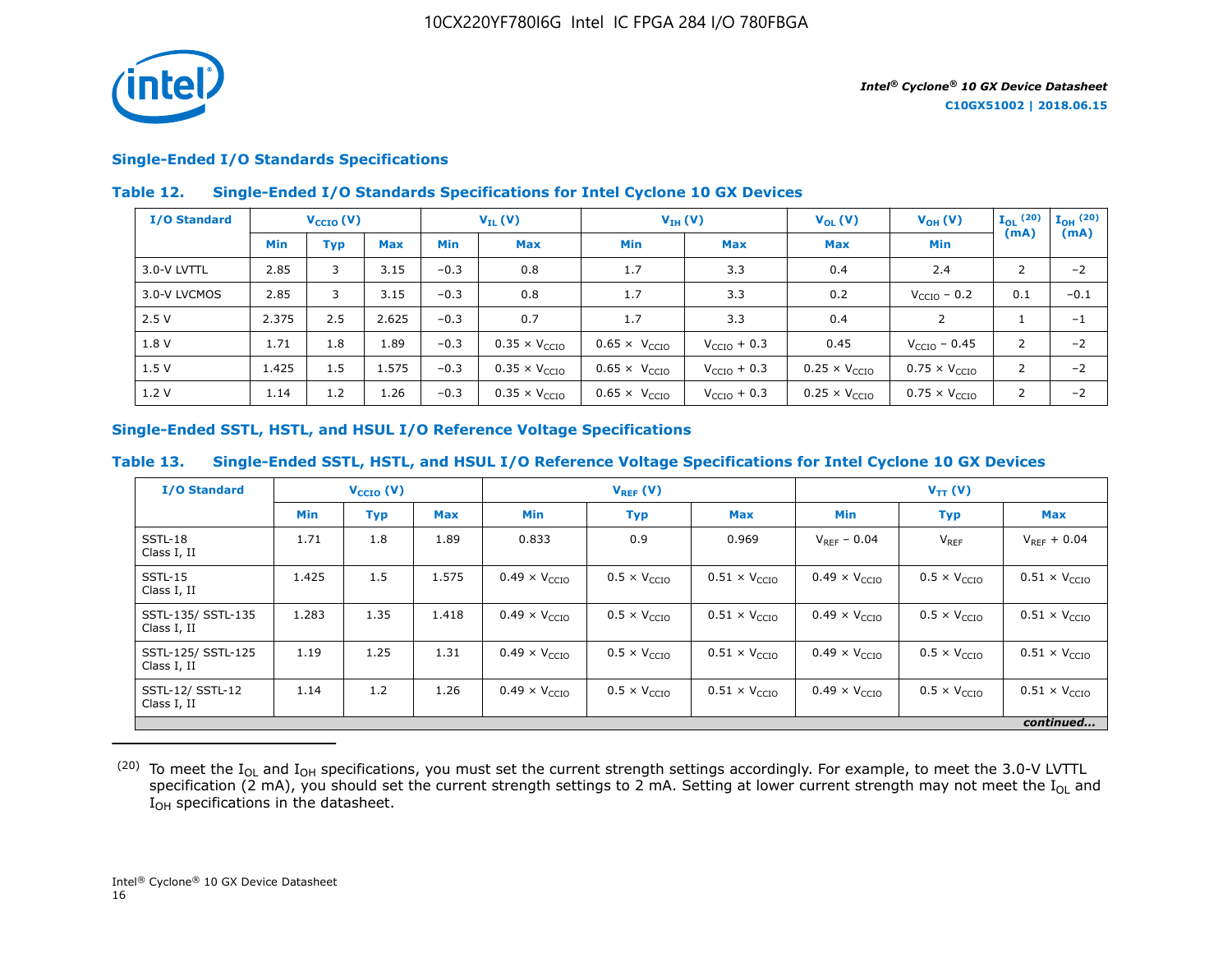## Single-Ended I/O Standards Specifications

### Table 12. Single-Ended I/O Standards Specifications for Intel Cyclone 10 GX Devices

| I/O Standard | $V_{CCIO}$ (V) | | | $V_{IL}$ (V) | | $V_{IH}$ (V) | | $V_{OL}$ (V) | $V_{OH}$ (V) | $I_{OL}$ [20] (mA) | $I_{OH}$ [20] (mA) |
|---|---|---|---|---|---|---|---|---|---|---|---|
| | Min | Typ | Max | Min | Max | Min | Max | Max | Min | | |
| 3.0-V LVTTL | 2.85 | 3 | 3.15 | −0.3 | 0.8 | 1.7 | 3.3 | 0.4 | 2.4 | 2 | −2 |
| 3.0-V LVCMOS | 2.85 | 3 | 3.15 | −0.3 | 0.8 | 1.7 | 3.3 | 0.2 | $V_{CCIO}$ − 0.2 | 0.1 | −0.1 |
| 2.5 V | 2.375 | 2.5 | 2.625 | −0.3 | 0.7 | 1.7 | 3.3 | 0.4 | 2 | 1 | −1 |
| 1.8 V | 1.71 | 1.8 | 1.89 | −0.3 | 0.35 × $V_{CCIO}$ | 0.65 × $V_{CCIO}$ | $V_{CCIO}$ + 0.3 | 0.45 | $V_{CCIO}$ − 0.45 | 2 | −2 |
| 1.5 V | 1.425 | 1.5 | 1.575 | −0.3 | 0.35 × $V_{CCIO}$ | 0.65 × $V_{CCIO}$ | $V_{CCIO}$ + 0.3 | 0.25 × $V_{CCIO}$ | 0.75 × $V_{CCIO}$ | 2 | −2 |
| 1.2 V | 1.14 | 1.2 | 1.26 | −0.3 | 0.35 × $V_{CCIO}$ | 0.65 × $V_{CCIO}$ | $V_{CCIO}$ + 0.3 | 0.25 × $V_{CCIO}$ | 0.75 × $V_{CCIO}$ | 2 | −2 |

## Single-Ended SSTL, HSTL, and HSUL I/O Reference Voltage Specifications

### Table 13. Single-Ended SSTL, HSTL, and HSUL I/O Reference Voltage Specifications for Intel Cyclone 10 GX Devices

| I/O Standard | $V_{CCIO}$ (V) | | | $V_{REF}$ (V) | | | $V_{TT}$ (V) | | |
|---|---|---|---|---|---|---|---|---|---|
| | Min | Typ | Max | Min | Typ | Max | Min | Typ | Max |
| SSTL-18 Class I, II | 1.71 | 1.8 | 1.89 | 0.833 | 0.9 | 0.969 | $V_{REF}$ − 0.04 | $V_{REF}$ | $V_{REF}$ + 0.04 |
| SSTL-15 Class I, II | 1.425 | 1.5 | 1.575 | 0.49 × $V_{CCIO}$ | 0.5 × $V_{CCIO}$ | 0.51 × $V_{CCIO}$ | 0.49 × $V_{CCIO}$ | 0.5 × $V_{CCIO}$ | 0.51 × $V_{CCIO}$ |
| SSTL-135/ SSTL-135 Class I, II | 1.283 | 1.35 | 1.418 | 0.49 × $V_{CCIO}$ | 0.5 × $V_{CCIO}$ | 0.51 × $V_{CCIO}$ | 0.49 × $V_{CCIO}$ | 0.5 × $V_{CCIO}$ | 0.51 × $V_{CCIO}$ |
| SSTL-125/ SSTL-125 Class I, II | 1.19 | 1.25 | 1.31 | 0.49 × $V_{CCIO}$ | 0.5 × $V_{CCIO}$ | 0.51 × $V_{CCIO}$ | 0.49 × $V_{CCIO}$ | 0.5 × $V_{CCIO}$ | 0.51 × $V_{CCIO}$ |
| SSTL-12/ SSTL-12 Class I, II | 1.14 | 1.2 | 1.26 | 0.49 × $V_{CCIO}$ | 0.5 × $V_{CCIO}$ | 0.51 × $V_{CCIO}$ | 0.49 × $V_{CCIO}$ | 0.5 × $V_{CCIO}$ | 0.51 × $V_{CCIO}$ |

*continued...*

---

[20] To meet the $I_{OL}$ and $I_{OH}$ specifications, you must set the current strength settings accordingly. For example, to meet the 3.0-V LVTTL specification (2 mA), you should set the current strength settings to 2 mA. Setting at lower current strength may not meet the $I_{OL}$ and $I_{OH}$ specifications in the datasheet.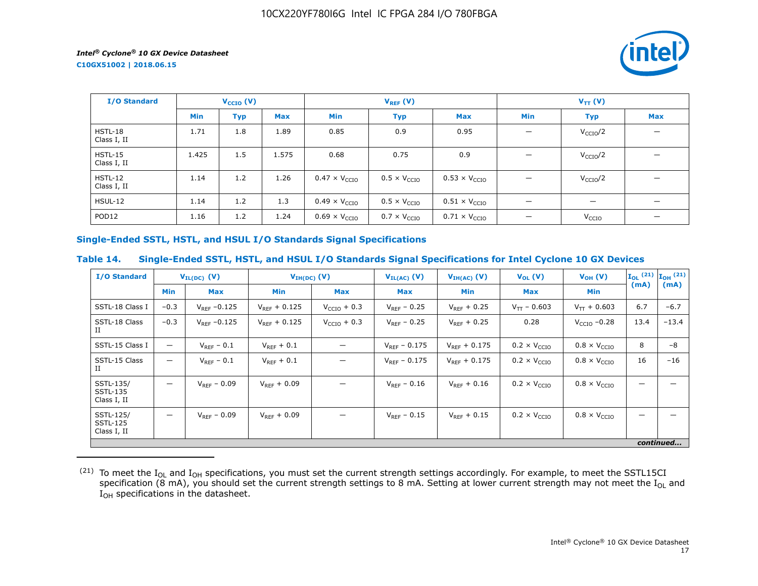| I/O Standard | $V_{CCIO}$ (V) | | | $V_{REF}$ (V) | | | $V_{TT}$ (V) | | |
|---|---|---|---|---|---|---|---|---|---|
| | Min | Typ | Max | Min | Typ | Max | Min | Typ | Max |
| HSTL-18 Class I, II | 1.71 | 1.8 | 1.89 | 0.85 | 0.9 | 0.95 | — | $V_{CCIO}/2$ | — |
| HSTL-15 Class I, II | 1.425 | 1.5 | 1.575 | 0.68 | 0.75 | 0.9 | — | $V_{CCIO}/2$ | — |
| HSTL-12 Class I, II | 1.14 | 1.2 | 1.26 | $0.47 \times V_{CCIO}$ | $0.5 \times V_{CCIO}$ | $0.53 \times V_{CCIO}$ | — | $V_{CCIO}/2$ | — |
| HSUL-12 | 1.14 | 1.2 | 1.3 | $0.49 \times V_{CCIO}$ | $0.5 \times V_{CCIO}$ | $0.51 \times V_{CCIO}$ | — | — | — |
| POD12 | 1.16 | 1.2 | 1.24 | $0.69 \times V_{CCIO}$ | $0.7 \times V_{CCIO}$ | $0.71 \times V_{CCIO}$ | — | $V_{CCIO}$ | — |

## Single-Ended SSTL, HSTL, and HSUL I/O Standards Signal Specifications

### Table 14. Single-Ended SSTL, HSTL, and HSUL I/O Standards Signal Specifications for Intel Cyclone 10 GX Devices

| I/O Standard | $V_{IL(DC)}$ (V) | | $V_{IH(DC)}$ (V) | | $V_{IL(AC)}$ (V) | $V_{IH(AC)}$ (V) | $V_{OL}$ (V) | $V_{OH}$ (V) | $I_{OL}$ [(21)] (mA) | $I_{OH}$ [(21)] (mA) |
|---|---|---|---|---|---|---|---|---|---|---|
| | Min | Max | Min | Max | Max | Min | Max | Min | | |
| SSTL-18 Class I | –0.3 | $V_{REF}$ –0.125 | $V_{REF}$ + 0.125 | $V_{CCIO}$ + 0.3 | $V_{REF}$ – 0.25 | $V_{REF}$ + 0.25 | $V_{TT}$ – 0.603 | $V_{TT}$ + 0.603 | 6.7 | –6.7 |
| SSTL-18 Class II | –0.3 | $V_{REF}$ –0.125 | $V_{REF}$ + 0.125 | $V_{CCIO}$ + 0.3 | $V_{REF}$ – 0.25 | $V_{REF}$ + 0.25 | 0.28 | $V_{CCIO}$ –0.28 | 13.4 | –13.4 |
| SSTL-15 Class I | — | $V_{REF}$ – 0.1 | $V_{REF}$ + 0.1 | — | $V_{REF}$ – 0.175 | $V_{REF}$ + 0.175 | $0.2 \times V_{CCIO}$ | $0.8 \times V_{CCIO}$ | 8 | –8 |
| SSTL-15 Class II | — | $V_{REF}$ – 0.1 | $V_{REF}$ + 0.1 | — | $V_{REF}$ – 0.175 | $V_{REF}$ + 0.175 | $0.2 \times V_{CCIO}$ | $0.8 \times V_{CCIO}$ | 16 | –16 |
| SSTL-135/ SSTL-135 Class I, II | — | $V_{REF}$ – 0.09 | $V_{REF}$ + 0.09 | — | $V_{REF}$ – 0.16 | $V_{REF}$ + 0.16 | $0.2 \times V_{CCIO}$ | $0.8 \times V_{CCIO}$ | — | — |
| SSTL-125/ SSTL-125 Class I, II | — | $V_{REF}$ – 0.09 | $V_{REF}$ + 0.09 | — | $V_{REF}$ – 0.15 | $V_{REF}$ + 0.15 | $0.2 \times V_{CCIO}$ | $0.8 \times V_{CCIO}$ | — | — |

*continued...*

(21) To meet the $I_{OL}$ and $I_{OH}$ specifications, you must set the current strength settings accordingly. For example, to meet the SSTL15CI specification (8 mA), you should set the current strength settings to 8 mA. Setting at lower current strength may not meet the $I_{OL}$ and $I_{OH}$ specifications in the datasheet.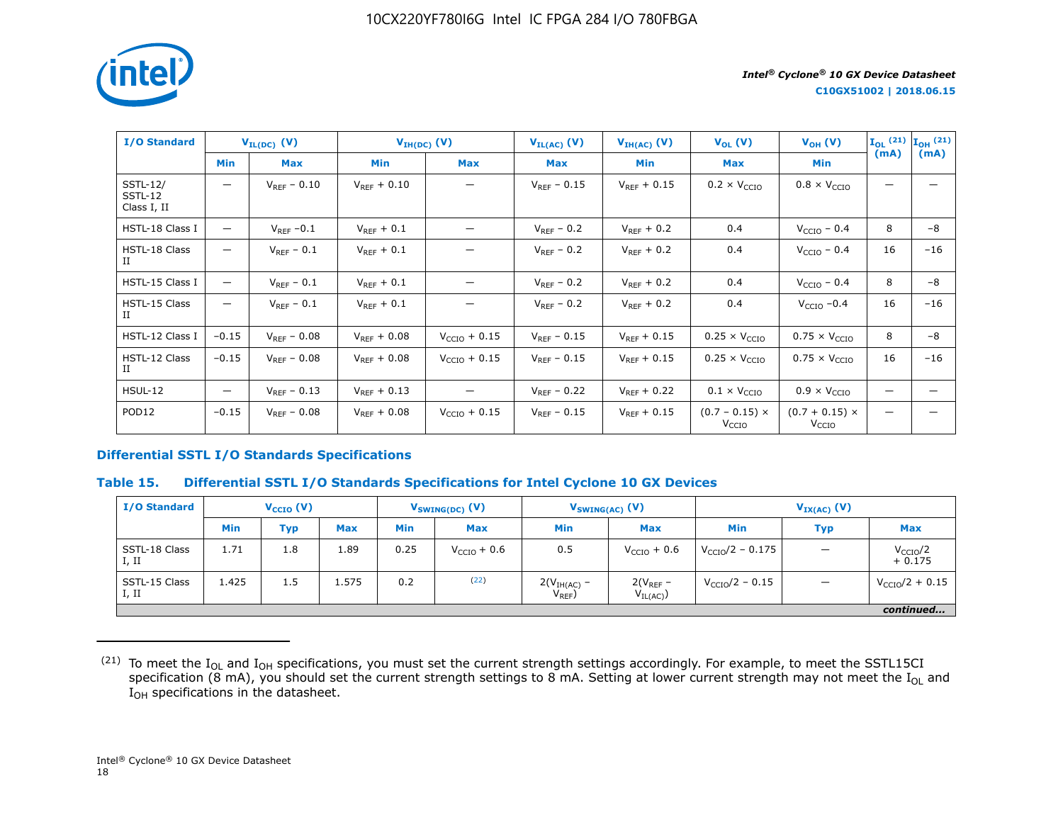| I/O Standard | $V_{IL(DC)}$ (V) | | $V_{IH(DC)}$ (V) | | $V_{IL(AC)}$ (V) | $V_{IH(AC)}$ (V) | $V_{OL}$ (V) | $V_{OH}$ (V) | $I_{OL}$ [21] (mA) | $I_{OH}$ [21] (mA) |
|---|---|---|---|---|---|---|---|---|---|---|
| | Min | Max | Min | Max | Max | Min | Max | Min | | |
| SSTL-12/ SSTL-12 Class I, II | — | $V_{REF}$ − 0.10 | $V_{REF}$ + 0.10 | — | $V_{REF}$ − 0.15 | $V_{REF}$ + 0.15 | 0.2 × $V_{CCIO}$ | 0.8 × $V_{CCIO}$ | — | — |
| HSTL-18 Class I | — | $V_{REF}$ −0.1 | $V_{REF}$ + 0.1 | — | $V_{REF}$ − 0.2 | $V_{REF}$ + 0.2 | 0.4 | $V_{CCIO}$ − 0.4 | 8 | −8 |
| HSTL-18 Class II | — | $V_{REF}$ − 0.1 | $V_{REF}$ + 0.1 | — | $V_{REF}$ − 0.2 | $V_{REF}$ + 0.2 | 0.4 | $V_{CCIO}$ − 0.4 | 16 | −16 |
| HSTL-15 Class I | — | $V_{REF}$ − 0.1 | $V_{REF}$ + 0.1 | — | $V_{REF}$ − 0.2 | $V_{REF}$ + 0.2 | 0.4 | $V_{CCIO}$ − 0.4 | 8 | −8 |
| HSTL-15 Class II | — | $V_{REF}$ − 0.1 | $V_{REF}$ + 0.1 | — | $V_{REF}$ − 0.2 | $V_{REF}$ + 0.2 | 0.4 | $V_{CCIO}$ −0.4 | 16 | −16 |
| HSTL-12 Class I | −0.15 | $V_{REF}$ − 0.08 | $V_{REF}$ + 0.08 | $V_{CCIO}$ + 0.15 | $V_{REF}$ − 0.15 | $V_{REF}$ + 0.15 | 0.25 × $V_{CCIO}$ | 0.75 × $V_{CCIO}$ | 8 | −8 |
| HSTL-12 Class II | −0.15 | $V_{REF}$ − 0.08 | $V_{REF}$ + 0.08 | $V_{CCIO}$ + 0.15 | $V_{REF}$ − 0.15 | $V_{REF}$ + 0.15 | 0.25 × $V_{CCIO}$ | 0.75 × $V_{CCIO}$ | 16 | −16 |
| HSUL-12 | — | $V_{REF}$ − 0.13 | $V_{REF}$ + 0.13 | — | $V_{REF}$ − 0.22 | $V_{REF}$ + 0.22 | 0.1 × $V_{CCIO}$ | 0.9 × $V_{CCIO}$ | — | — |
| POD12 | −0.15 | $V_{REF}$ − 0.08 | $V_{REF}$ + 0.08 | $V_{CCIO}$ + 0.15 | $V_{REF}$ − 0.15 | $V_{REF}$ + 0.15 | (0.7 − 0.15) × $V_{CCIO}$ | (0.7 + 0.15) × $V_{CCIO}$ | — | — |

## Differential SSTL I/O Standards Specifications

### Table 15. Differential SSTL I/O Standards Specifications for Intel Cyclone 10 GX Devices

| I/O Standard | $V_{CCIO}$ (V) | | | $V_{SWING(DC)}$ (V) | | $V_{SWING(AC)}$ (V) | | $V_{IX(AC)}$ (V) | | |
|---|---|---|---|---|---|---|---|---|---|---|
| | Min | Typ | Max | Min | Max | Min | Max | Min | Typ | Max |
| SSTL-18 Class I, II | 1.71 | 1.8 | 1.89 | 0.25 | $V_{CCIO}$ + 0.6 | 0.5 | $V_{CCIO}$ + 0.6 | $V_{CCIO}$/2 − 0.175 | — | $V_{CCIO}$/2 + 0.175 |
| SSTL-15 Class I, II | 1.425 | 1.5 | 1.575 | 0.2 | [22] | 2($V_{IH(AC)}$ − $V_{REF}$) | 2($V_{REF}$ − $V_{IL(AC)}$) | $V_{CCIO}$/2 − 0.15 | — | $V_{CCIO}$/2 + 0.15 |

*continued...*

(21) To meet the $I_{OL}$ and $I_{OH}$ specifications, you must set the current strength settings accordingly. For example, to meet the SSTL15CI specification (8 mA), you should set the current strength settings to 8 mA. Setting at lower current strength may not meet the $I_{OL}$ and $I_{OH}$ specifications in the datasheet.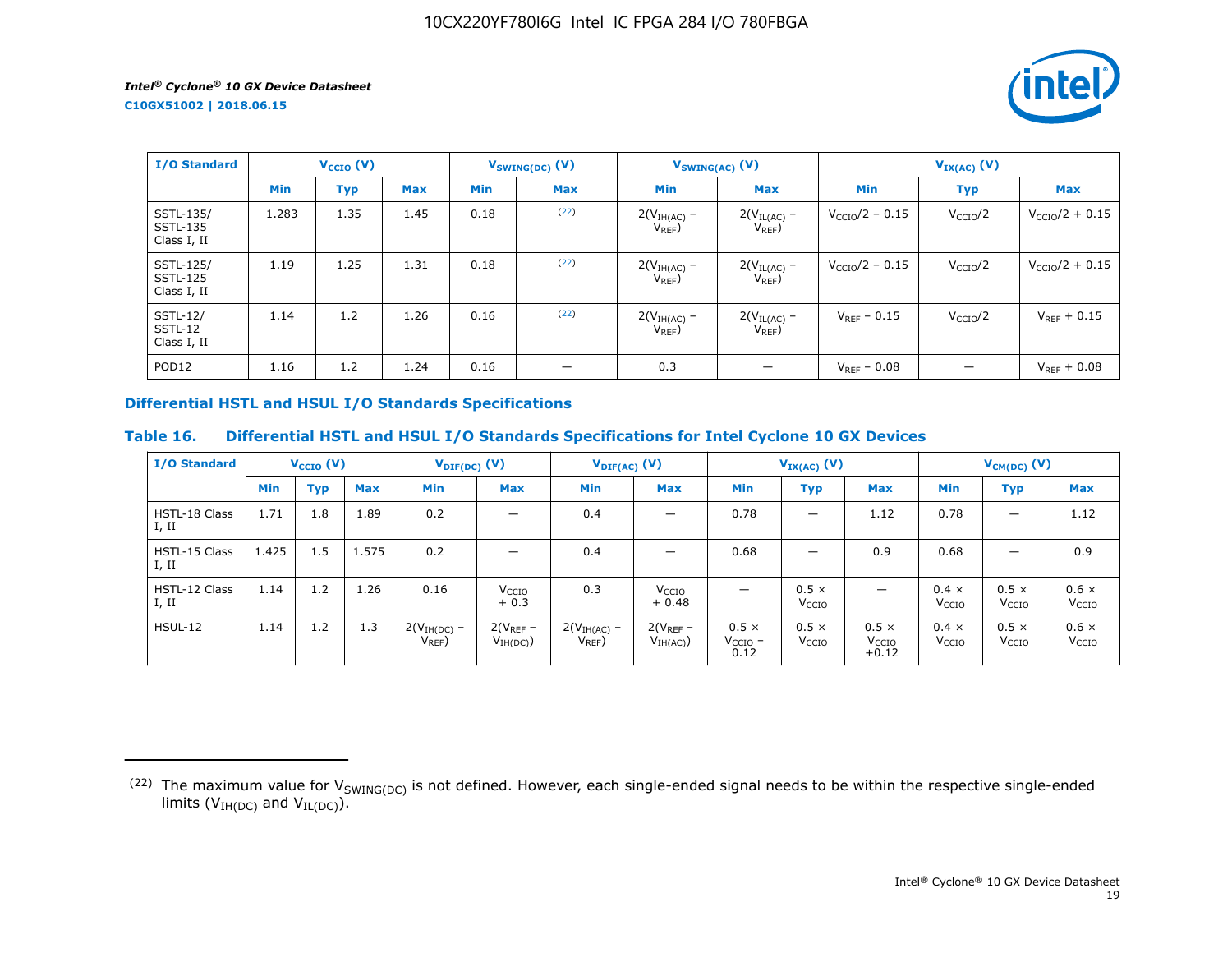| I/O Standard | $V_{CCIO}$ (V) | | | $V_{SWING(DC)}$ (V) | | $V_{SWING(AC)}$ (V) | | $V_{IX(AC)}$ (V) | | |
|---|---|---|---|---|---|---|---|---|---|---|
| | Min | Typ | Max | Min | Max | Min | Max | Min | Typ | Max |
| SSTL-135/ SSTL-135 Class I, II | 1.283 | 1.35 | 1.45 | 0.18 | [22] | $2(V_{IH(AC)} - V_{REF})$ | $2(V_{IL(AC)} - V_{REF})$ | $V_{CCIO}/2 - 0.15$ | $V_{CCIO}/2$ | $V_{CCIO}/2 + 0.15$ |
| SSTL-125/ SSTL-125 Class I, II | 1.19 | 1.25 | 1.31 | 0.18 | [22] | $2(V_{IH(AC)} - V_{REF})$ | $2(V_{IL(AC)} - V_{REF})$ | $V_{CCIO}/2 - 0.15$ | $V_{CCIO}/2$ | $V_{CCIO}/2 + 0.15$ |
| SSTL-12/ SSTL-12 Class I, II | 1.14 | 1.2 | 1.26 | 0.16 | [22] | $2(V_{IH(AC)} - V_{REF})$ | $2(V_{IL(AC)} - V_{REF})$ | $V_{REF} - 0.15$ | $V_{CCIO}/2$ | $V_{REF} + 0.15$ |
| POD12 | 1.16 | 1.2 | 1.24 | 0.16 | — | 0.3 | — | $V_{REF} - 0.08$ | — | $V_{REF} + 0.08$ |

### Differential HSTL and HSUL I/O Standards Specifications

#### Table 16. Differential HSTL and HSUL I/O Standards Specifications for Intel Cyclone 10 GX Devices

| I/O Standard | $V_{CCIO}$ (V) | | | $V_{DIF(DC)}$ (V) | | $V_{DIF(AC)}$ (V) | | $V_{IX(AC)}$ (V) | | | $V_{CM(DC)}$ (V) | | |
|---|---|---|---|---|---|---|---|---|---|---|---|---|---|
| | Min | Typ | Max | Min | Max | Min | Max | Min | Typ | Max | Min | Typ | Max |
| HSTL-18 Class I, II | 1.71 | 1.8 | 1.89 | 0.2 | — | 0.4 | — | 0.78 | — | 1.12 | 0.78 | — | 1.12 |
| HSTL-15 Class I, II | 1.425 | 1.5 | 1.575 | 0.2 | — | 0.4 | — | 0.68 | — | 0.9 | 0.68 | — | 0.9 |
| HSTL-12 Class I, II | 1.14 | 1.2 | 1.26 | 0.16 | $V_{CCIO} + 0.3$ | 0.3 | $V_{CCIO} + 0.48$ | — | $0.5 \times V_{CCIO}$ | — | $0.4 \times V_{CCIO}$ | $0.5 \times V_{CCIO}$ | $0.6 \times V_{CCIO}$ |
| HSUL-12 | 1.14 | 1.2 | 1.3 | $2(V_{IH(DC)} - V_{REF})$ | $2(V_{REF} - V_{IH(DC)})$ | $2(V_{IH(AC)} - V_{REF})$ | $2(V_{REF} - V_{IH(AC)})$ | $0.5 \times V_{CCIO} - 0.12$ | $0.5 \times V_{CCIO}$ | $0.5 \times V_{CCIO} + 0.12$ | $0.4 \times V_{CCIO}$ | $0.5 \times V_{CCIO}$ | $0.6 \times V_{CCIO}$ |

[22] The maximum value for $V_{SWING(DC)}$ is not defined. However, each single-ended signal needs to be within the respective single-ended limits ($V_{IH(DC)}$ and $V_{IL(DC)}$).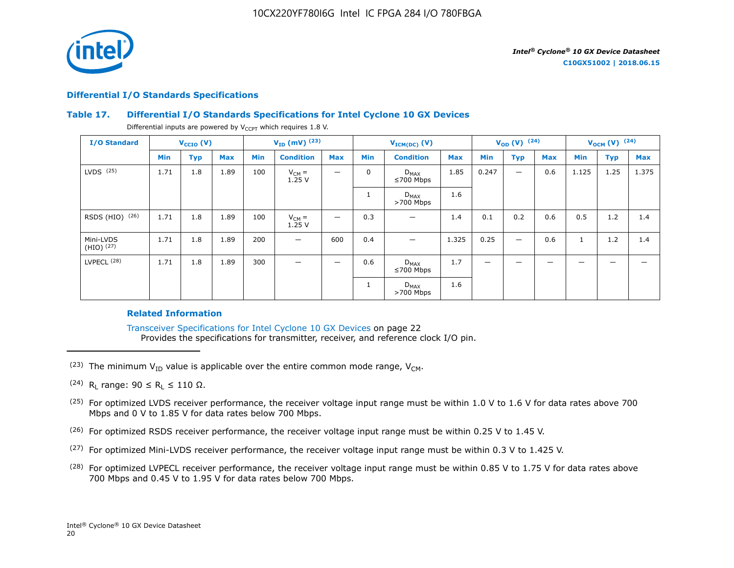## Differential I/O Standards Specifications

### Table 17. Differential I/O Standards Specifications for Intel Cyclone 10 GX Devices

Differential inputs are powered by $V_{CCPT}$ which requires 1.8 V.

| I/O Standard | $V_{CCIO}$ (V) | | | $V_{ID}$ (mV) [23] | | | $V_{ICM(DC)}$ (V) | | | $V_{OD}$ (V) [24] | | | $V_{OCM}$ (V) [24] | | |
|---|---|---|---|---|---|---|---|---|---|---|---|---|---|---|---|
| | Min | Typ | Max | Min | Condition | Max | Min | Condition | Max | Min | Typ | Max | Min | Typ | Max |
| LVDS [25] | 1.71 | 1.8 | 1.89 | 100 | $V_{CM}$ = 1.25 V | — | 0 | $D_{MAX}$ ≤700 Mbps | 1.85 | 0.247 | — | 0.6 | 1.125 | 1.25 | 1.375 |
| | | | | | | | 1 | $D_{MAX}$ >700 Mbps | 1.6 | | | | | | |
| RSDS (HIO) [26] | 1.71 | 1.8 | 1.89 | 100 | $V_{CM}$ = 1.25 V | — | 0.3 | — | 1.4 | 0.1 | 0.2 | 0.6 | 0.5 | 1.2 | 1.4 |
| Mini-LVDS (HIO) [27] | 1.71 | 1.8 | 1.89 | 200 | — | 600 | 0.4 | — | 1.325 | 0.25 | — | 0.6 | 1 | 1.2 | 1.4 |
| LVPECL [28] | 1.71 | 1.8 | 1.89 | 300 | — | — | 0.6 | $D_{MAX}$ ≤700 Mbps | 1.7 | — | — | — | — | — | — |
| | | | | | | | 1 | $D_{MAX}$ >700 Mbps | 1.6 | | | | | | |

#### Related Information

Transceiver Specifications for Intel Cyclone 10 GX Devices on page 22
Provides the specifications for transmitter, receiver, and reference clock I/O pin.

---

[23] The minimum $V_{ID}$ value is applicable over the entire common mode range, $V_{CM}$.

[24] $R_L$ range: 90 ≤ $R_L$ ≤ 110 Ω.

[25] For optimized LVDS receiver performance, the receiver voltage input range must be within 1.0 V to 1.6 V for data rates above 700 Mbps and 0 V to 1.85 V for data rates below 700 Mbps.

[26] For optimized RSDS receiver performance, the receiver voltage input range must be within 0.25 V to 1.45 V.

[27] For optimized Mini-LVDS receiver performance, the receiver voltage input range must be within 0.3 V to 1.425 V.

[28] For optimized LVPECL receiver performance, the receiver voltage input range must be within 0.85 V to 1.75 V for data rates above 700 Mbps and 0.45 V to 1.95 V for data rates below 700 Mbps.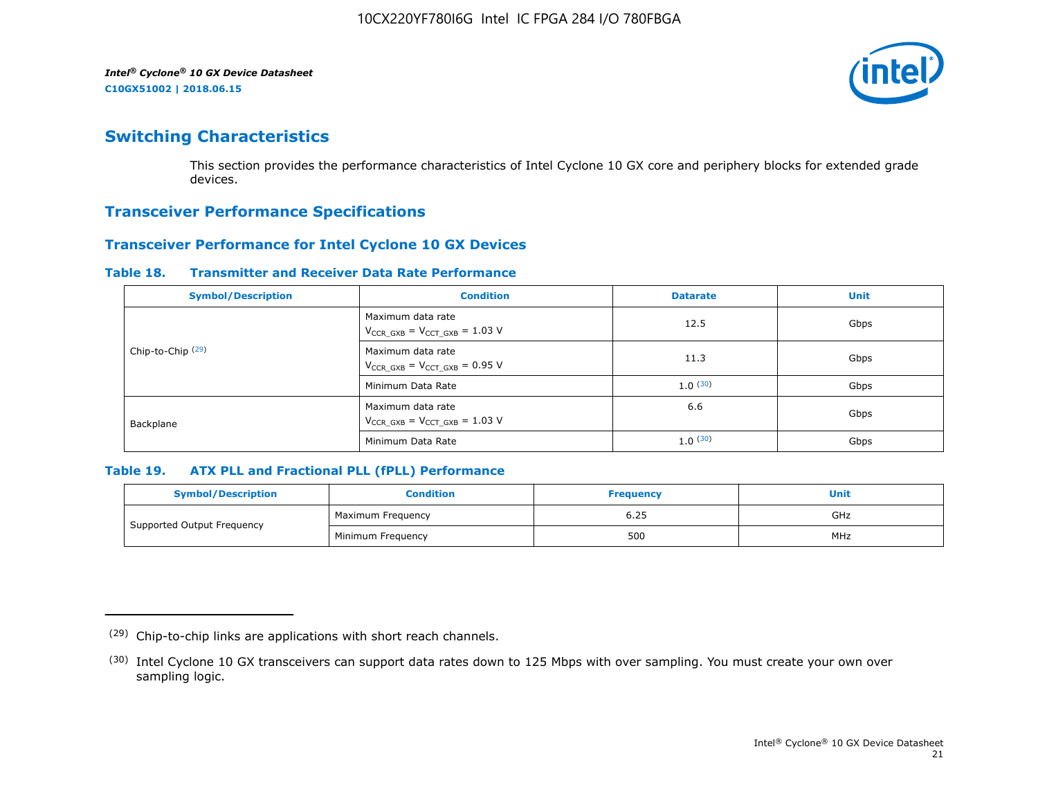## Switching Characteristics

This section provides the performance characteristics of Intel Cyclone 10 GX core and periphery blocks for extended grade devices.

## Transceiver Performance Specifications

### Transceiver Performance for Intel Cyclone 10 GX Devices

**Table 18. Transmitter and Receiver Data Rate Performance**

| Symbol/Description | Condition | Datarate | Unit |
|---|---|---|---|
| Chip-to-Chip [29] | Maximum data rate $V_{CCR\_GXB} = V_{CCT\_GXB} = 1.03$ V | 12.5 | Gbps |
| | Maximum data rate $V_{CCR\_GXB} = V_{CCT\_GXB} = 0.95$ V | 11.3 | Gbps |
| | Minimum Data Rate | 1.0 [30] | Gbps |
| Backplane | Maximum data rate $V_{CCR\_GXB} = V_{CCT\_GXB} = 1.03$ V | 6.6 | Gbps |
| | Minimum Data Rate | 1.0 [30] | Gbps |

**Table 19. ATX PLL and Fractional PLL (fPLL) Performance**

| Symbol/Description | Condition | Frequency | Unit |
|---|---|---|---|
| Supported Output Frequency | Maximum Frequency | 6.25 | GHz |
| | Minimum Frequency | 500 | MHz |

---

(29) Chip-to-chip links are applications with short reach channels.

(30) Intel Cyclone 10 GX transceivers can support data rates down to 125 Mbps with over sampling. You must create your own over sampling logic.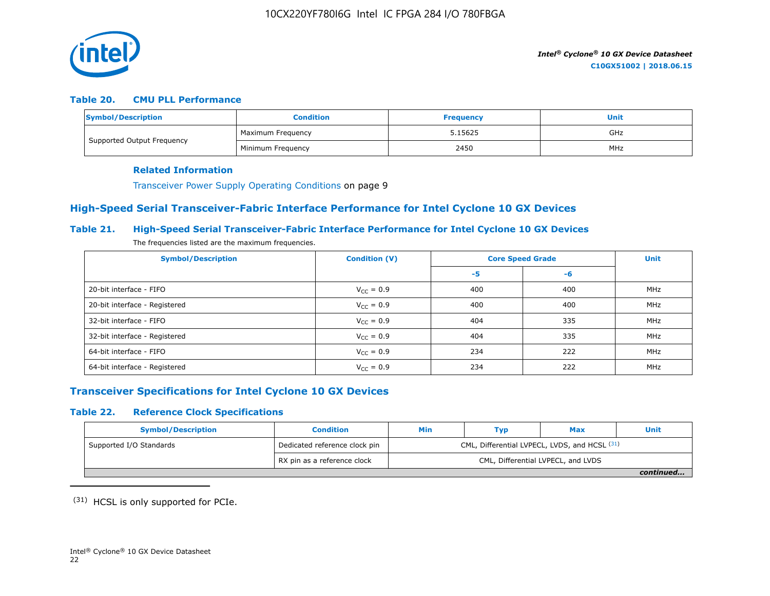#### Table 20. CMU PLL Performance

| Symbol/Description | Condition | Frequency | Unit |
|---|---|---|---|
| Supported Output Frequency | Maximum Frequency | 5.15625 | GHz |
| | Minimum Frequency | 2450 | MHz |

**Related Information**

Transceiver Power Supply Operating Conditions on page 9

## High-Speed Serial Transceiver-Fabric Interface Performance for Intel Cyclone 10 GX Devices

#### Table 21. High-Speed Serial Transceiver-Fabric Interface Performance for Intel Cyclone 10 GX Devices

The frequencies listed are the maximum frequencies.

| Symbol/Description | Condition (V) | Core Speed Grade | | Unit |
|---|---|---|---|---|
| | | -5 | -6 | |
| 20-bit interface - FIFO | $V_{CC}$ = 0.9 | 400 | 400 | MHz |
| 20-bit interface - Registered | $V_{CC}$ = 0.9 | 400 | 400 | MHz |
| 32-bit interface - FIFO | $V_{CC}$ = 0.9 | 404 | 335 | MHz |
| 32-bit interface - Registered | $V_{CC}$ = 0.9 | 404 | 335 | MHz |
| 64-bit interface - FIFO | $V_{CC}$ = 0.9 | 234 | 222 | MHz |
| 64-bit interface - Registered | $V_{CC}$ = 0.9 | 234 | 222 | MHz |

## Transceiver Specifications for Intel Cyclone 10 GX Devices

#### Table 22. Reference Clock Specifications

| Symbol/Description | Condition | Min | Typ | Max | Unit |
|---|---|---|---|---|---|
| Supported I/O Standards | Dedicated reference clock pin | CML, Differential LVPECL, LVDS, and HCSL [31] | | | |
| | RX pin as a reference clock | CML, Differential LVPECL, and LVDS | | | |

*continued...*

[31] HCSL is only supported for PCIe.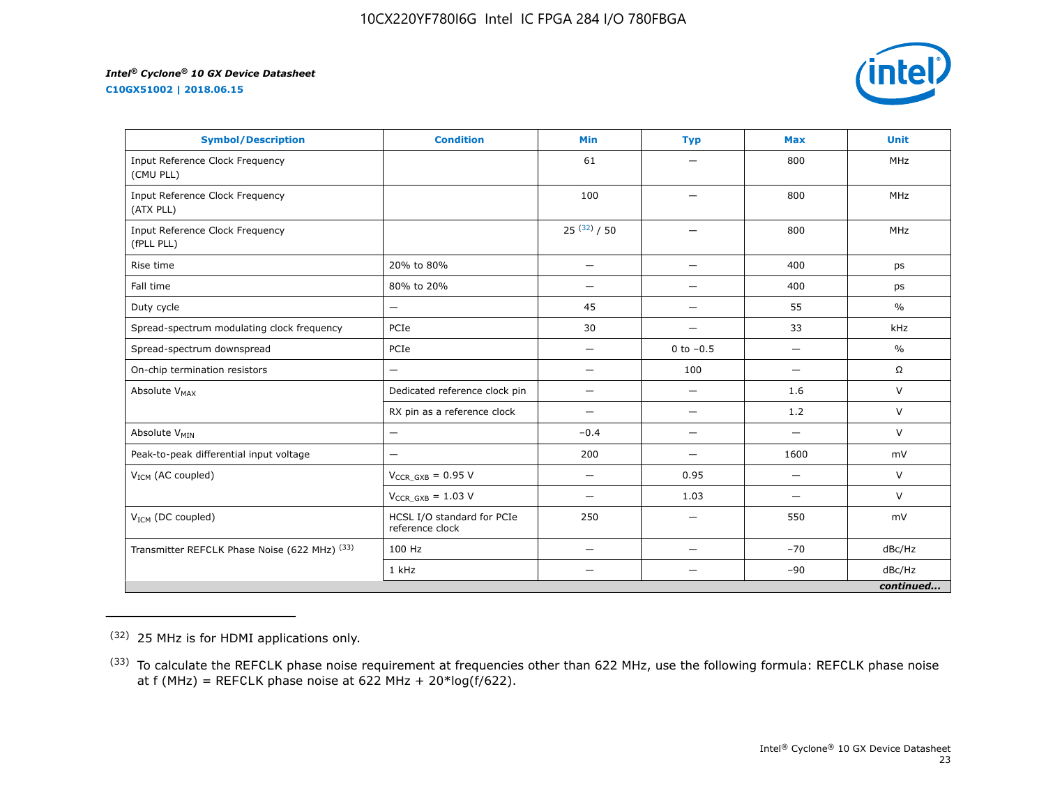| Symbol/Description | Condition | Min | Typ | Max | Unit |
| --- | --- | --- | --- | --- | --- |
| Input Reference Clock Frequency (CMU PLL) | | 61 | — | 800 | MHz |
| Input Reference Clock Frequency (ATX PLL) | | 100 | — | 800 | MHz |
| Input Reference Clock Frequency (fPLL PLL) | | 25 [32] / 50 | — | 800 | MHz |
| Rise time | 20% to 80% | — | — | 400 | ps |
| Fall time | 80% to 20% | — | — | 400 | ps |
| Duty cycle | — | 45 | — | 55 | % |
| Spread-spectrum modulating clock frequency | PCIe | 30 | — | 33 | kHz |
| Spread-spectrum downspread | PCIe | — | 0 to −0.5 | — | % |
| On-chip termination resistors | — | — | 100 | — | Ω |
| Absolute $V_{MAX}$ | Dedicated reference clock pin | — | — | 1.6 | V |
| | RX pin as a reference clock | — | — | 1.2 | V |
| Absolute $V_{MIN}$ | — | −0.4 | — | — | V |
| Peak-to-peak differential input voltage | — | 200 | — | 1600 | mV |
| $V_{ICM}$ (AC coupled) | $V_{CCR\_GXB}$ = 0.95 V | — | 0.95 | — | V |
| | $V_{CCR\_GXB}$ = 1.03 V | — | 1.03 | — | V |
| $V_{ICM}$ (DC coupled) | HCSL I/O standard for PCIe reference clock | 250 | — | 550 | mV |
| Transmitter REFCLK Phase Noise (622 MHz) [33] | 100 Hz | — | — | −70 | dBc/Hz |
| | 1 kHz | — | — | −90 | dBc/Hz |

*continued...*

(32) 25 MHz is for HDMI applications only.

(33) To calculate the REFCLK phase noise requirement at frequencies other than 622 MHz, use the following formula: REFCLK phase noise at f (MHz) = REFCLK phase noise at 622 MHz + 20*log(f/622).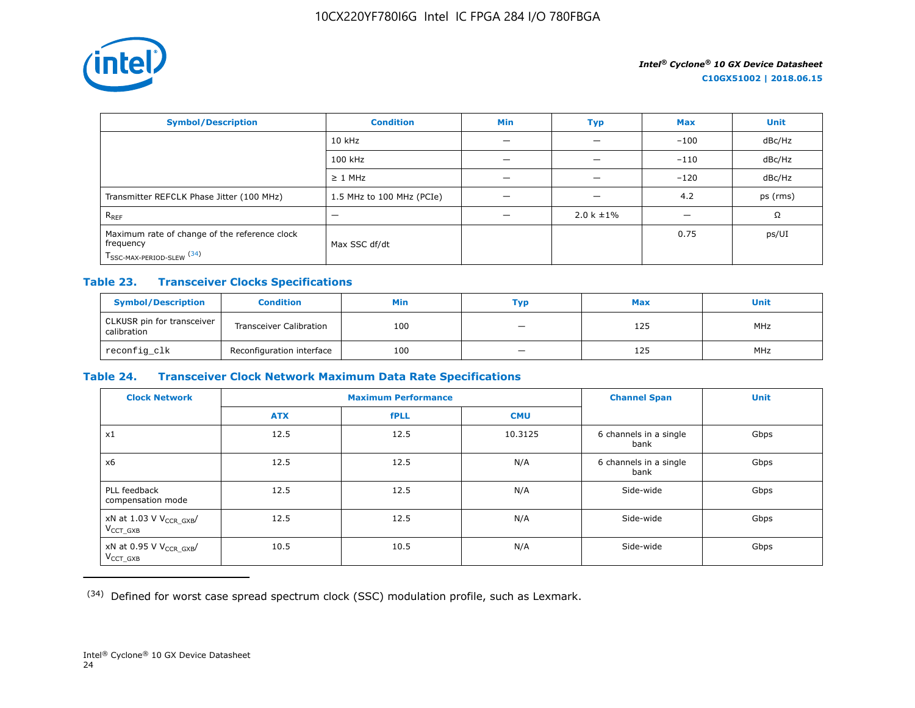| Symbol/Description | Condition | Min | Typ | Max | Unit |
|---|---|---|---|---|---|
| | 10 kHz | — | — | −100 | dBc/Hz |
| | 100 kHz | — | — | −110 | dBc/Hz |
| | ≥ 1 MHz | — | — | −120 | dBc/Hz |
| Transmitter REFCLK Phase Jitter (100 MHz) | 1.5 MHz to 100 MHz (PCIe) | — | — | 4.2 | ps (rms) |
| $R_{REF}$ | — | — | 2.0 k ±1% | — | Ω |
| Maximum rate of change of the reference clock frequency $T_{SSC-MAX-PERIOD-SLEW}$ [34] | Max SSC df/dt | | | 0.75 | ps/UI |

### Table 23. Transceiver Clocks Specifications

| Symbol/Description | Condition | Min | Typ | Max | Unit |
|---|---|---|---|---|---|
| CLKUSR pin for transceiver calibration | Transceiver Calibration | 100 | — | 125 | MHz |
| `reconfig_clk` | Reconfiguration interface | 100 | — | 125 | MHz |

### Table 24. Transceiver Clock Network Maximum Data Rate Specifications

| Clock Network | Maximum Performance | | | Channel Span | Unit |
|---|---|---|---|---|---|
| | ATX | fPLL | CMU | | |
| x1 | 12.5 | 12.5 | 10.3125 | 6 channels in a single bank | Gbps |
| x6 | 12.5 | 12.5 | N/A | 6 channels in a single bank | Gbps |
| PLL feedback compensation mode | 12.5 | 12.5 | N/A | Side-wide | Gbps |
| xN at 1.03 V $V_{CCR\_GXB}$/ $V_{CCT\_GXB}$ | 12.5 | 12.5 | N/A | Side-wide | Gbps |
| xN at 0.95 V $V_{CCR\_GXB}$/ $V_{CCT\_GXB}$ | 10.5 | 10.5 | N/A | Side-wide | Gbps |

(34) Defined for worst case spread spectrum clock (SSC) modulation profile, such as Lexmark.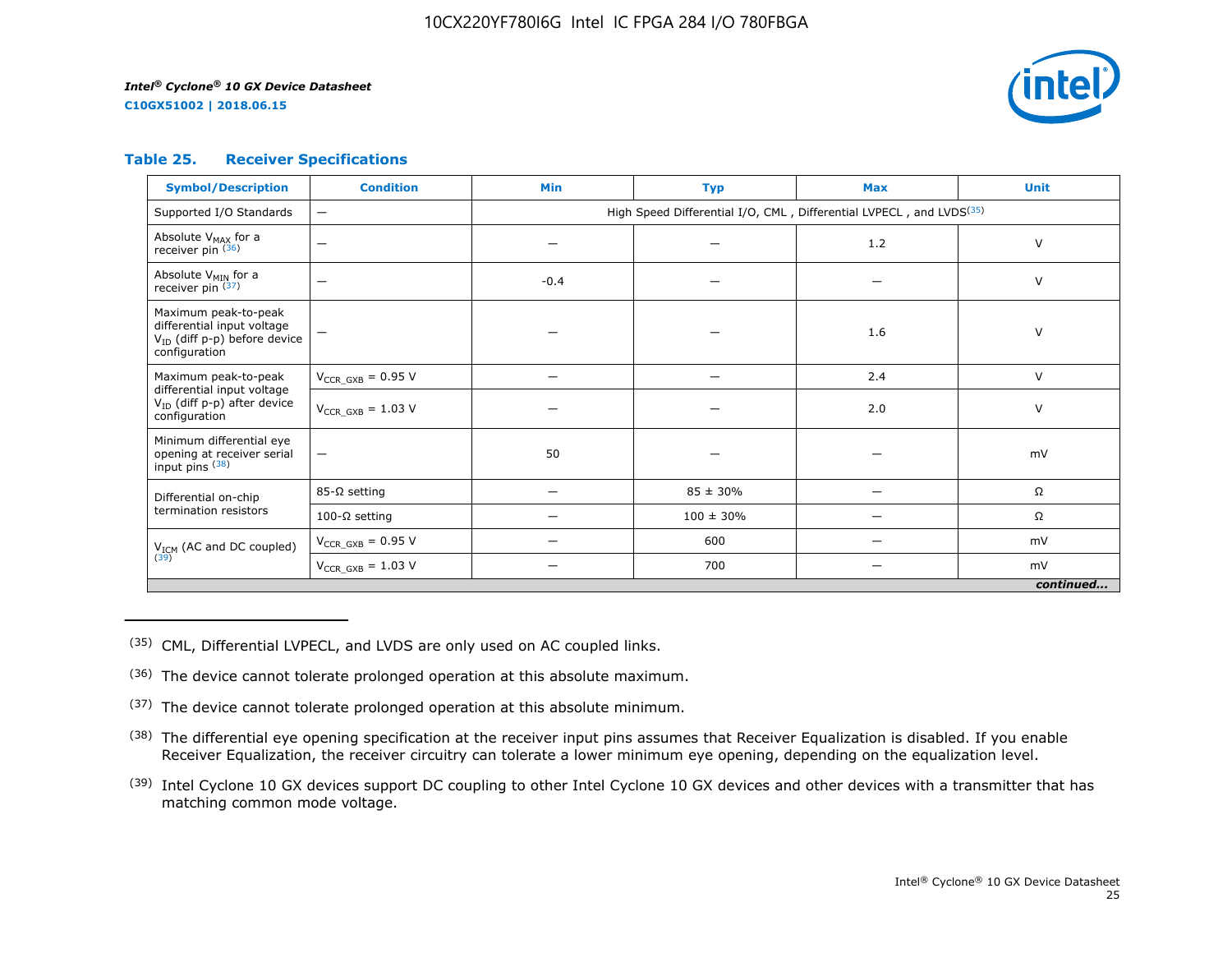### Table 25. Receiver Specifications

| Symbol/Description | Condition | Min | Typ | Max | Unit |
|---|---|---|---|---|---|
| Supported I/O Standards | — | High Speed Differential I/O, CML , Differential LVPECL , and LVDS[35] | | | |
| Absolute $V_{MAX}$ for a receiver pin [36] | — | — | — | 1.2 | V |
| Absolute $V_{MIN}$ for a receiver pin [37] | — | -0.4 | — | — | V |
| Maximum peak-to-peak differential input voltage $V_{ID}$ (diff p-p) before device configuration | — | — | — | 1.6 | V |
| Maximum peak-to-peak differential input voltage $V_{ID}$ (diff p-p) after device configuration | $V_{CCR\_GXB}$ = 0.95 V | — | — | 2.4 | V |
| | $V_{CCR\_GXB}$ = 1.03 V | — | — | 2.0 | V |
| Minimum differential eye opening at receiver serial input pins [38] | — | 50 | — | — | mV |
| Differential on-chip termination resistors | 85-Ω setting | — | 85 ± 30% | — | Ω |
| | 100-Ω setting | — | 100 ± 30% | — | Ω |
| $V_{ICM}$ (AC and DC coupled) [39] | $V_{CCR\_GXB}$ = 0.95 V | — | 600 | — | mV |
| | $V_{CCR\_GXB}$ = 1.03 V | — | 700 | — | mV |

*continued...*

(35) CML, Differential LVPECL, and LVDS are only used on AC coupled links.

(36) The device cannot tolerate prolonged operation at this absolute maximum.

(37) The device cannot tolerate prolonged operation at this absolute minimum.

(38) The differential eye opening specification at the receiver input pins assumes that Receiver Equalization is disabled. If you enable Receiver Equalization, the receiver circuitry can tolerate a lower minimum eye opening, depending on the equalization level.

(39) Intel Cyclone 10 GX devices support DC coupling to other Intel Cyclone 10 GX devices and other devices with a transmitter that has matching common mode voltage.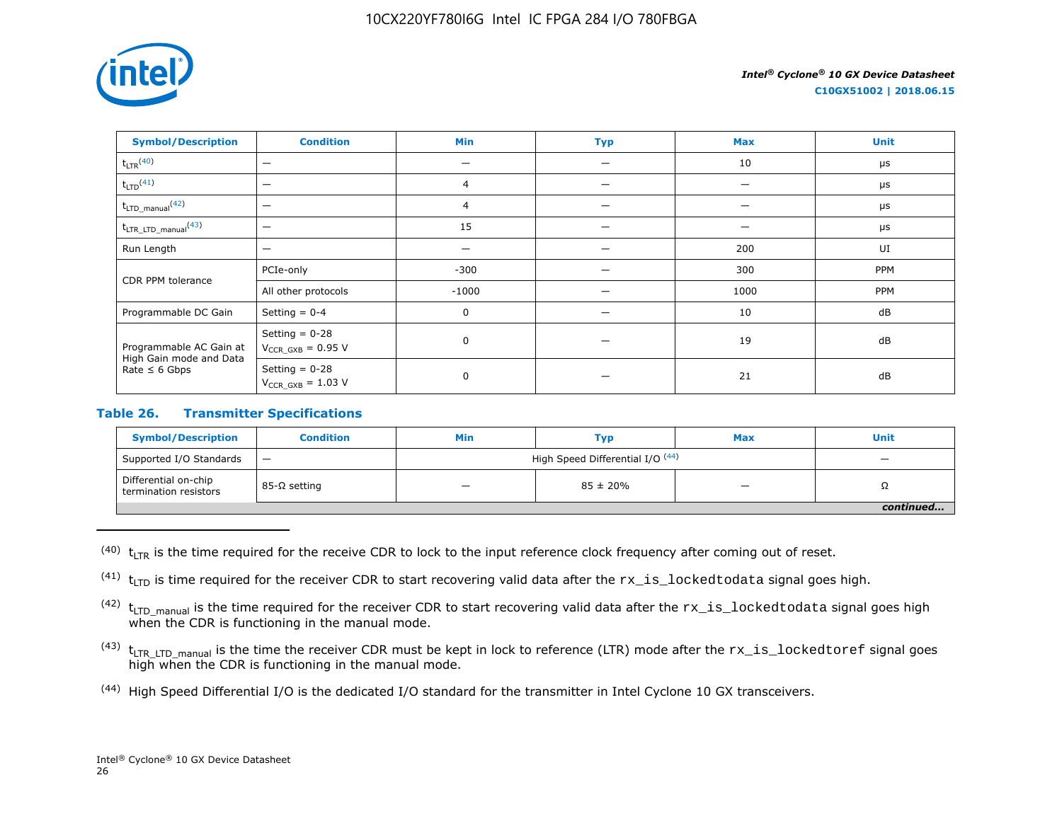| Symbol/Description | Condition | Min | Typ | Max | Unit |
|---|---|---|---|---|---|
| $t_{LTR}$ [40] | — | — | — | 10 | µs |
| $t_{LTD}$ [41] | — | 4 | — | — | µs |
| $t_{LTD\_manual}$ [42] | — | 4 | — | — | µs |
| $t_{LTR\_LTD\_manual}$ [43] | — | 15 | — | — | µs |
| Run Length | — | — | — | 200 | UI |
| CDR PPM tolerance | PCIe-only | -300 | — | 300 | PPM |
| | All other protocols | -1000 | — | 1000 | PPM |
| Programmable DC Gain | Setting = 0-4 | 0 | — | 10 | dB |
| Programmable AC Gain at High Gain mode and Data Rate ≤ 6 Gbps | Setting = 0-28 $V_{CCR\_GXB}$ = 0.95 V | 0 | — | 19 | dB |
| | Setting = 0-28 $V_{CCR\_GXB}$ = 1.03 V | 0 | — | 21 | dB |

### Table 26. Transmitter Specifications

| Symbol/Description | Condition | Min | Typ | Max | Unit |
|---|---|---|---|---|---|
| Supported I/O Standards | — | High Speed Differential I/O [44] | | | — |
| Differential on-chip termination resistors | 85-Ω setting | — | 85 ± 20% | — | Ω |

*continued...*

---

(40) $t_{LTR}$ is the time required for the receive CDR to lock to the input reference clock frequency after coming out of reset.

(41) $t_{LTD}$ is time required for the receiver CDR to start recovering valid data after the `rx_is_lockedtodata` signal goes high.

(42) $t_{LTD\_manual}$ is the time required for the receiver CDR to start recovering valid data after the `rx_is_lockedtodata` signal goes high when the CDR is functioning in the manual mode.

(43) $t_{LTR\_LTD\_manual}$ is the time the receiver CDR must be kept in lock to reference (LTR) mode after the `rx_is_lockedtoref` signal goes high when the CDR is functioning in the manual mode.

(44) High Speed Differential I/O is the dedicated I/O standard for the transmitter in Intel Cyclone 10 GX transceivers.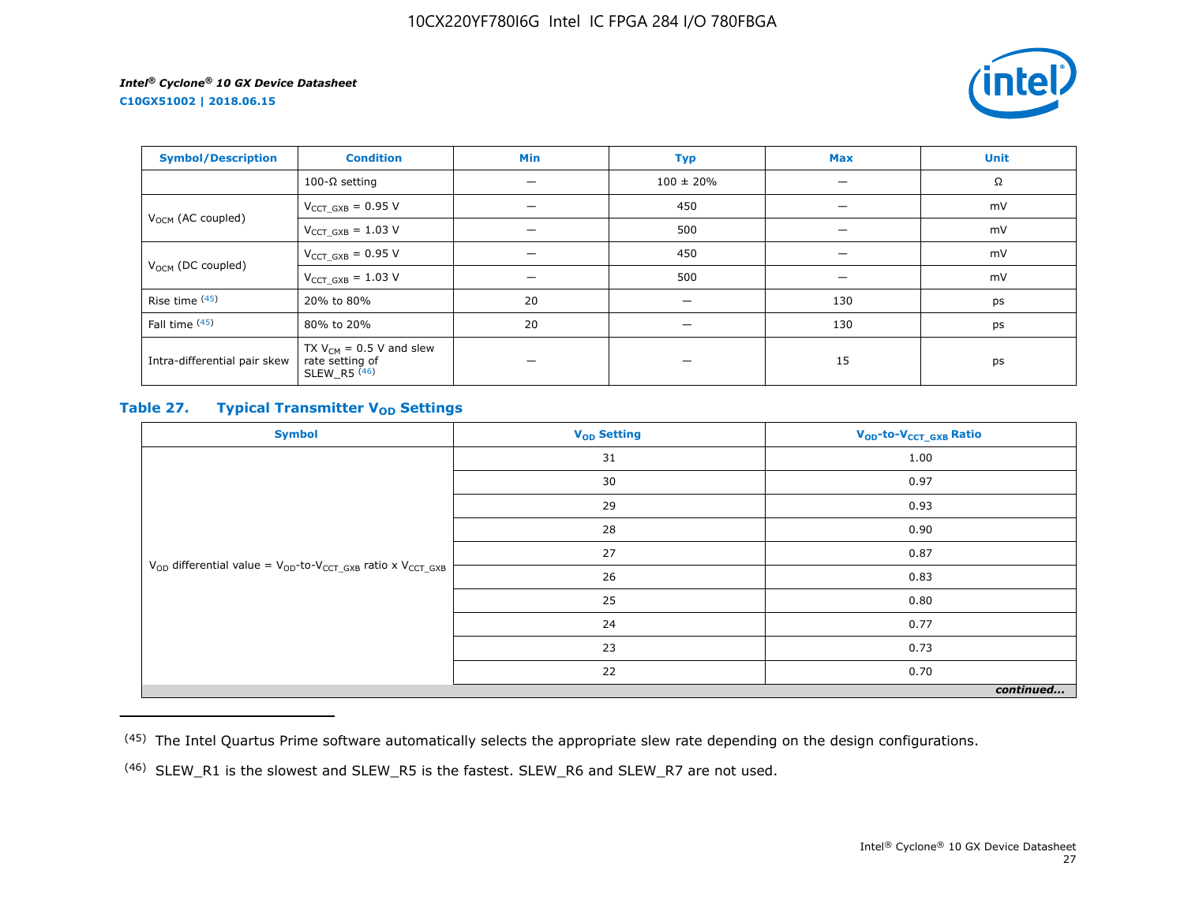| Symbol/Description | Condition | Min | Typ | Max | Unit |
|---|---|---|---|---|---|
| | 100-Ω setting | — | 100 ± 20% | — | Ω |
| $V_{OCM}$ (AC coupled) | $V_{CCT\_GXB}$ = 0.95 V | — | 450 | — | mV |
| | $V_{CCT\_GXB}$ = 1.03 V | — | 500 | — | mV |
| $V_{OCM}$ (DC coupled) | $V_{CCT\_GXB}$ = 0.95 V | — | 450 | — | mV |
| | $V_{CCT\_GXB}$ = 1.03 V | — | 500 | — | mV |
| Rise time [45] | 20% to 80% | 20 | — | 130 | ps |
| Fall time [45] | 80% to 20% | 20 | — | 130 | ps |
| Intra-differential pair skew | TX $V_{CM}$ = 0.5 V and slew rate setting of SLEW_R5 [46] | — | — | 15 | ps |

### Table 27. Typical Transmitter $V_{OD}$ Settings

| Symbol | $V_{OD}$ Setting | $V_{OD}$-to-$V_{CCT\_GXB}$ Ratio |
|---|---|---|
| $V_{OD}$ differential value = $V_{OD}$-to-$V_{CCT\_GXB}$ ratio x $V_{CCT\_GXB}$ | 31 | 1.00 |
| | 30 | 0.97 |
| | 29 | 0.93 |
| | 28 | 0.90 |
| | 27 | 0.87 |
| | 26 | 0.83 |
| | 25 | 0.80 |
| | 24 | 0.77 |
| | 23 | 0.73 |
| | 22 | 0.70 |

*continued...*

---

(45) The Intel Quartus Prime software automatically selects the appropriate slew rate depending on the design configurations.

(46) SLEW_R1 is the slowest and SLEW_R5 is the fastest. SLEW_R6 and SLEW_R7 are not used.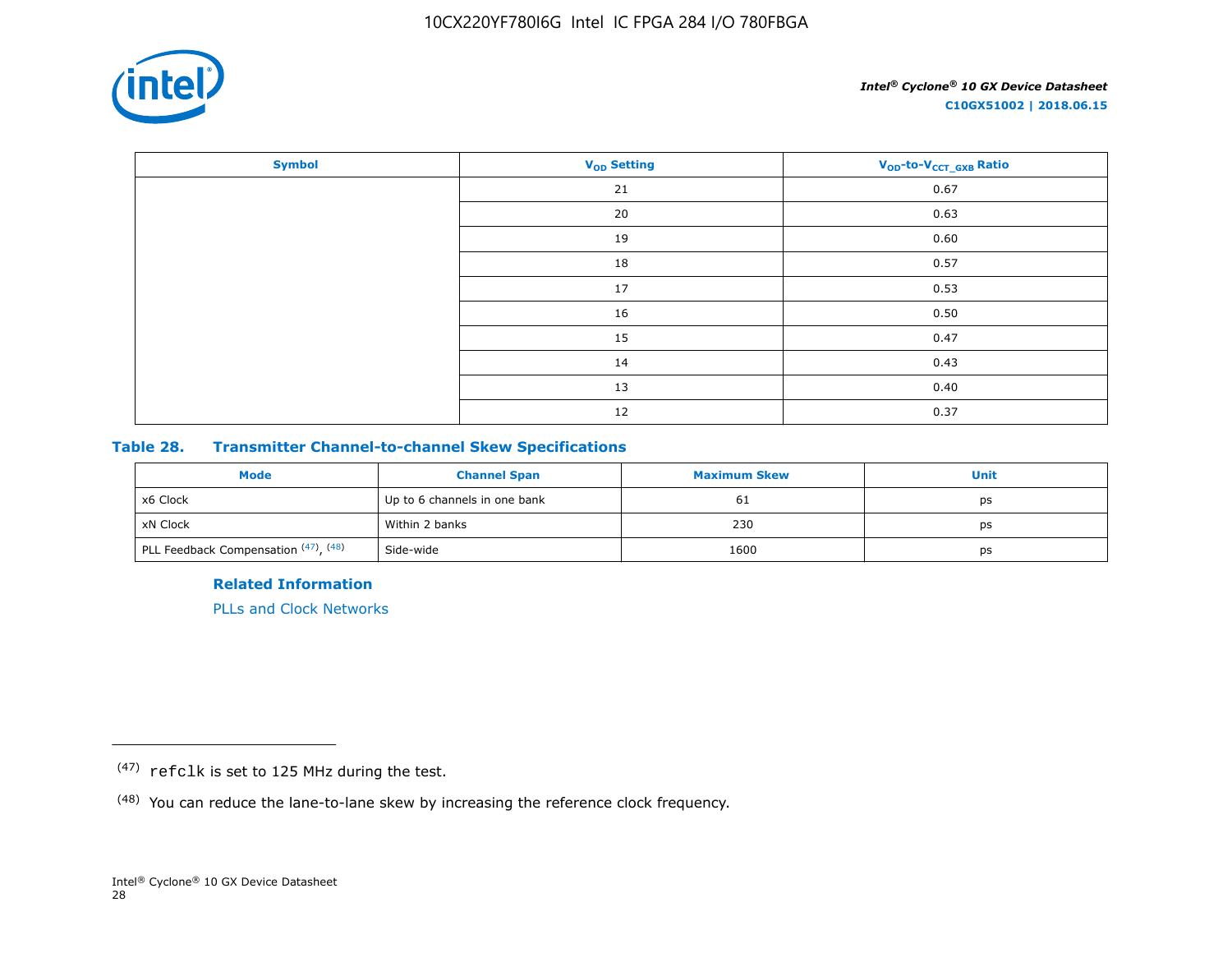| Symbol | $V_{OD}$ Setting | $V_{OD}$-to-$V_{CCT\_GXB}$ Ratio |
| --- | --- | --- |
| | 21 | 0.67 |
| | 20 | 0.63 |
| | 19 | 0.60 |
| | 18 | 0.57 |
| | 17 | 0.53 |
| | 16 | 0.50 |
| | 15 | 0.47 |
| | 14 | 0.43 |
| | 13 | 0.40 |
| | 12 | 0.37 |

### Table 28. Transmitter Channel-to-channel Skew Specifications

| Mode | Channel Span | Maximum Skew | Unit |
| --- | --- | --- | --- |
| x6 Clock | Up to 6 channels in one bank | 61 | ps |
| xN Clock | Within 2 banks | 230 | ps |
| PLL Feedback Compensation (47), (48) | Side-wide | 1600 | ps |

**Related Information**

PLLs and Clock Networks

(47) `refclk` is set to 125 MHz during the test.

(48) You can reduce the lane-to-lane skew by increasing the reference clock frequency.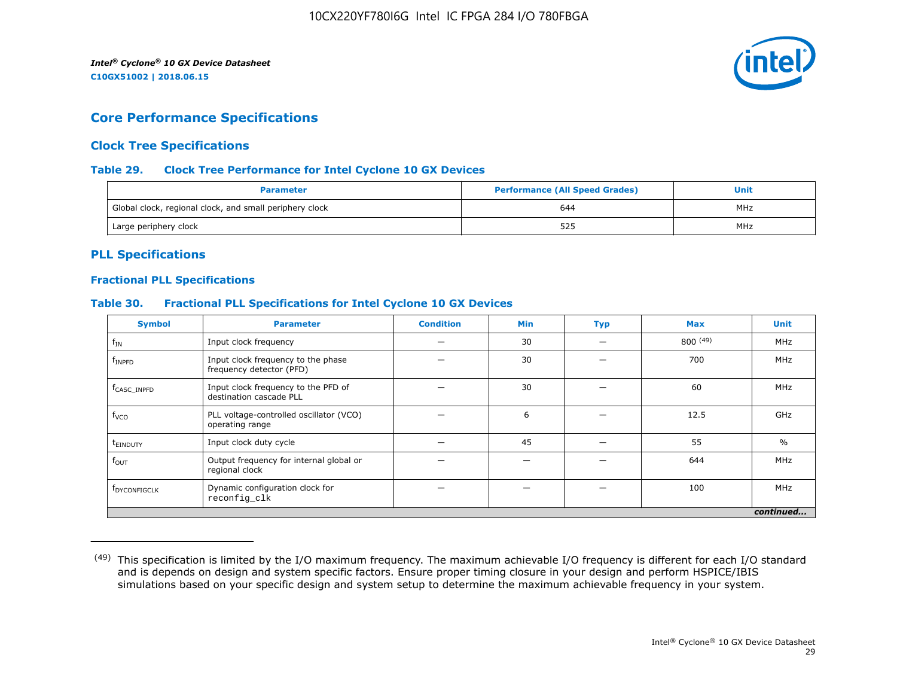# Core Performance Specifications

## Clock Tree Specifications

### Table 29. Clock Tree Performance for Intel Cyclone 10 GX Devices

| Parameter | Performance (All Speed Grades) | Unit |
|---|---|---|
| Global clock, regional clock, and small periphery clock | 644 | MHz |
| Large periphery clock | 525 | MHz |

## PLL Specifications

### Fractional PLL Specifications

### Table 30. Fractional PLL Specifications for Intel Cyclone 10 GX Devices

| Symbol | Parameter | Condition | Min | Typ | Max | Unit |
|---|---|---|---|---|---|---|
| $f_{IN}$ | Input clock frequency | — | 30 | — | 800 [49] | MHz |
| $f_{INPFD}$ | Input clock frequency to the phase frequency detector (PFD) | — | 30 | — | 700 | MHz |
| $f_{CASC\_INPFD}$ | Input clock frequency to the PFD of destination cascade PLL | — | 30 | — | 60 | MHz |
| $f_{VCO}$ | PLL voltage-controlled oscillator (VCO) operating range | — | 6 | — | 12.5 | GHz |
| $t_{EINDUTY}$ | Input clock duty cycle | — | 45 | — | 55 | % |
| $f_{OUT}$ | Output frequency for internal global or regional clock | — | — | — | 644 | MHz |
| $f_{DYCONFIGCLK}$ | Dynamic configuration clock for `reconfig_clk` | — | — | — | 100 | MHz |

*continued...*

---

(49) This specification is limited by the I/O maximum frequency. The maximum achievable I/O frequency is different for each I/O standard and is depends on design and system specific factors. Ensure proper timing closure in your design and perform HSPICE/IBIS simulations based on your specific design and system setup to determine the maximum achievable frequency in your system.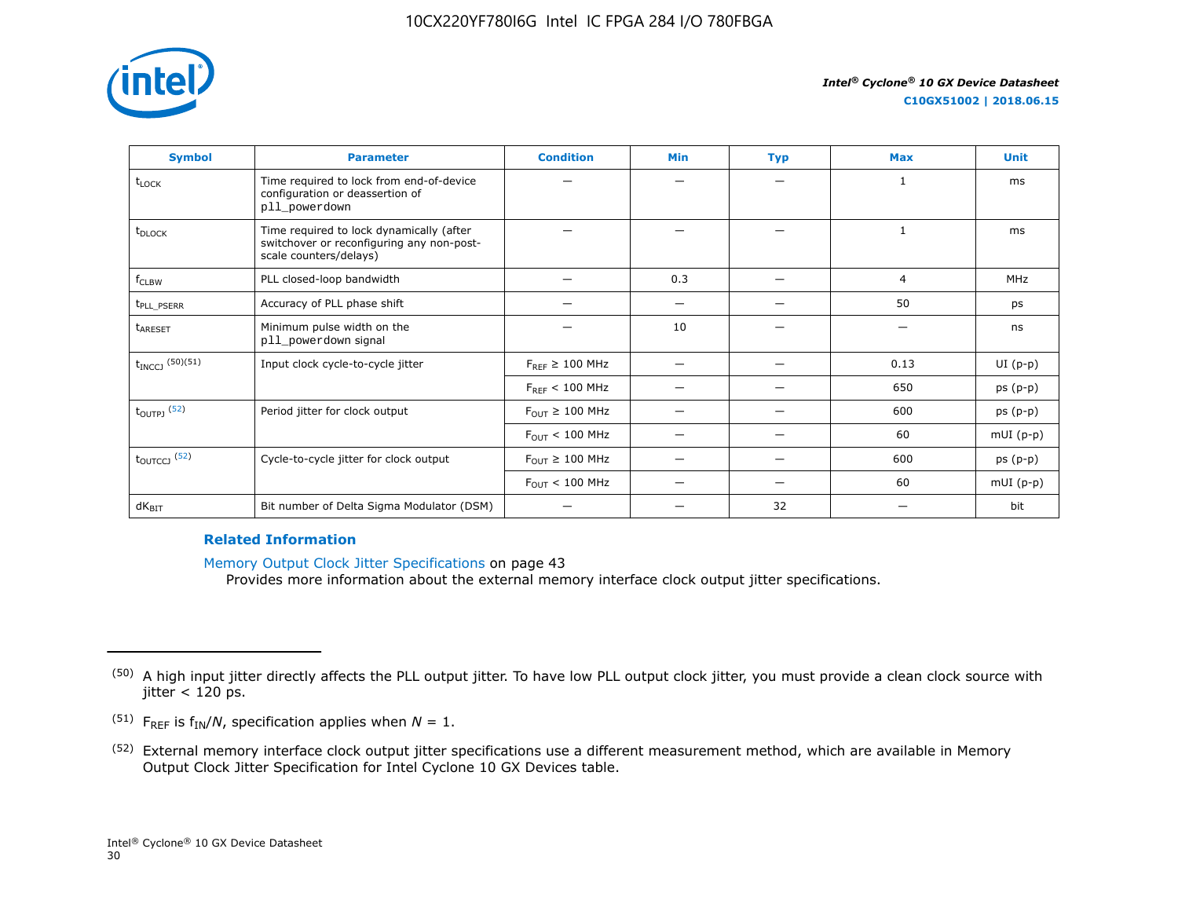| Symbol | Parameter | Condition | Min | Typ | Max | Unit |
| --- | --- | --- | --- | --- | --- | --- |
| $t_{LOCK}$ | Time required to lock from end-of-device configuration or deassertion of pll_powerdown | — | — | — | 1 | ms |
| $t_{DLOCK}$ | Time required to lock dynamically (after switchover or reconfiguring any non-post-scale counters/delays) | — | — | — | 1 | ms |
| $f_{CLBW}$ | PLL closed-loop bandwidth | — | 0.3 | — | 4 | MHz |
| $t_{PLL\_PSERR}$ | Accuracy of PLL phase shift | — | — | — | 50 | ps |
| $t_{ARESET}$ | Minimum pulse width on the pll_powerdown signal | — | 10 | — | — | ns |
| $t_{INCCJ}$ (50)(51) | Input clock cycle-to-cycle jitter | $F_{REF} \geq 100$ MHz | — | — | 0.13 | UI (p-p) |
| | | $F_{REF} < 100$ MHz | — | — | 650 | ps (p-p) |
| $t_{OUTPJ}$ (52) | Period jitter for clock output | $F_{OUT} \geq 100$ MHz | — | — | 600 | ps (p-p) |
| | | $F_{OUT} < 100$ MHz | — | — | 60 | mUI (p-p) |
| $t_{OUTCCJ}$ (52) | Cycle-to-cycle jitter for clock output | $F_{OUT} \geq 100$ MHz | — | — | 600 | ps (p-p) |
| | | $F_{OUT} < 100$ MHz | — | — | 60 | mUI (p-p) |
| $dK_{BIT}$ | Bit number of Delta Sigma Modulator (DSM) | — | — | 32 | — | bit |

**Related Information**

Memory Output Clock Jitter Specifications on page 43
Provides more information about the external memory interface clock output jitter specifications.

---

(50) A high input jitter directly affects the PLL output jitter. To have low PLL output clock jitter, you must provide a clean clock source with jitter < 120 ps.

(51) $F_{REF}$ is $f_{IN}/N$, specification applies when $N = 1$.

(52) External memory interface clock output jitter specifications use a different measurement method, which are available in Memory Output Clock Jitter Specification for Intel Cyclone 10 GX Devices table.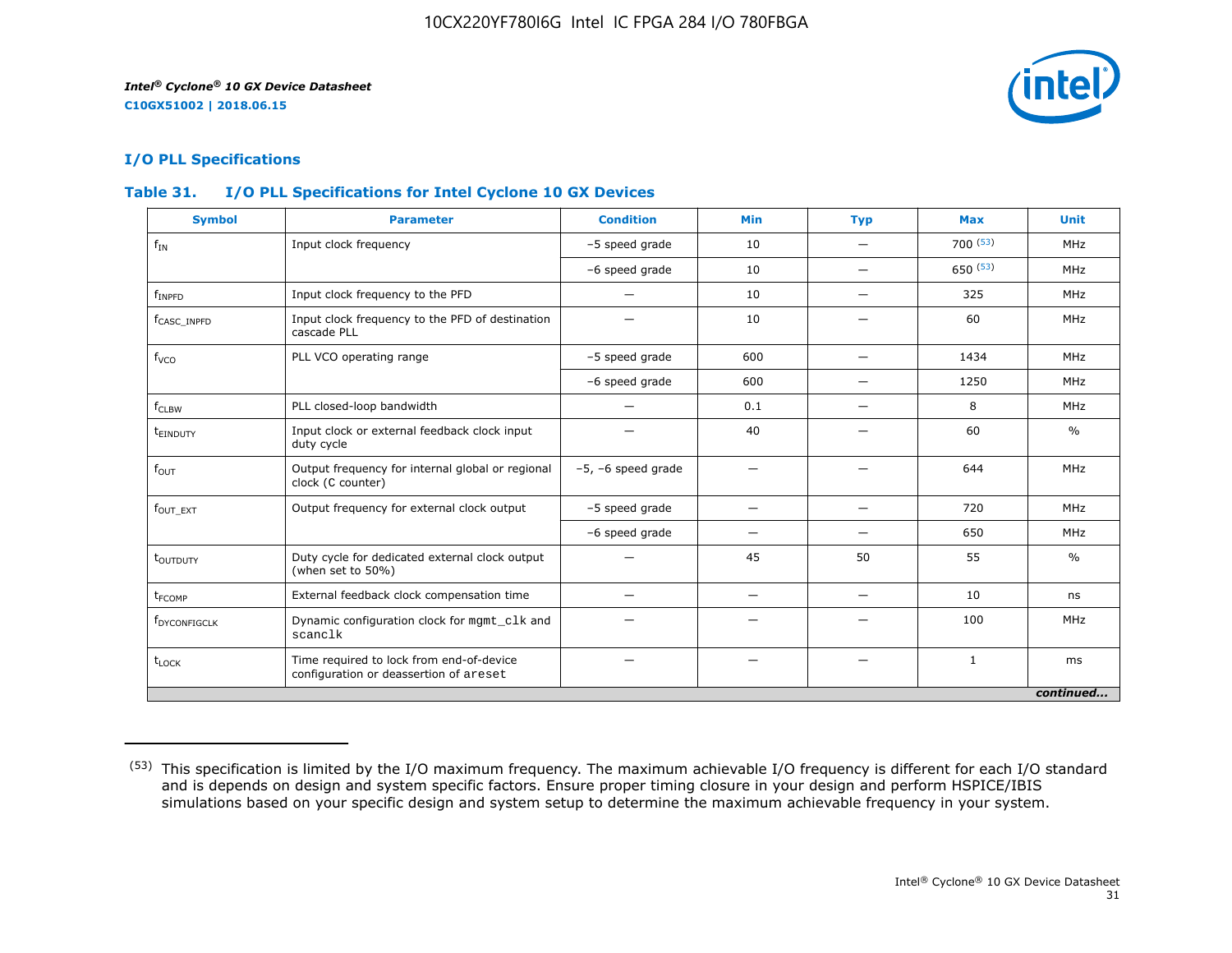## I/O PLL Specifications

### Table 31. I/O PLL Specifications for Intel Cyclone 10 GX Devices

| Symbol | Parameter | Condition | Min | Typ | Max | Unit |
|---|---|---|---|---|---|---|
| $f_{IN}$ | Input clock frequency | –5 speed grade | 10 | — | 700 [53] | MHz |
| | | –6 speed grade | 10 | — | 650 [53] | MHz |
| $f_{INPFD}$ | Input clock frequency to the PFD | — | 10 | — | 325 | MHz |
| $f_{CASC\_INPFD}$ | Input clock frequency to the PFD of destination cascade PLL | — | 10 | — | 60 | MHz |
| $f_{VCO}$ | PLL VCO operating range | –5 speed grade | 600 | — | 1434 | MHz |
| | | –6 speed grade | 600 | — | 1250 | MHz |
| $f_{CLBW}$ | PLL closed-loop bandwidth | — | 0.1 | — | 8 | MHz |
| $t_{EINDUTY}$ | Input clock or external feedback clock input duty cycle | — | 40 | — | 60 | % |
| $f_{OUT}$ | Output frequency for internal global or regional clock (C counter) | –5, –6 speed grade | — | — | 644 | MHz |
| $f_{OUT\_EXT}$ | Output frequency for external clock output | –5 speed grade | — | — | 720 | MHz |
| | | –6 speed grade | — | — | 650 | MHz |
| $t_{OUTDUTY}$ | Duty cycle for dedicated external clock output (when set to 50%) | — | 45 | 50 | 55 | % |
| $t_{FCOMP}$ | External feedback clock compensation time | — | — | — | 10 | ns |
| $f_{DYCONFIGCLK}$ | Dynamic configuration clock for `mgmt_clk` and `scanclk` | — | — | — | 100 | MHz |
| $t_{LOCK}$ | Time required to lock from end-of-device configuration or deassertion of `areset` | — | — | — | 1 | ms |

*continued...*

(53) This specification is limited by the I/O maximum frequency. The maximum achievable I/O frequency is different for each I/O standard and is depends on design and system specific factors. Ensure proper timing closure in your design and perform HSPICE/IBIS simulations based on your specific design and system setup to determine the maximum achievable frequency in your system.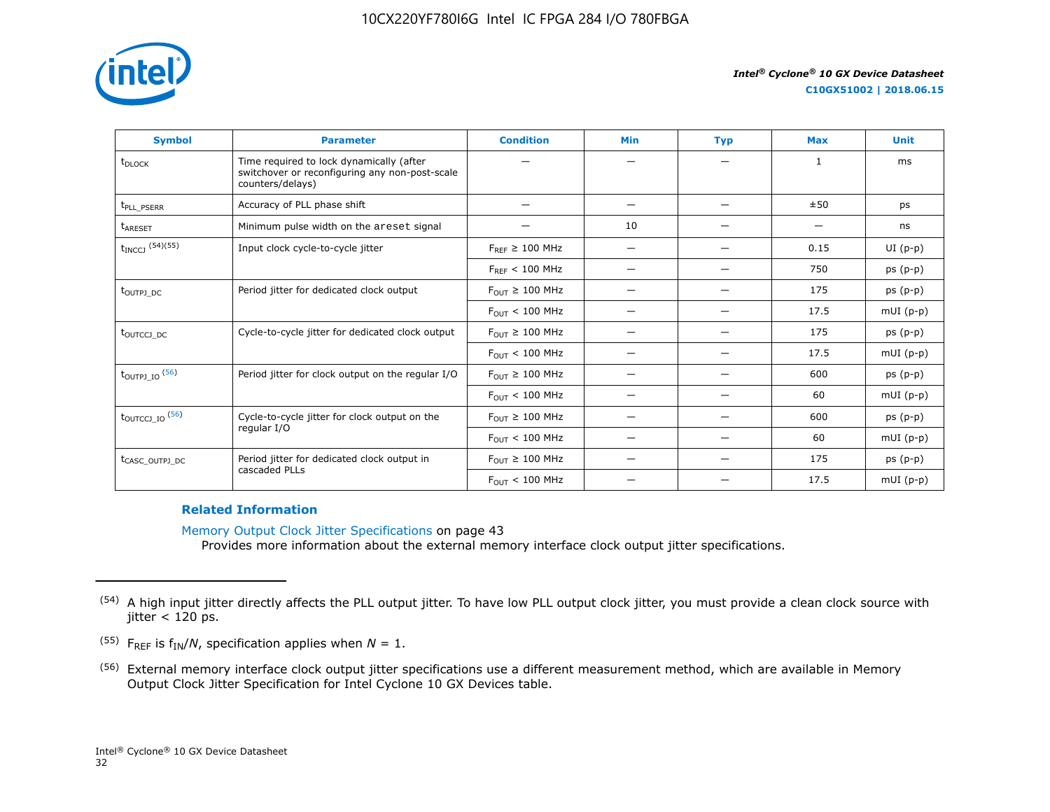| Symbol | Parameter | Condition | Min | Typ | Max | Unit |
|---|---|---|---|---|---|---|
| $t_{DLOCK}$ | Time required to lock dynamically (after switchover or reconfiguring any non-post-scale counters/delays) | — | — | — | 1 | ms |
| $t_{PLL\_PSERR}$ | Accuracy of PLL phase shift | — | — | — | ±50 | ps |
| $t_{ARESET}$ | Minimum pulse width on the areset signal | — | 10 | — | — | ns |
| $t_{INCCJ}$ (54)(55) | Input clock cycle-to-cycle jitter | $F_{REF}$ ≥ 100 MHz | — | — | 0.15 | UI (p-p) |
| | | $F_{REF}$ < 100 MHz | — | — | 750 | ps (p-p) |
| $t_{OUTPJ\_DC}$ | Period jitter for dedicated clock output | $F_{OUT}$ ≥ 100 MHz | — | — | 175 | ps (p-p) |
| | | $F_{OUT}$ < 100 MHz | — | — | 17.5 | mUI (p-p) |
| $t_{OUTCCJ\_DC}$ | Cycle-to-cycle jitter for dedicated clock output | $F_{OUT}$ ≥ 100 MHz | — | — | 175 | ps (p-p) |
| | | $F_{OUT}$ < 100 MHz | — | — | 17.5 | mUI (p-p) |
| $t_{OUTPJ\_IO}$ (56) | Period jitter for clock output on the regular I/O | $F_{OUT}$ ≥ 100 MHz | — | — | 600 | ps (p-p) |
| | | $F_{OUT}$ < 100 MHz | — | — | 60 | mUI (p-p) |
| $t_{OUTCCJ\_IO}$ (56) | Cycle-to-cycle jitter for clock output on the regular I/O | $F_{OUT}$ ≥ 100 MHz | — | — | 600 | ps (p-p) |
| | | $F_{OUT}$ < 100 MHz | — | — | 60 | mUI (p-p) |
| $t_{CASC\_OUTPJ\_DC}$ | Period jitter for dedicated clock output in cascaded PLLs | $F_{OUT}$ ≥ 100 MHz | — | — | 175 | ps (p-p) |
| | | $F_{OUT}$ < 100 MHz | — | — | 17.5 | mUI (p-p) |

### Related Information

Memory Output Clock Jitter Specifications on page 43

Provides more information about the external memory interface clock output jitter specifications.

---

(54) A high input jitter directly affects the PLL output jitter. To have low PLL output clock jitter, you must provide a clean clock source with jitter < 120 ps.

(55) $F_{REF}$ is $f_{IN}/N$, specification applies when $N = 1$.

(56) External memory interface clock output jitter specifications use a different measurement method, which are available in Memory Output Clock Jitter Specification for Intel Cyclone 10 GX Devices table.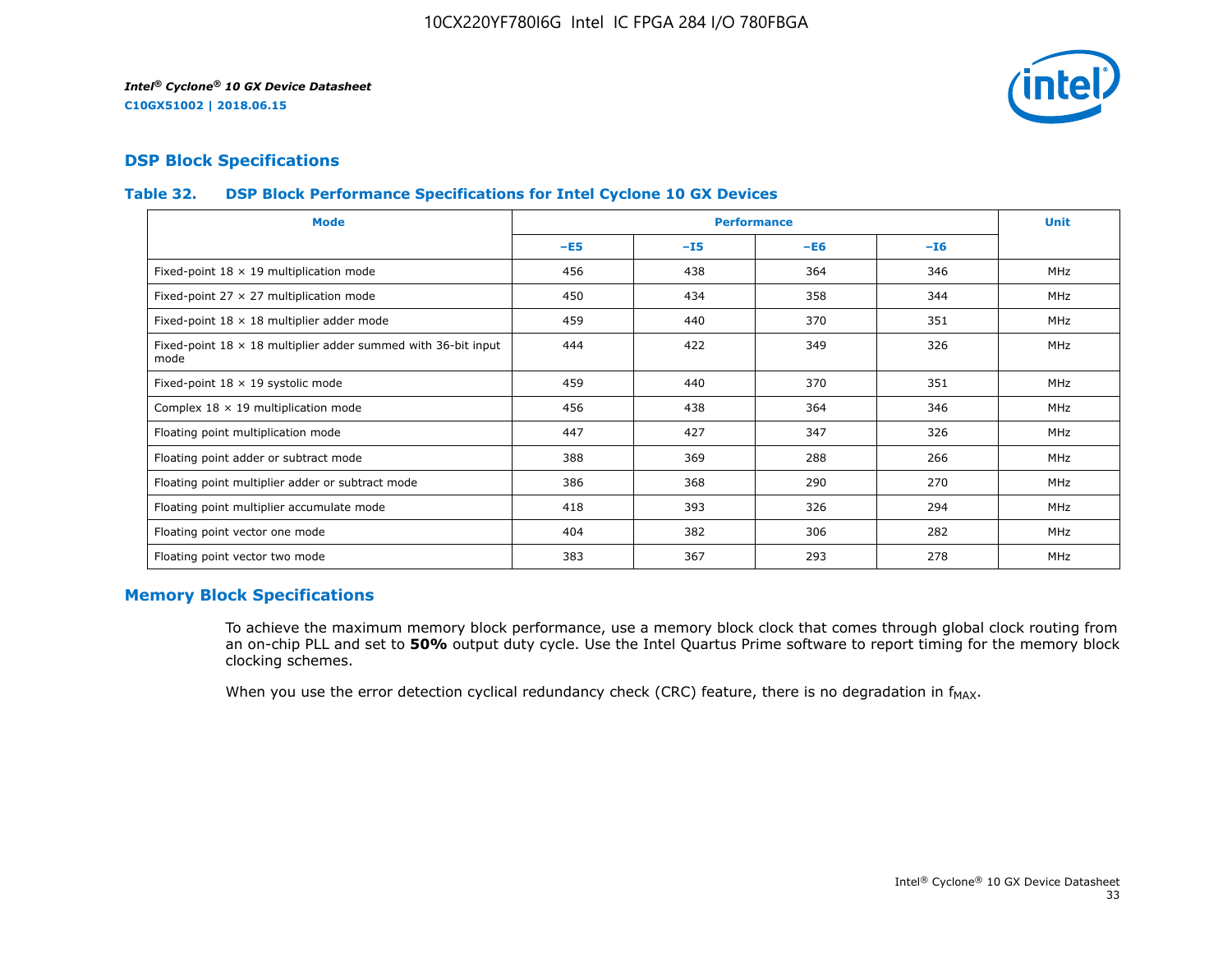## DSP Block Specifications

### Table 32. DSP Block Performance Specifications for Intel Cyclone 10 GX Devices

| Mode | Performance | | | | Unit |
|---|---|---|---|---|---|
| | –E5 | –I5 | –E6 | –I6 | |
| Fixed-point 18 × 19 multiplication mode | 456 | 438 | 364 | 346 | MHz |
| Fixed-point 27 × 27 multiplication mode | 450 | 434 | 358 | 344 | MHz |
| Fixed-point 18 × 18 multiplier adder mode | 459 | 440 | 370 | 351 | MHz |
| Fixed-point 18 × 18 multiplier adder summed with 36-bit input mode | 444 | 422 | 349 | 326 | MHz |
| Fixed-point 18 × 19 systolic mode | 459 | 440 | 370 | 351 | MHz |
| Complex 18 × 19 multiplication mode | 456 | 438 | 364 | 346 | MHz |
| Floating point multiplication mode | 447 | 427 | 347 | 326 | MHz |
| Floating point adder or subtract mode | 388 | 369 | 288 | 266 | MHz |
| Floating point multiplier adder or subtract mode | 386 | 368 | 290 | 270 | MHz |
| Floating point multiplier accumulate mode | 418 | 393 | 326 | 294 | MHz |
| Floating point vector one mode | 404 | 382 | 306 | 282 | MHz |
| Floating point vector two mode | 383 | 367 | 293 | 278 | MHz |

## Memory Block Specifications

To achieve the maximum memory block performance, use a memory block clock that comes through global clock routing from an on-chip PLL and set to **50%** output duty cycle. Use the Intel Quartus Prime software to report timing for the memory block clocking schemes.

When you use the error detection cyclical redundancy check (CRC) feature, there is no degradation in $f_{MAX}$.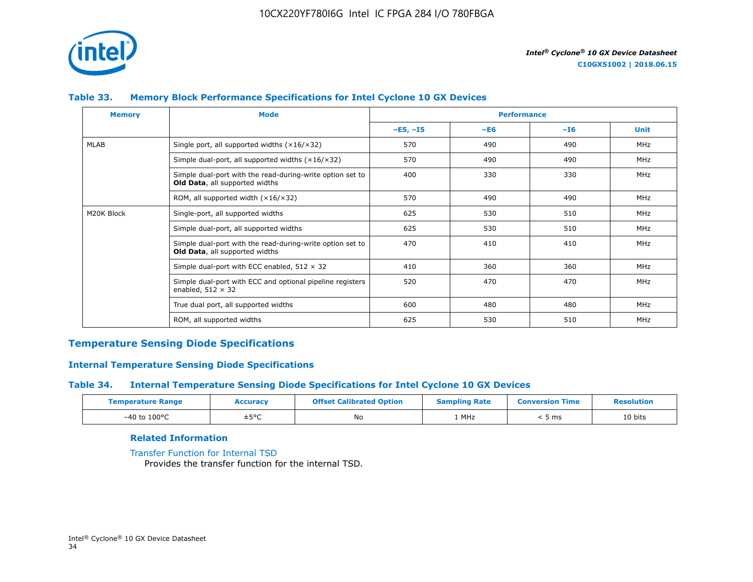**Table 33. Memory Block Performance Specifications for Intel Cyclone 10 GX Devices**

| Memory | Mode | Performance | | | |
|---|---|---|---|---|---|
| | | –E5, –I5 | –E6 | –I6 | Unit |
| MLAB | Single port, all supported widths (×16/×32) | 570 | 490 | 490 | MHz |
| | Simple dual-port, all supported widths (×16/×32) | 570 | 490 | 490 | MHz |
| | Simple dual-port with the read-during-write option set to **Old Data**, all supported widths | 400 | 330 | 330 | MHz |
| | ROM, all supported width (×16/×32) | 570 | 490 | 490 | MHz |
| M20K Block | Single-port, all supported widths | 625 | 530 | 510 | MHz |
| | Simple dual-port, all supported widths | 625 | 530 | 510 | MHz |
| | Simple dual-port with the read-during-write option set to **Old Data**, all supported widths | 470 | 410 | 410 | MHz |
| | Simple dual-port with ECC enabled, 512 × 32 | 410 | 360 | 360 | MHz |
| | Simple dual-port with ECC and optional pipeline registers enabled, 512 × 32 | 520 | 470 | 470 | MHz |
| | True dual port, all supported widths | 600 | 480 | 480 | MHz |
| | ROM, all supported widths | 625 | 530 | 510 | MHz |

## Temperature Sensing Diode Specifications

### Internal Temperature Sensing Diode Specifications

**Table 34. Internal Temperature Sensing Diode Specifications for Intel Cyclone 10 GX Devices**

| Temperature Range | Accuracy | Offset Calibrated Option | Sampling Rate | Conversion Time | Resolution |
|---|---|---|---|---|---|
| –40 to 100°C | ±5°C | No | 1 MHz | < 5 ms | 10 bits |

**Related Information**

Transfer Function for Internal TSD
Provides the transfer function for the internal TSD.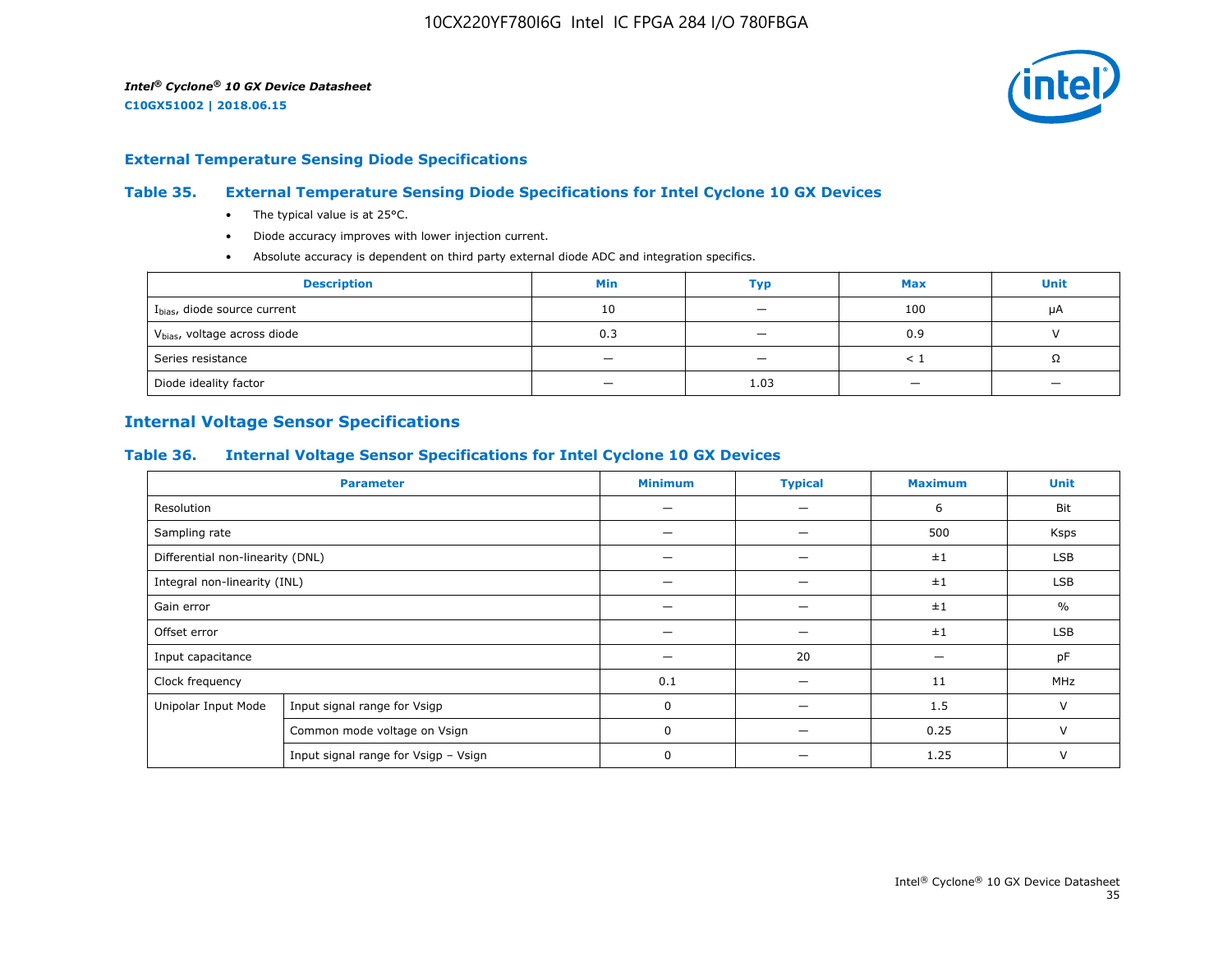## External Temperature Sensing Diode Specifications

### Table 35. External Temperature Sensing Diode Specifications for Intel Cyclone 10 GX Devices

- The typical value is at 25°C.
- Diode accuracy improves with lower injection current.
- Absolute accuracy is dependent on third party external diode ADC and integration specifics.

| Description | Min | Typ | Max | Unit |
|---|---|---|---|---|
| $I_{bias}$, diode source current | 10 | — | 100 | μA |
| $V_{bias}$, voltage across diode | 0.3 | — | 0.9 | V |
| Series resistance | — | — | < 1 | Ω |
| Diode ideality factor | — | 1.03 | — | — |

## Internal Voltage Sensor Specifications

### Table 36. Internal Voltage Sensor Specifications for Intel Cyclone 10 GX Devices

| Parameter | | Minimum | Typical | Maximum | Unit |
|---|---|---|---|---|---|
| Resolution | | — | — | 6 | Bit |
| Sampling rate | | — | — | 500 | Ksps |
| Differential non-linearity (DNL) | | — | — | ±1 | LSB |
| Integral non-linearity (INL) | | — | — | ±1 | LSB |
| Gain error | | — | — | ±1 | % |
| Offset error | | — | — | ±1 | LSB |
| Input capacitance | | — | 20 | — | pF |
| Clock frequency | | 0.1 | — | 11 | MHz |
| Unipolar Input Mode | Input signal range for Vsigp | 0 | — | 1.5 | V |
| | Common mode voltage on Vsign | 0 | — | 0.25 | V |
| | Input signal range for Vsigp – Vsign | 0 | — | 1.25 | V |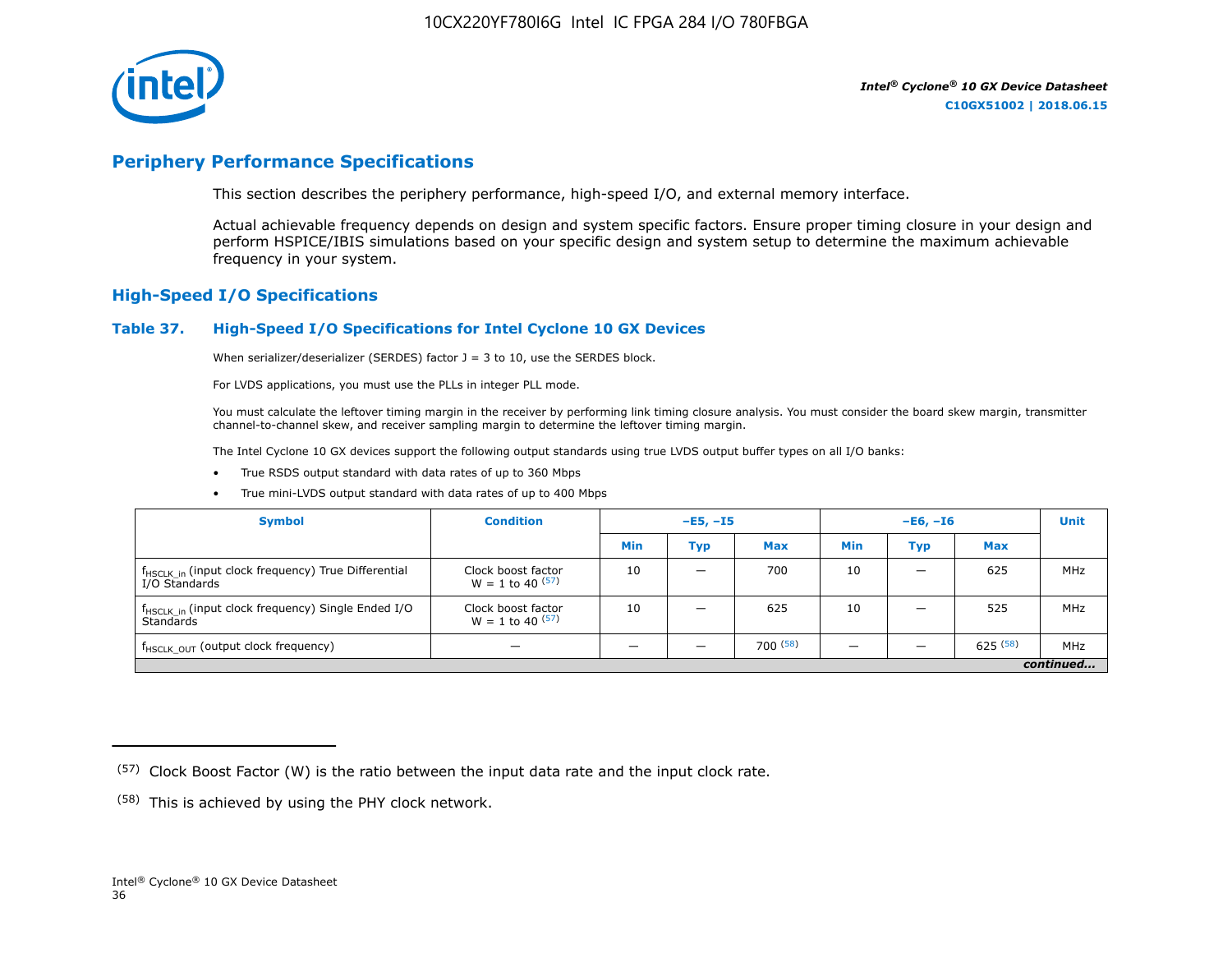# Periphery Performance Specifications

This section describes the periphery performance, high-speed I/O, and external memory interface.

Actual achievable frequency depends on design and system specific factors. Ensure proper timing closure in your design and perform HSPICE/IBIS simulations based on your specific design and system setup to determine the maximum achievable frequency in your system.

## High-Speed I/O Specifications

### Table 37. High-Speed I/O Specifications for Intel Cyclone 10 GX Devices

When serializer/deserializer (SERDES) factor J = 3 to 10, use the SERDES block.

For LVDS applications, you must use the PLLs in integer PLL mode.

You must calculate the leftover timing margin in the receiver by performing link timing closure analysis. You must consider the board skew margin, transmitter channel-to-channel skew, and receiver sampling margin to determine the leftover timing margin.

The Intel Cyclone 10 GX devices support the following output standards using true LVDS output buffer types on all I/O banks:

- True RSDS output standard with data rates of up to 360 Mbps
- True mini-LVDS output standard with data rates of up to 400 Mbps

| Symbol | Condition | –E5, –I5 | | | –E6, –I6 | | | Unit |
|---|---|---|---|---|---|---|---|---|
| | | Min | Typ | Max | Min | Typ | Max | |
| $f_{HSCLK\_in}$ (input clock frequency) True Differential I/O Standards | Clock boost factor W = 1 to 40 [57] | 10 | — | 700 | 10 | — | 625 | MHz |
| $f_{HSCLK\_in}$ (input clock frequency) Single Ended I/O Standards | Clock boost factor W = 1 to 40 [57] | 10 | — | 625 | 10 | — | 525 | MHz |
| $f_{HSCLK\_OUT}$ (output clock frequency) | — | — | — | 700 [58] | — | — | 625 [58] | MHz |

*continued...*

(57) Clock Boost Factor (W) is the ratio between the input data rate and the input clock rate.

(58) This is achieved by using the PHY clock network.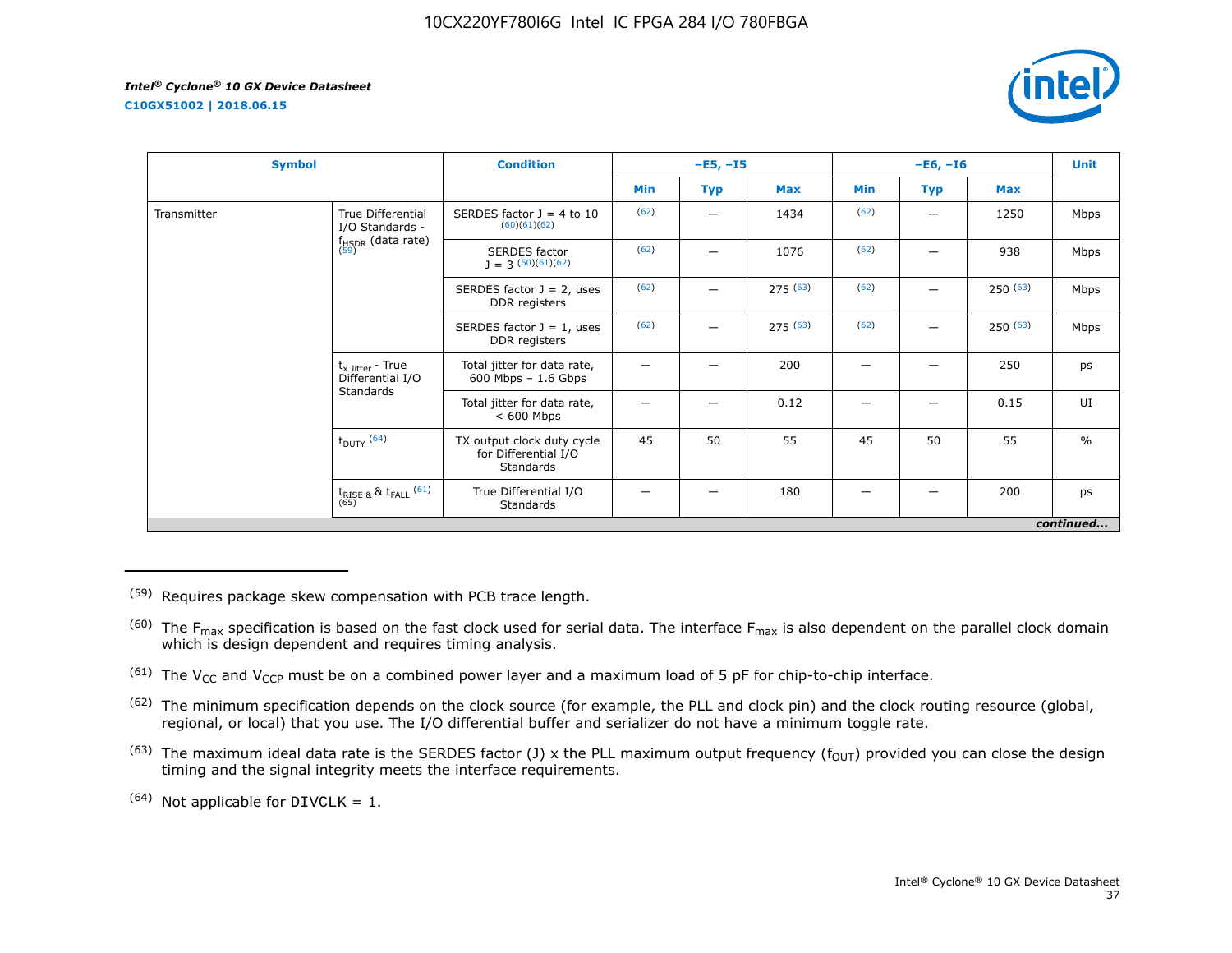| Symbol | | Condition | –E5, –I5 | | | –E6, –I6 | | | Unit |
|---|---|---|---|---|---|---|---|---|---|
| | | | Min | Typ | Max | Min | Typ | Max | |
| Transmitter | True Differential I/O Standards - $f_{HSDR}$ (data rate) (59) | SERDES factor J = 4 to 10 (60)(61)(62) | (62) | — | 1434 | (62) | — | 1250 | Mbps |
| | | SERDES factor J = 3 (60)(61)(62) | (62) | — | 1076 | (62) | — | 938 | Mbps |
| | | SERDES factor J = 2, uses DDR registers | (62) | — | 275 (63) | (62) | — | 250 (63) | Mbps |
| | | SERDES factor J = 1, uses DDR registers | (62) | — | 275 (63) | (62) | — | 250 (63) | Mbps |
| | $t_{x\ Jitter}$ - True Differential I/O Standards | Total jitter for data rate, 600 Mbps – 1.6 Gbps | — | — | 200 | — | — | 250 | ps |
| | | Total jitter for data rate, < 600 Mbps | — | — | 0.12 | — | — | 0.15 | UI |
| | $t_{DUTY}$ (64) | TX output clock duty cycle for Differential I/O Standards | 45 | 50 | 55 | 45 | 50 | 55 | % |
| | $t_{RISE\ \&}$ & $t_{FALL}$ (61)(65) | True Differential I/O Standards | — | — | 180 | — | — | 200 | ps |

*continued...*

(59) Requires package skew compensation with PCB trace length.

(60) The $F_{max}$ specification is based on the fast clock used for serial data. The interface $F_{max}$ is also dependent on the parallel clock domain which is design dependent and requires timing analysis.

(61) The $V_{CC}$ and $V_{CCP}$ must be on a combined power layer and a maximum load of 5 pF for chip-to-chip interface.

(62) The minimum specification depends on the clock source (for example, the PLL and clock pin) and the clock routing resource (global, regional, or local) that you use. The I/O differential buffer and serializer do not have a minimum toggle rate.

(63) The maximum ideal data rate is the SERDES factor (J) x the PLL maximum output frequency ($f_{OUT}$) provided you can close the design timing and the signal integrity meets the interface requirements.

(64) Not applicable for DIVCLK = 1.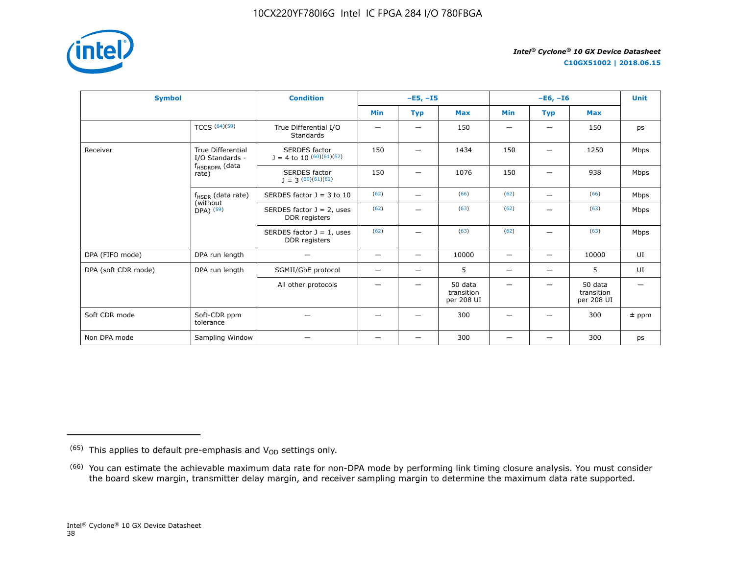| Symbol | | Condition | –E5, –I5 | | | –E6, –I6 | | | Unit |
|---|---|---|---|---|---|---|---|---|---|
| | | | Min | Typ | Max | Min | Typ | Max | |
| | TCCS [64][59] | True Differential I/O Standards | — | — | 150 | — | — | 150 | ps |
| Receiver | True Differential I/O Standards - $f_{HSDRDPA}$ (data rate) | SERDES factor J = 4 to 10 [60][61][62] | 150 | — | 1434 | 150 | — | 1250 | Mbps |
| | | SERDES factor J = 3 [60][61][62] | 150 | — | 1076 | 150 | — | 938 | Mbps |
| | $f_{HSDR}$ (data rate) (without DPA) [59] | SERDES factor J = 3 to 10 | [62] | — | [66] | [62] | — | [66] | Mbps |
| | | SERDES factor J = 2, uses DDR registers | [62] | — | [63] | [62] | — | [63] | Mbps |
| | | SERDES factor J = 1, uses DDR registers | [62] | — | [63] | [62] | — | [63] | Mbps |
| DPA (FIFO mode) | DPA run length | — | — | — | 10000 | — | — | 10000 | UI |
| DPA (soft CDR mode) | DPA run length | SGMII/GbE protocol | — | — | 5 | — | — | 5 | UI |
| | | All other protocols | — | — | 50 data transition per 208 UI | — | — | 50 data transition per 208 UI | — |
| Soft CDR mode | Soft-CDR ppm tolerance | — | — | — | 300 | — | — | 300 | ± ppm |
| Non DPA mode | Sampling Window | — | — | — | 300 | — | — | 300 | ps |

(65) This applies to default pre-emphasis and $V_{OD}$ settings only.

(66) You can estimate the achievable maximum data rate for non-DPA mode by performing link timing closure analysis. You must consider the board skew margin, transmitter delay margin, and receiver sampling margin to determine the maximum data rate supported.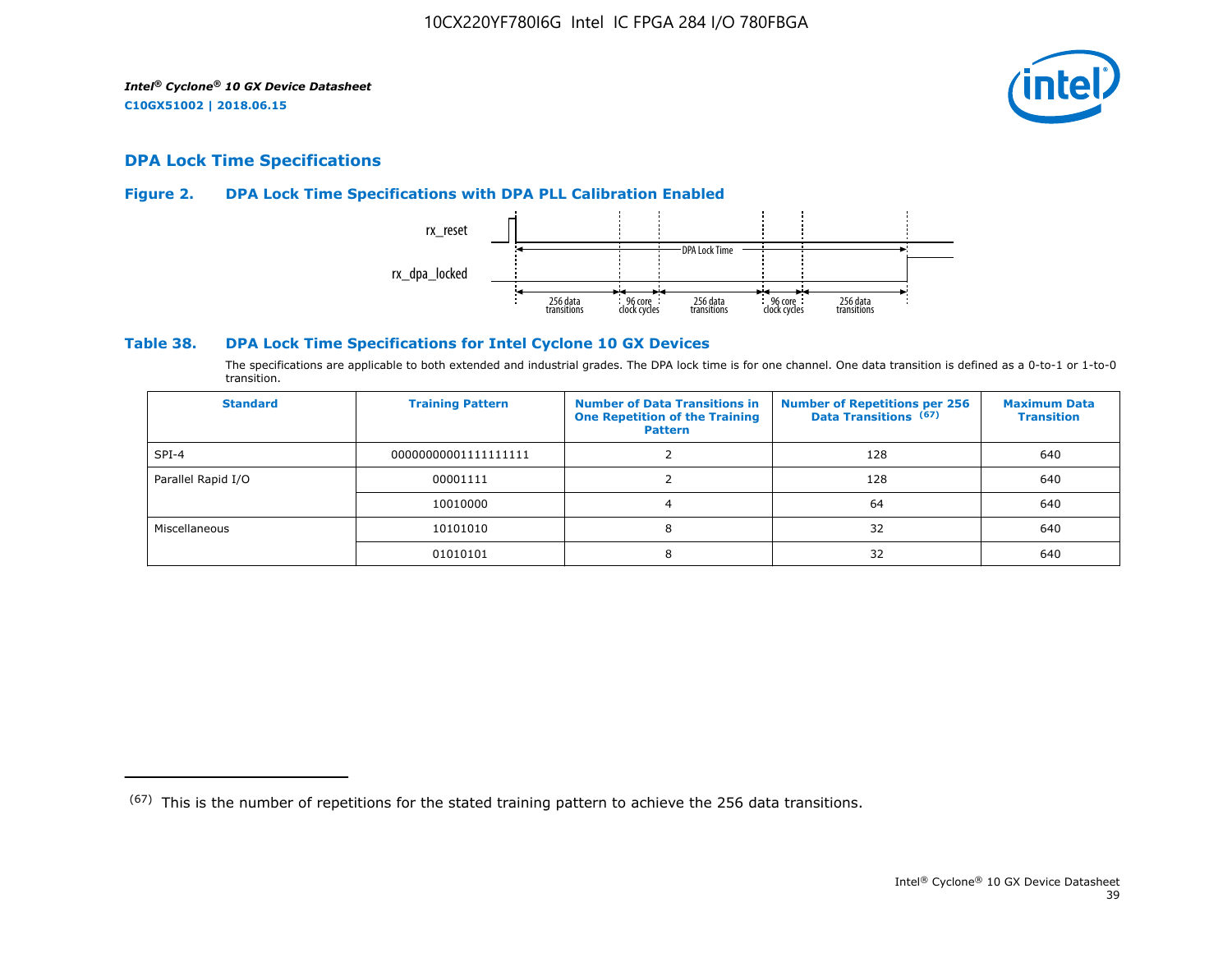## DPA Lock Time Specifications

### Figure 2. DPA Lock Time Specifications with DPA PLL Calibration Enabled

rx_reset

rx_dpa_locked

DPA Lock Time

256 data transitions | 96 core clock cycles | 256 data transitions | 96 core clock cycles | 256 data transitions

### Table 38. DPA Lock Time Specifications for Intel Cyclone 10 GX Devices

The specifications are applicable to both extended and industrial grades. The DPA lock time is for one channel. One data transition is defined as a 0-to-1 or 1-to-0 transition.

| Standard | Training Pattern | Number of Data Transitions in One Repetition of the Training Pattern | Number of Repetitions per 256 Data Transitions [67] | Maximum Data Transition |
|---|---|---|---|---|
| SPI-4 | 00000000001111111111 | 2 | 128 | 640 |
| Parallel Rapid I/O | 00001111 | 2 | 128 | 640 |
| | 10010000 | 4 | 64 | 640 |
| Miscellaneous | 10101010 | 8 | 32 | 640 |
| | 01010101 | 8 | 32 | 640 |

(67) This is the number of repetitions for the stated training pattern to achieve the 256 data transitions.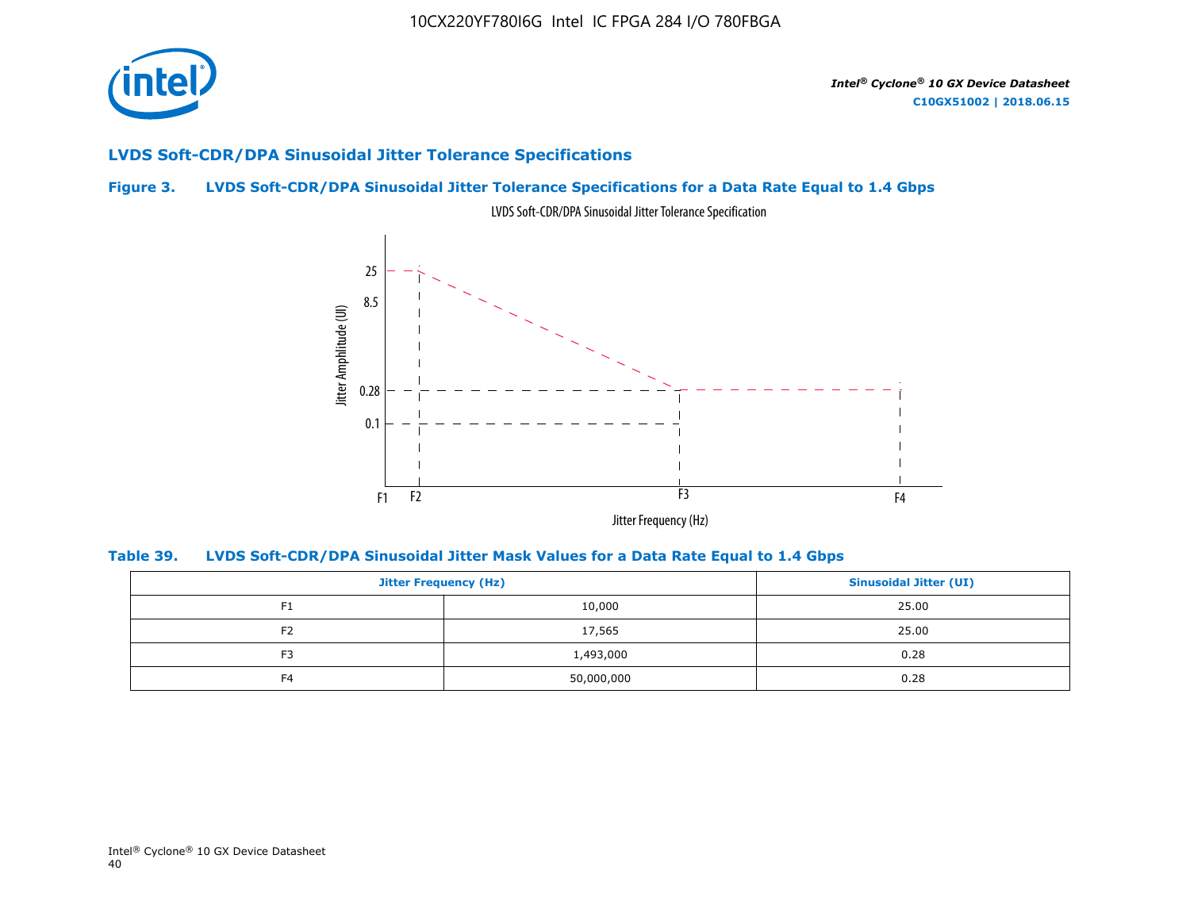## LVDS Soft-CDR/DPA Sinusoidal Jitter Tolerance Specifications

### Figure 3. LVDS Soft-CDR/DPA Sinusoidal Jitter Tolerance Specifications for a Data Rate Equal to 1.4 Gbps

LVDS Soft-CDR/DPA Sinusoidal Jitter Tolerance Specification

Jitter Amphlitude (UI)

25
8.5
0.28
0.1

F1 F2 F3 F4

Jitter Frequency (Hz)

### Table 39. LVDS Soft-CDR/DPA Sinusoidal Jitter Mask Values for a Data Rate Equal to 1.4 Gbps

| Jitter Frequency (Hz) | | Sinusoidal Jitter (UI) |
|---|---|---|
| F1 | 10,000 | 25.00 |
| F2 | 17,565 | 25.00 |
| F3 | 1,493,000 | 0.28 |
| F4 | 50,000,000 | 0.28 |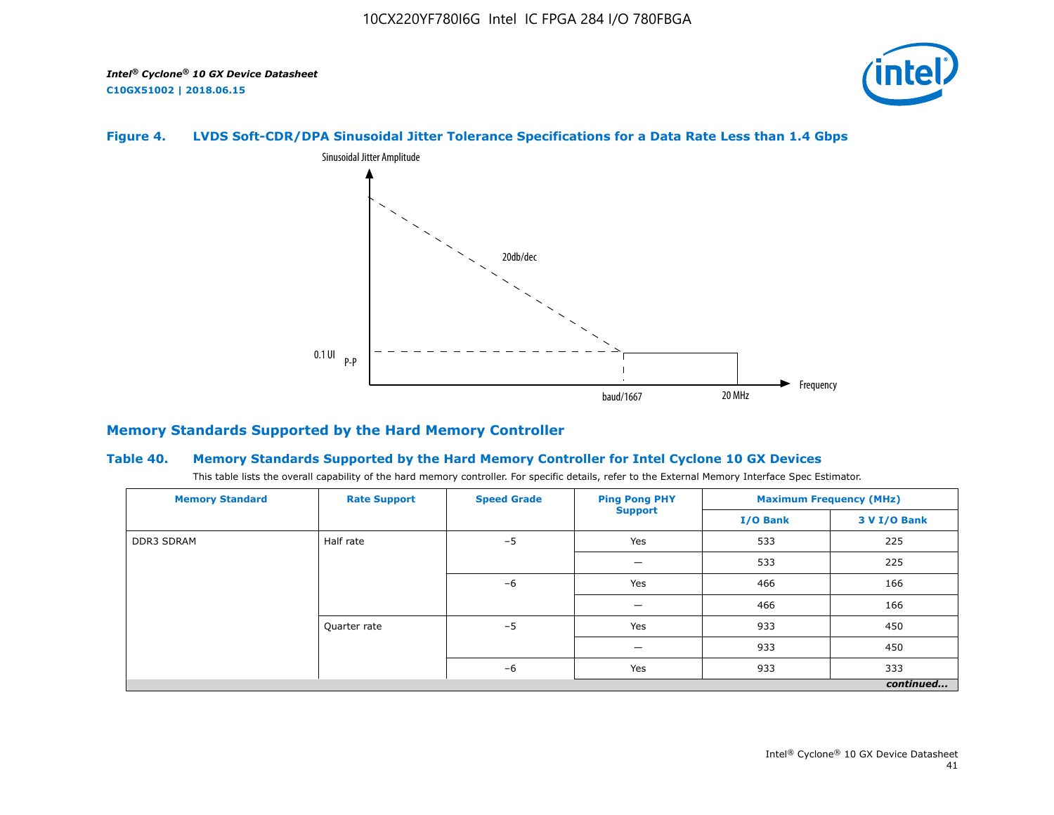#### Figure 4. LVDS Soft-CDR/DPA Sinusoidal Jitter Tolerance Specifications for a Data Rate Less than 1.4 Gbps

Sinusoidal Jitter Amplitude

20db/dec

0.1 UI P-P

baud/1667

20 MHz

Frequency

## Memory Standards Supported by the Hard Memory Controller

#### Table 40. Memory Standards Supported by the Hard Memory Controller for Intel Cyclone 10 GX Devices

This table lists the overall capability of the hard memory controller. For specific details, refer to the External Memory Interface Spec Estimator.

| Memory Standard | Rate Support | Speed Grade | Ping Pong PHY Support | Maximum Frequency (MHz) | |
|---|---|---|---|---|---|
| | | | | I/O Bank | 3 V I/O Bank |
| DDR3 SDRAM | Half rate | –5 | Yes | 533 | 225 |
| | | | — | 533 | 225 |
| | | –6 | Yes | 466 | 166 |
| | | | — | 466 | 166 |
| | Quarter rate | –5 | Yes | 933 | 450 |
| | | | — | 933 | 450 |
| | | –6 | Yes | 933 | 333 |

*continued...*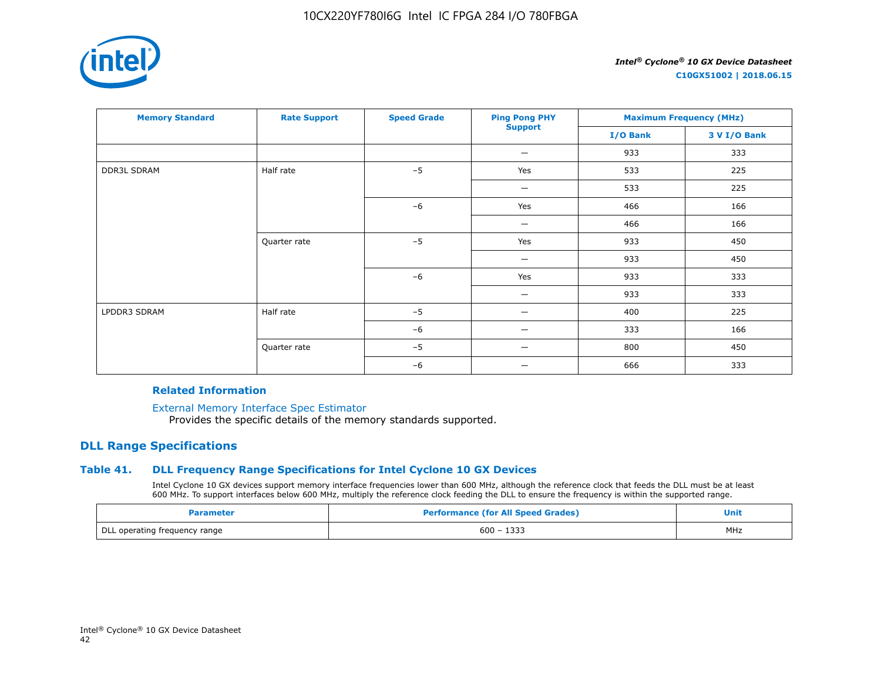| Memory Standard | Rate Support | Speed Grade | Ping Pong PHY Support | Maximum Frequency (MHz) | |
|---|---|---|---|---|---|
| | | | | I/O Bank | 3 V I/O Bank |
| | | | — | 933 | 333 |
| DDR3L SDRAM | Half rate | –5 | Yes | 533 | 225 |
| | | | — | 533 | 225 |
| | | –6 | Yes | 466 | 166 |
| | | | — | 466 | 166 |
| | Quarter rate | –5 | Yes | 933 | 450 |
| | | | — | 933 | 450 |
| | | –6 | Yes | 933 | 333 |
| | | | — | 933 | 333 |
| LPDDR3 SDRAM | Half rate | –5 | — | 400 | 225 |
| | | –6 | — | 333 | 166 |
| | Quarter rate | –5 | — | 800 | 450 |
| | | –6 | — | 666 | 333 |

**Related Information**

External Memory Interface Spec Estimator
Provides the specific details of the memory standards supported.

## DLL Range Specifications

### Table 41. DLL Frequency Range Specifications for Intel Cyclone 10 GX Devices

Intel Cyclone 10 GX devices support memory interface frequencies lower than 600 MHz, although the reference clock that feeds the DLL must be at least 600 MHz. To support interfaces below 600 MHz, multiply the reference clock feeding the DLL to ensure the frequency is within the supported range.

| Parameter | Performance (for All Speed Grades) | Unit |
|---|---|---|
| DLL operating frequency range | 600 – 1333 | MHz |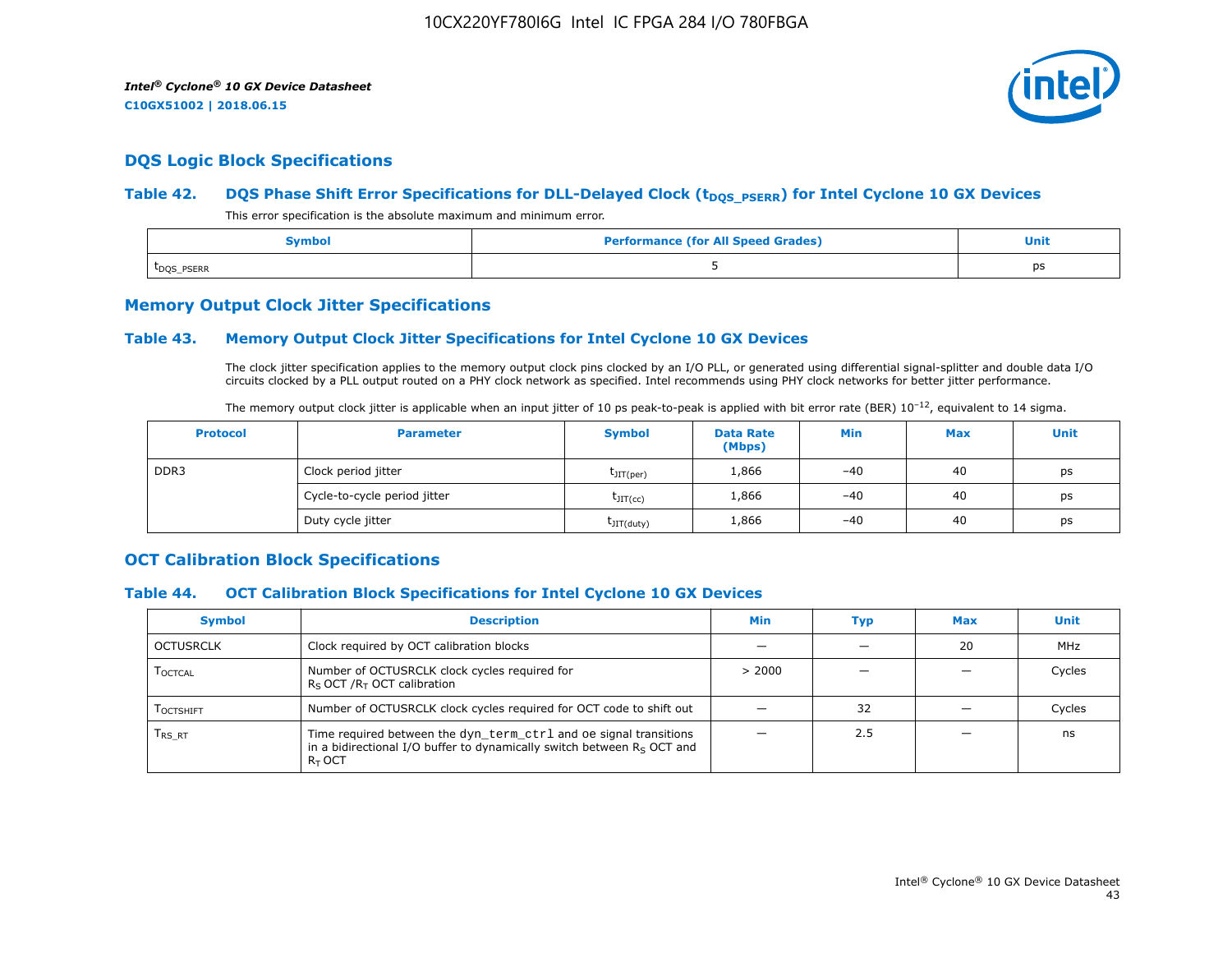## DQS Logic Block Specifications

### Table 42. DQS Phase Shift Error Specifications for DLL-Delayed Clock ($t_{DQS\_PSERR}$) for Intel Cyclone 10 GX Devices

This error specification is the absolute maximum and minimum error.

| Symbol | Performance (for All Speed Grades) | Unit |
|---|---|---|
| $t_{DQS\_PSERR}$ | 5 | ps |

## Memory Output Clock Jitter Specifications

### Table 43. Memory Output Clock Jitter Specifications for Intel Cyclone 10 GX Devices

The clock jitter specification applies to the memory output clock pins clocked by an I/O PLL, or generated using differential signal-splitter and double data I/O circuits clocked by a PLL output routed on a PHY clock network as specified. Intel recommends using PHY clock networks for better jitter performance.

The memory output clock jitter is applicable when an input jitter of 10 ps peak-to-peak is applied with bit error rate (BER) $10^{-12}$, equivalent to 14 sigma.

| Protocol | Parameter | Symbol | Data Rate (Mbps) | Min | Max | Unit |
|---|---|---|---|---|---|---|
| DDR3 | Clock period jitter | $t_{JIT(per)}$ | 1,866 | –40 | 40 | ps |
| | Cycle-to-cycle period jitter | $t_{JIT(cc)}$ | 1,866 | –40 | 40 | ps |
| | Duty cycle jitter | $t_{JIT(duty)}$ | 1,866 | –40 | 40 | ps |

## OCT Calibration Block Specifications

### Table 44. OCT Calibration Block Specifications for Intel Cyclone 10 GX Devices

| Symbol | Description | Min | Typ | Max | Unit |
|---|---|---|---|---|---|
| OCTUSRCLK | Clock required by OCT calibration blocks | — | — | 20 | MHz |
| $T_{OCTCAL}$ | Number of OCTUSRCLK clock cycles required for $R_S$ OCT /$R_T$ OCT calibration | > 2000 | — | — | Cycles |
| $T_{OCTSHIFT}$ | Number of OCTUSRCLK clock cycles required for OCT code to shift out | — | 32 | — | Cycles |
| $T_{RS\_RT}$ | Time required between the `dyn_term_ctrl` and oe signal transitions in a bidirectional I/O buffer to dynamically switch between $R_S$ OCT and $R_T$ OCT | — | 2.5 | — | ns |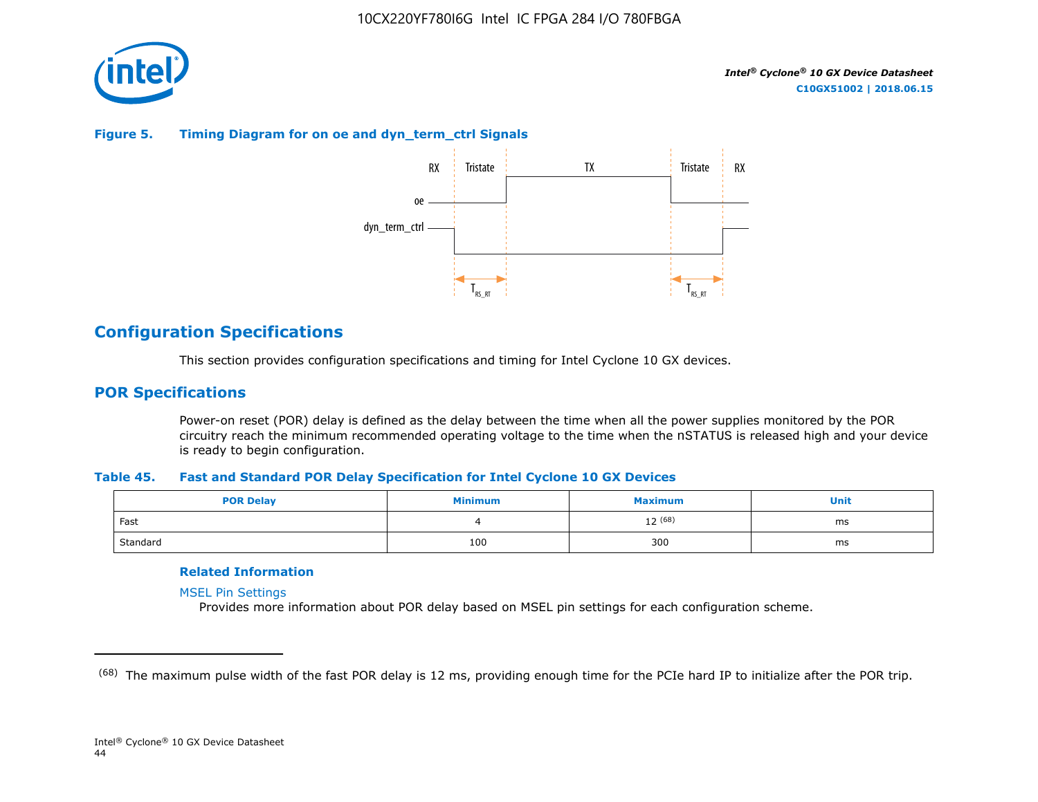**Figure 5. Timing Diagram for on oe and dyn_term_ctrl Signals**

## Configuration Specifications

This section provides configuration specifications and timing for Intel Cyclone 10 GX devices.

## POR Specifications

Power-on reset (POR) delay is defined as the delay between the time when all the power supplies monitored by the POR circuitry reach the minimum recommended operating voltage to the time when the nSTATUS is released high and your device is ready to begin configuration.

**Table 45. Fast and Standard POR Delay Specification for Intel Cyclone 10 GX Devices**

| POR Delay | Minimum | Maximum | Unit |
|---|---|---|---|
| Fast | 4 | 12 (68) | ms |
| Standard | 100 | 300 | ms |

**Related Information**

MSEL Pin Settings
Provides more information about POR delay based on MSEL pin settings for each configuration scheme.

(68) The maximum pulse width of the fast POR delay is 12 ms, providing enough time for the PCIe hard IP to initialize after the POR trip.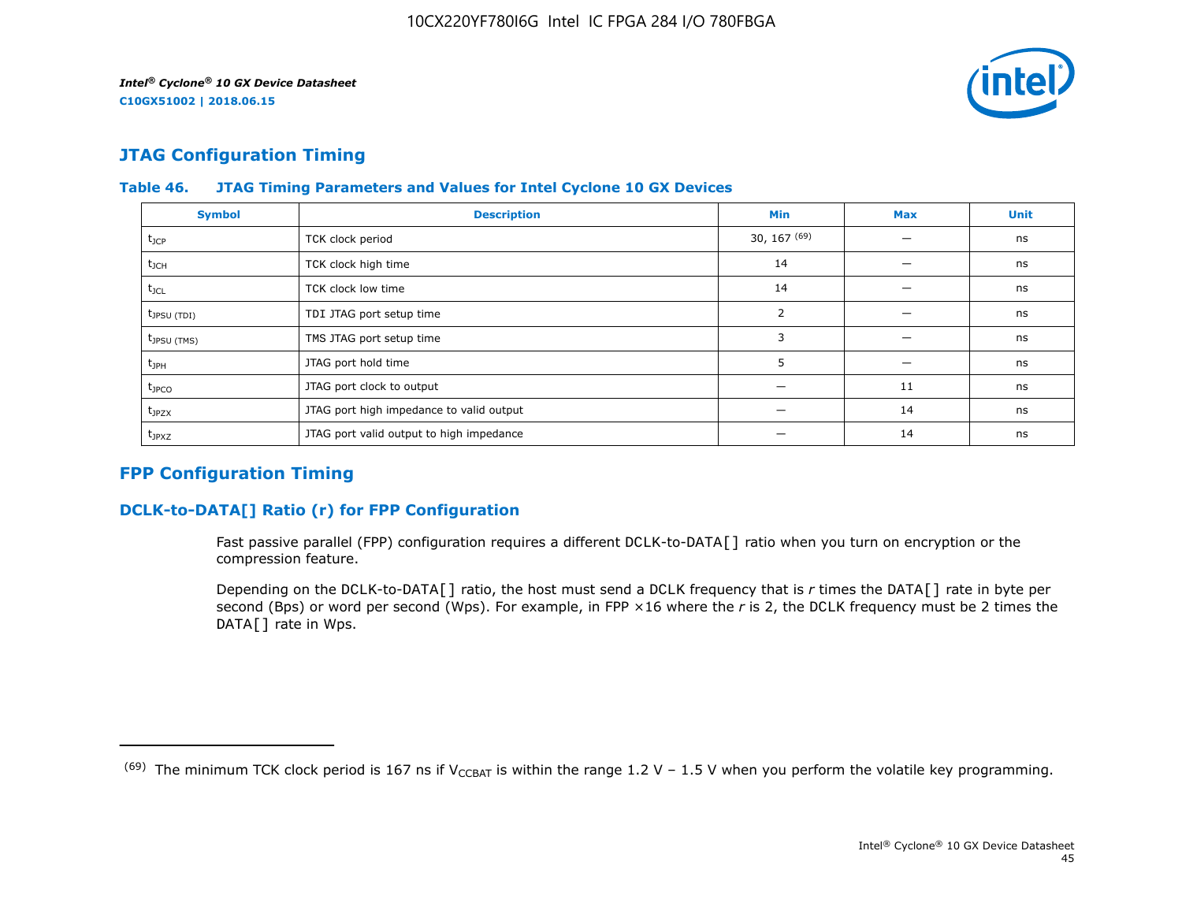## JTAG Configuration Timing

**Table 46. JTAG Timing Parameters and Values for Intel Cyclone 10 GX Devices**

| Symbol | Description | Min | Max | Unit |
|---|---|---|---|---|
| $t_{JCP}$ | TCK clock period | 30, 167 [(69)] | — | ns |
| $t_{JCH}$ | TCK clock high time | 14 | — | ns |
| $t_{JCL}$ | TCK clock low time | 14 | — | ns |
| $t_{JPSU\ (TDI)}$ | TDI JTAG port setup time | 2 | — | ns |
| $t_{JPSU\ (TMS)}$ | TMS JTAG port setup time | 3 | — | ns |
| $t_{JPH}$ | JTAG port hold time | 5 | — | ns |
| $t_{JPCO}$ | JTAG port clock to output | — | 11 | ns |
| $t_{JPZX}$ | JTAG port high impedance to valid output | — | 14 | ns |
| $t_{JPXZ}$ | JTAG port valid output to high impedance | — | 14 | ns |

## FPP Configuration Timing

### DCLK-to-DATA[] Ratio (r) for FPP Configuration

Fast passive parallel (FPP) configuration requires a different DCLK-to-DATA[] ratio when you turn on encryption or the compression feature.

Depending on the DCLK-to-DATA[] ratio, the host must send a DCLK frequency that is *r* times the DATA[] rate in byte per second (Bps) or word per second (Wps). For example, in FPP ×16 where the *r* is 2, the DCLK frequency must be 2 times the DATA[] rate in Wps.

(69) The minimum TCK clock period is 167 ns if $V_{CCBAT}$ is within the range 1.2 V – 1.5 V when you perform the volatile key programming.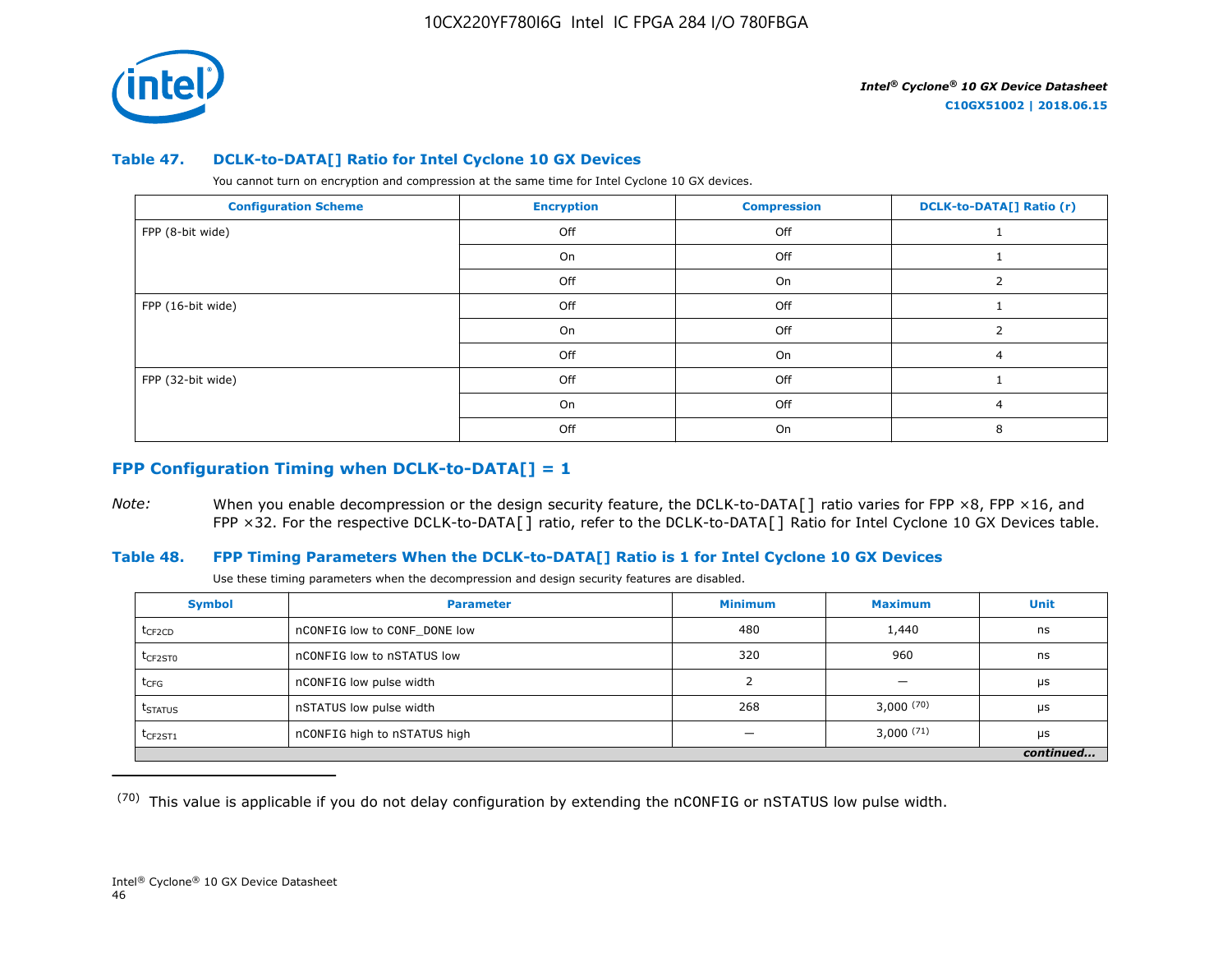### Table 47. DCLK-to-DATA[] Ratio for Intel Cyclone 10 GX Devices

You cannot turn on encryption and compression at the same time for Intel Cyclone 10 GX devices.

| Configuration Scheme | Encryption | Compression | DCLK-to-DATA[] Ratio (r) |
|---|---|---|---|
| FPP (8-bit wide) | Off | Off | 1 |
| | On | Off | 1 |
| | Off | On | 2 |
| FPP (16-bit wide) | Off | Off | 1 |
| | On | Off | 2 |
| | Off | On | 4 |
| FPP (32-bit wide) | Off | Off | 1 |
| | On | Off | 4 |
| | Off | On | 8 |

## FPP Configuration Timing when DCLK-to-DATA[] = 1

*Note:* When you enable decompression or the design security feature, the DCLK-to-DATA[] ratio varies for FPP ×8, FPP ×16, and FPP ×32. For the respective DCLK-to-DATA[] ratio, refer to the DCLK-to-DATA[] Ratio for Intel Cyclone 10 GX Devices table.

### Table 48. FPP Timing Parameters When the DCLK-to-DATA[] Ratio is 1 for Intel Cyclone 10 GX Devices

Use these timing parameters when the decompression and design security features are disabled.

| Symbol | Parameter | Minimum | Maximum | Unit |
|---|---|---|---|---|
| $t_{CF2CD}$ | nCONFIG low to CONF_DONE low | 480 | 1,440 | ns |
| $t_{CF2ST0}$ | nCONFIG low to nSTATUS low | 320 | 960 | ns |
| $t_{CFG}$ | nCONFIG low pulse width | 2 | — | μs |
| $t_{STATUS}$ | nSTATUS low pulse width | 268 | 3,000 (70) | μs |
| $t_{CF2ST1}$ | nCONFIG high to nSTATUS high | — | 3,000 (71) | μs |
| | | | | *continued...* |

(70) This value is applicable if you do not delay configuration by extending the nCONFIG or nSTATUS low pulse width.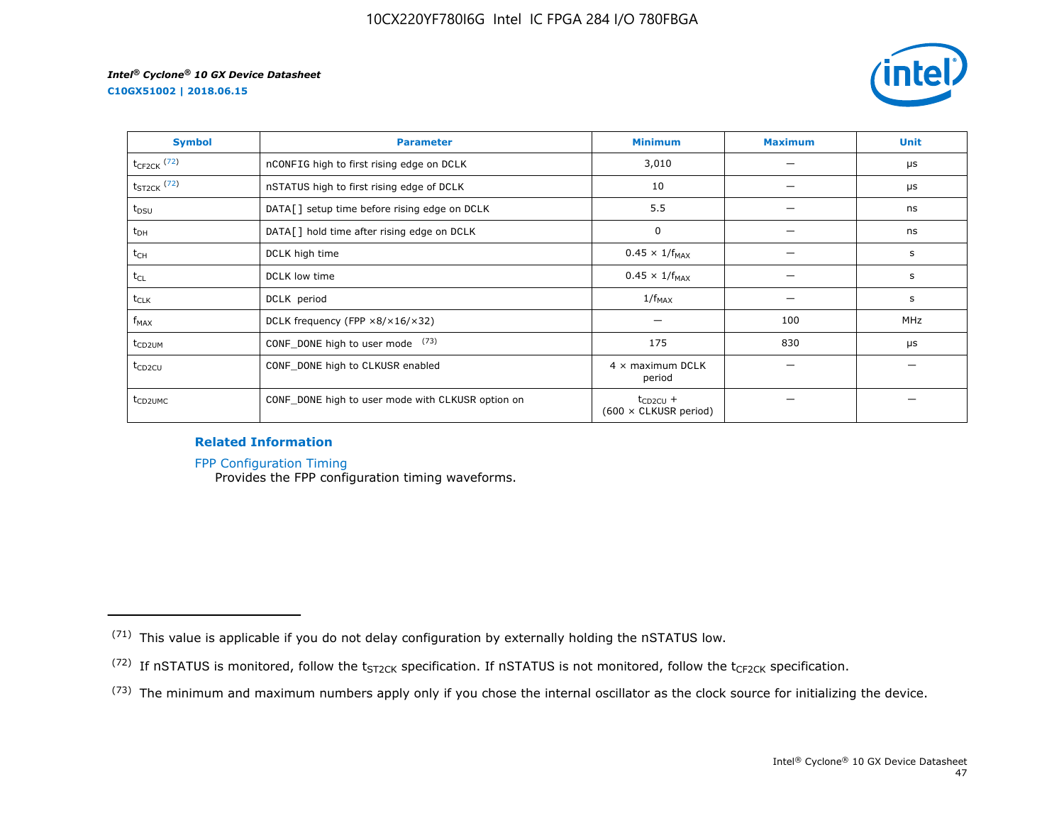| Symbol | Parameter | Minimum | Maximum | Unit |
| --- | --- | --- | --- | --- |
| $t_{CF2CK}$ [72] | nCONFIG high to first rising edge on DCLK | 3,010 | — | µs |
| $t_{ST2CK}$ [72] | nSTATUS high to first rising edge of DCLK | 10 | — | µs |
| $t_{DSU}$ | DATA[] setup time before rising edge on DCLK | 5.5 | — | ns |
| $t_{DH}$ | DATA[] hold time after rising edge on DCLK | 0 | — | ns |
| $t_{CH}$ | DCLK high time | $0.45 \times 1/f_{MAX}$ | — | s |
| $t_{CL}$ | DCLK low time | $0.45 \times 1/f_{MAX}$ | — | s |
| $t_{CLK}$ | DCLK period | $1/f_{MAX}$ | — | s |
| $f_{MAX}$ | DCLK frequency (FPP ×8/×16/×32) | — | 100 | MHz |
| $t_{CD2UM}$ | CONF_DONE high to user mode [73] | 175 | 830 | µs |
| $t_{CD2CU}$ | CONF_DONE high to CLKUSR enabled | 4 × maximum DCLK period | — | — |
| $t_{CD2UMC}$ | CONF_DONE high to user mode with CLKUSR option on | $t_{CD2CU}$ + (600 × CLKUSR period) | — | — |

### Related Information

FPP Configuration Timing
Provides the FPP configuration timing waveforms.

---

(71) This value is applicable if you do not delay configuration by externally holding the nSTATUS low.

(72) If nSTATUS is monitored, follow the $t_{ST2CK}$ specification. If nSTATUS is not monitored, follow the $t_{CF2CK}$ specification.

(73) The minimum and maximum numbers apply only if you chose the internal oscillator as the clock source for initializing the device.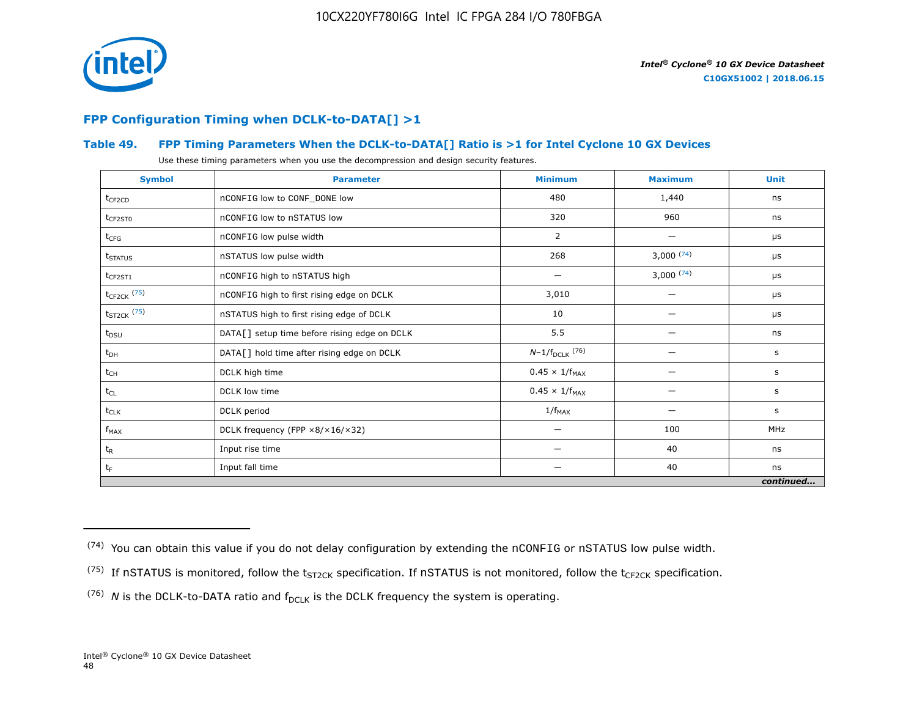## FPP Configuration Timing when DCLK-to-DATA[] >1

### Table 49. FPP Timing Parameters When the DCLK-to-DATA[] Ratio is >1 for Intel Cyclone 10 GX Devices

Use these timing parameters when you use the decompression and design security features.

| Symbol | Parameter | Minimum | Maximum | Unit |
|---|---|---|---|---|
| $t_{CF2CD}$ | nCONFIG low to CONF_DONE low | 480 | 1,440 | ns |
| $t_{CF2ST0}$ | nCONFIG low to nSTATUS low | 320 | 960 | ns |
| $t_{CFG}$ | nCONFIG low pulse width | 2 | — | μs |
| $t_{STATUS}$ | nSTATUS low pulse width | 268 | 3,000 (74) | μs |
| $t_{CF2ST1}$ | nCONFIG high to nSTATUS high | — | 3,000 (74) | μs |
| $t_{CF2CK}$ (75) | nCONFIG high to first rising edge on DCLK | 3,010 | — | μs |
| $t_{ST2CK}$ (75) | nSTATUS high to first rising edge of DCLK | 10 | — | μs |
| $t_{DSU}$ | DATA[] setup time before rising edge on DCLK | 5.5 | — | ns |
| $t_{DH}$ | DATA[] hold time after rising edge on DCLK | $N-1/f_{DCLK}$ (76) | — | s |
| $t_{CH}$ | DCLK high time | $0.45 \times 1/f_{MAX}$ | — | s |
| $t_{CL}$ | DCLK low time | $0.45 \times 1/f_{MAX}$ | — | s |
| $t_{CLK}$ | DCLK period | $1/f_{MAX}$ | — | s |
| $f_{MAX}$ | DCLK frequency (FPP ×8/×16/×32) | — | 100 | MHz |
| $t_R$ | Input rise time | — | 40 | ns |
| $t_F$ | Input fall time | — | 40 | ns |
| | | | | *continued...* |

(74) You can obtain this value if you do not delay configuration by extending the nCONFIG or nSTATUS low pulse width.

(75) If nSTATUS is monitored, follow the $t_{ST2CK}$ specification. If nSTATUS is not monitored, follow the $t_{CF2CK}$ specification.

(76) $N$ is the DCLK-to-DATA ratio and $f_{DCLK}$ is the DCLK frequency the system is operating.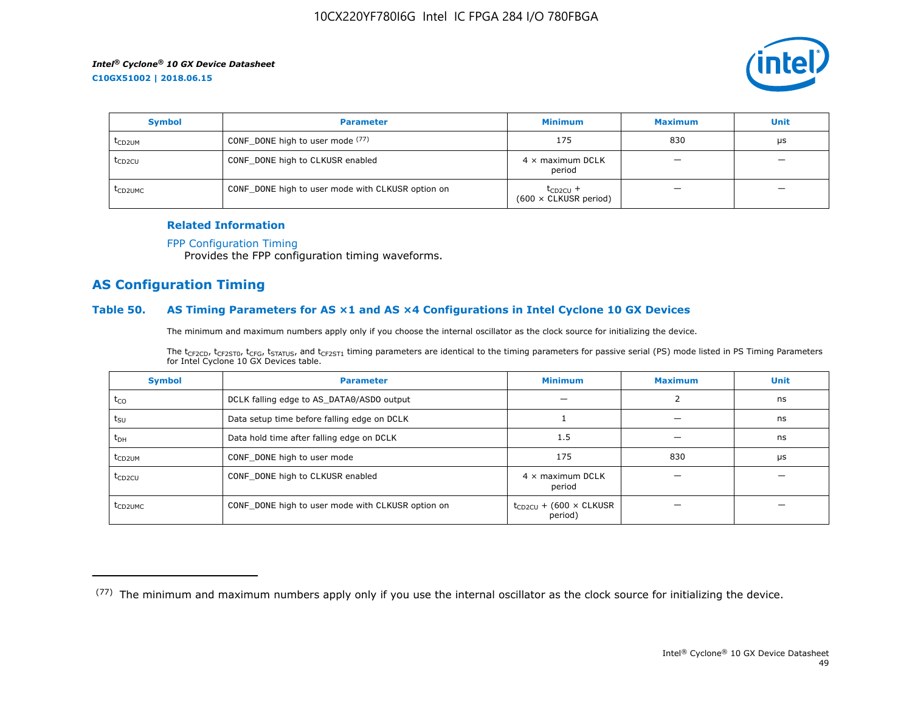| Symbol | Parameter | Minimum | Maximum | Unit |
|---|---|---|---|---|
| $t_{CD2UM}$ | CONF_DONE high to user mode [77] | 175 | 830 | µs |
| $t_{CD2CU}$ | CONF_DONE high to CLKUSR enabled | 4 × maximum DCLK period | — | — |
| $t_{CD2UMC}$ | CONF_DONE high to user mode with CLKUSR option on | $t_{CD2CU}$ + (600 × CLKUSR period) | — | — |

**Related Information**

FPP Configuration Timing
Provides the FPP configuration timing waveforms.

## AS Configuration Timing

### Table 50. AS Timing Parameters for AS ×1 and AS ×4 Configurations in Intel Cyclone 10 GX Devices

The minimum and maximum numbers apply only if you choose the internal oscillator as the clock source for initializing the device.

The $t_{CF2CD}$, $t_{CF2ST0}$, $t_{CFG}$, $t_{STATUS}$, and $t_{CF2ST1}$ timing parameters are identical to the timing parameters for passive serial (PS) mode listed in PS Timing Parameters for Intel Cyclone 10 GX Devices table.

| Symbol | Parameter | Minimum | Maximum | Unit |
|---|---|---|---|---|
| $t_{CO}$ | DCLK falling edge to AS_DATA0/ASDO output | — | 2 | ns |
| $t_{SU}$ | Data setup time before falling edge on DCLK | 1 | — | ns |
| $t_{DH}$ | Data hold time after falling edge on DCLK | 1.5 | — | ns |
| $t_{CD2UM}$ | CONF_DONE high to user mode | 175 | 830 | µs |
| $t_{CD2CU}$ | CONF_DONE high to CLKUSR enabled | 4 × maximum DCLK period | — | — |
| $t_{CD2UMC}$ | CONF_DONE high to user mode with CLKUSR option on | $t_{CD2CU}$ + (600 × CLKUSR period) | — | — |

(77) The minimum and maximum numbers apply only if you use the internal oscillator as the clock source for initializing the device.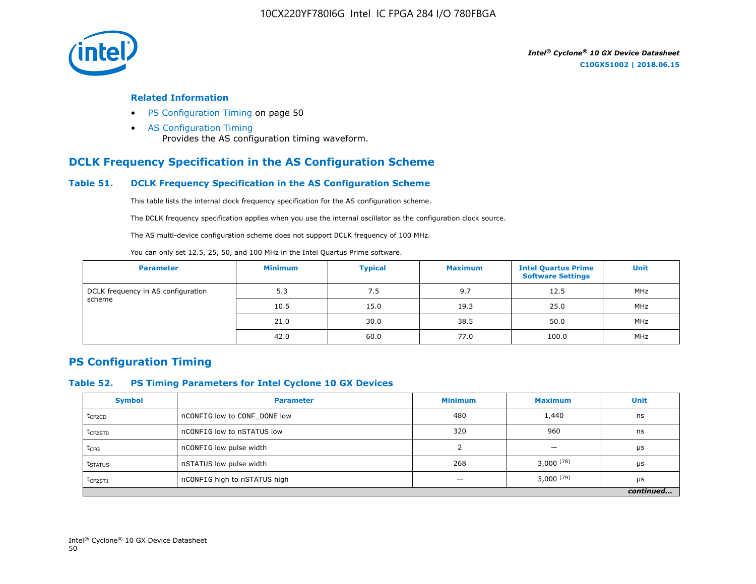**Related Information**

- PS Configuration Timing on page 50
- AS Configuration Timing
  Provides the AS configuration timing waveform.

## DCLK Frequency Specification in the AS Configuration Scheme

### Table 51. DCLK Frequency Specification in the AS Configuration Scheme

This table lists the internal clock frequency specification for the AS configuration scheme.

The DCLK frequency specification applies when you use the internal oscillator as the configuration clock source.

The AS multi-device configuration scheme does not support DCLK frequency of 100 MHz.

You can only set 12.5, 25, 50, and 100 MHz in the Intel Quartus Prime software.

| Parameter | Minimum | Typical | Maximum | Intel Quartus Prime Software Settings | Unit |
|---|---|---|---|---|---|
| DCLK frequency in AS configuration scheme | 5.3 | 7.5 | 9.7 | 12.5 | MHz |
| | 10.5 | 15.0 | 19.3 | 25.0 | MHz |
| | 21.0 | 30.0 | 38.5 | 50.0 | MHz |
| | 42.0 | 60.0 | 77.0 | 100.0 | MHz |

## PS Configuration Timing

### Table 52. PS Timing Parameters for Intel Cyclone 10 GX Devices

| Symbol | Parameter | Minimum | Maximum | Unit |
|---|---|---|---|---|
| $t_{CF2CD}$ | nCONFIG low to CONF_DONE low | 480 | 1,440 | ns |
| $t_{CF2ST0}$ | nCONFIG low to nSTATUS low | 320 | 960 | ns |
| $t_{CFG}$ | nCONFIG low pulse width | 2 | — | μs |
| $t_{STATUS}$ | nSTATUS low pulse width | 268 | 3,000 (78) | μs |
| $t_{CF2ST1}$ | nCONFIG high to nSTATUS high | — | 3,000 (79) | μs |

*continued...*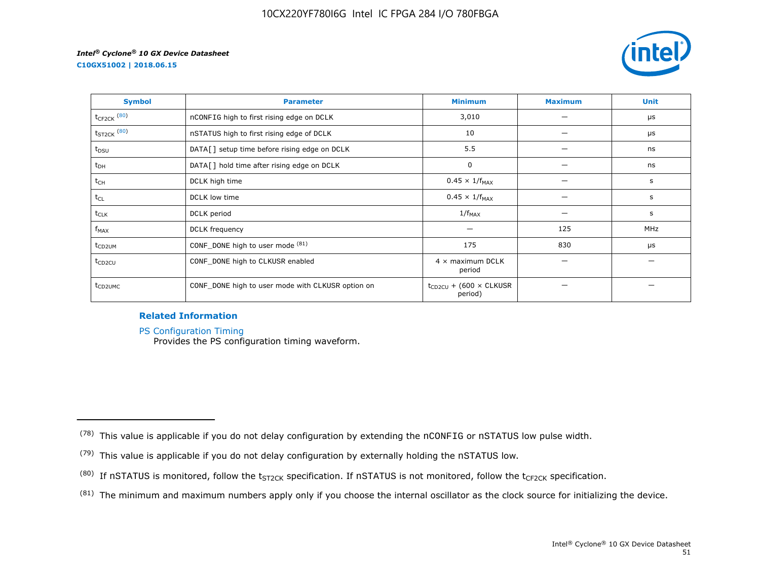| Symbol | Parameter | Minimum | Maximum | Unit |
|---|---|---|---|---|
| $t_{CF2CK}$ [80] | nCONFIG high to first rising edge on DCLK | 3,010 | — | µs |
| $t_{ST2CK}$ [80] | nSTATUS high to first rising edge of DCLK | 10 | — | µs |
| $t_{DSU}$ | DATA[] setup time before rising edge on DCLK | 5.5 | — | ns |
| $t_{DH}$ | DATA[] hold time after rising edge on DCLK | 0 | — | ns |
| $t_{CH}$ | DCLK high time | $0.45 \times 1/f_{MAX}$ | — | s |
| $t_{CL}$ | DCLK low time | $0.45 \times 1/f_{MAX}$ | — | s |
| $t_{CLK}$ | DCLK period | $1/f_{MAX}$ | — | s |
| $f_{MAX}$ | DCLK frequency | — | 125 | MHz |
| $t_{CD2UM}$ | CONF_DONE high to user mode [81] | 175 | 830 | µs |
| $t_{CD2CU}$ | CONF_DONE high to CLKUSR enabled | 4 × maximum DCLK period | — | — |
| $t_{CD2UMC}$ | CONF_DONE high to user mode with CLKUSR option on | $t_{CD2CU}$ + (600 × CLKUSR period) | — | — |

**Related Information**

PS Configuration Timing
Provides the PS configuration timing waveform.

(78) This value is applicable if you do not delay configuration by extending the nCONFIG or nSTATUS low pulse width.

(79) This value is applicable if you do not delay configuration by externally holding the nSTATUS low.

(80) If nSTATUS is monitored, follow the $t_{ST2CK}$ specification. If nSTATUS is not monitored, follow the $t_{CF2CK}$ specification.

(81) The minimum and maximum numbers apply only if you choose the internal oscillator as the clock source for initializing the device.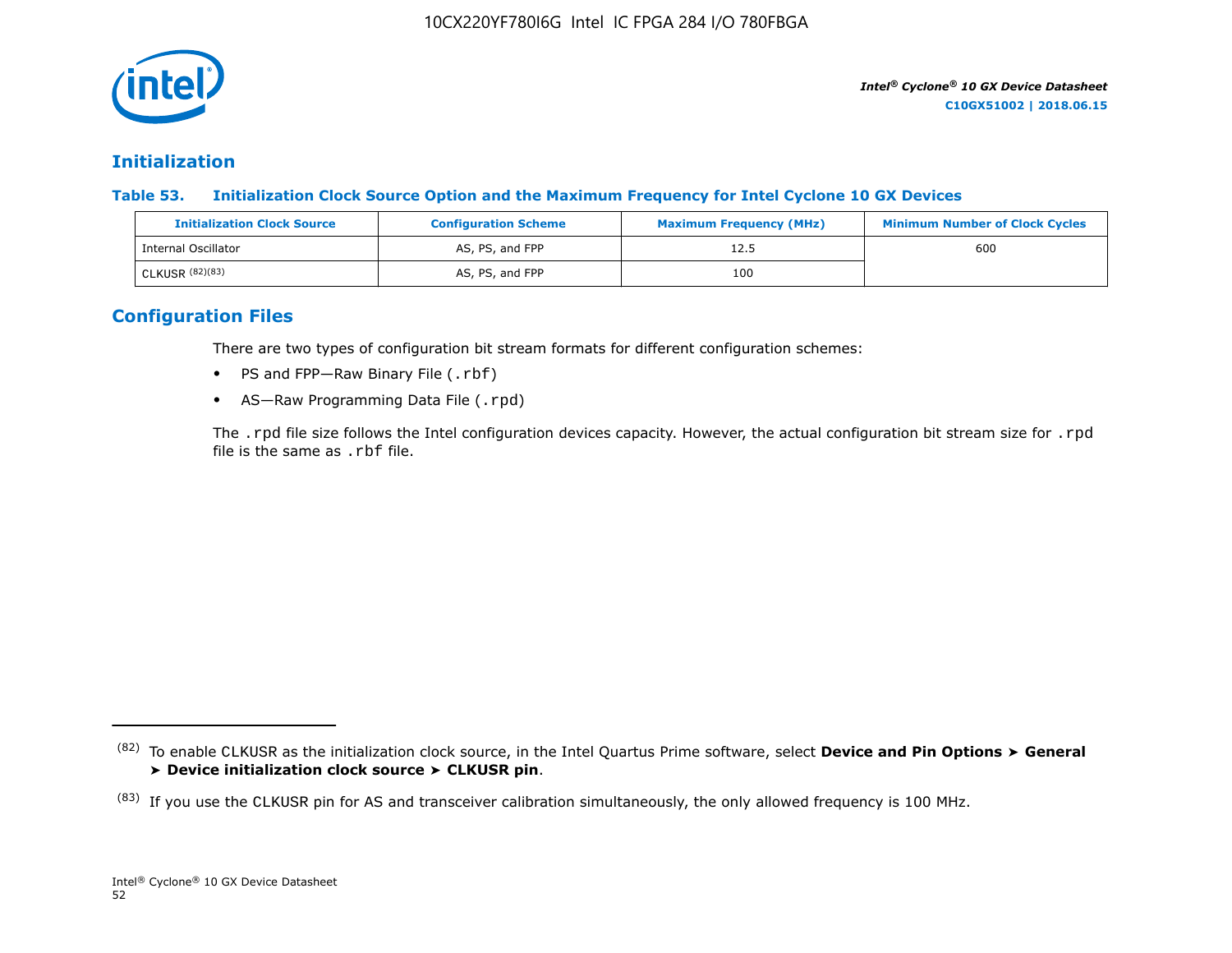## Initialization

### Table 53. Initialization Clock Source Option and the Maximum Frequency for Intel Cyclone 10 GX Devices

| Initialization Clock Source | Configuration Scheme | Maximum Frequency (MHz) | Minimum Number of Clock Cycles |
|---|---|---|---|
| Internal Oscillator | AS, PS, and FPP | 12.5 | 600 |
| CLKUSR [82][83] | AS, PS, and FPP | 100 | |

## Configuration Files

There are two types of configuration bit stream formats for different configuration schemes:

- PS and FPP—Raw Binary File (`.rbf`)
- AS—Raw Programming Data File (`.rpd`)

The `.rpd` file size follows the Intel configuration devices capacity. However, the actual configuration bit stream size for `.rpd` file is the same as `.rbf` file.

---

[82] To enable CLKUSR as the initialization clock source, in the Intel Quartus Prime software, select **Device and Pin Options ➤ General ➤ Device initialization clock source ➤ CLKUSR pin**.

[83] If you use the CLKUSR pin for AS and transceiver calibration simultaneously, the only allowed frequency is 100 MHz.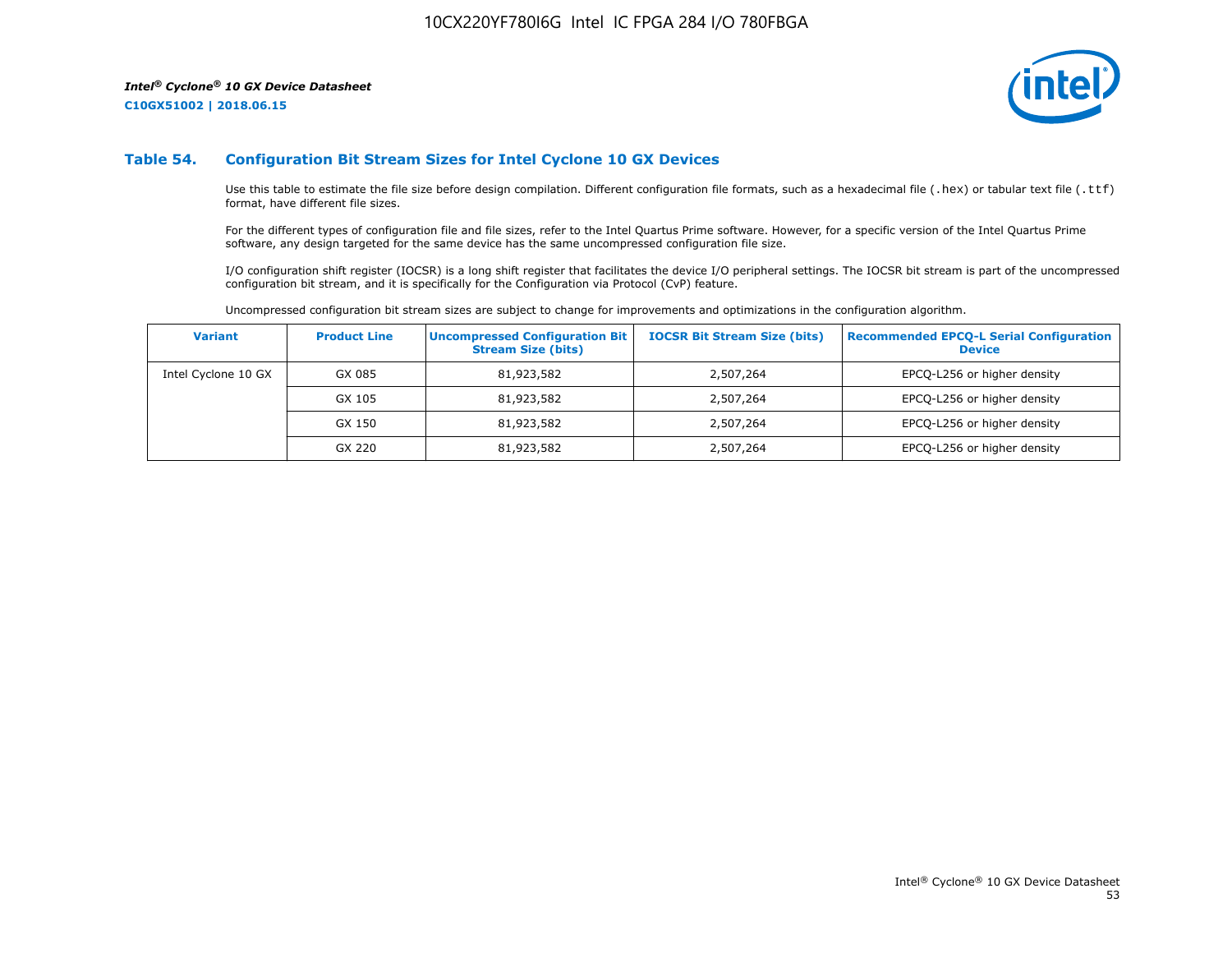### Table 54. Configuration Bit Stream Sizes for Intel Cyclone 10 GX Devices

Use this table to estimate the file size before design compilation. Different configuration file formats, such as a hexadecimal file (.hex) or tabular text file (.ttf) format, have different file sizes.

For the different types of configuration file and file sizes, refer to the Intel Quartus Prime software. However, for a specific version of the Intel Quartus Prime software, any design targeted for the same device has the same uncompressed configuration file size.

I/O configuration shift register (IOCSR) is a long shift register that facilitates the device I/O peripheral settings. The IOCSR bit stream is part of the uncompressed configuration bit stream, and it is specifically for the Configuration via Protocol (CvP) feature.

Uncompressed configuration bit stream sizes are subject to change for improvements and optimizations in the configuration algorithm.

| Variant | Product Line | Uncompressed Configuration Bit Stream Size (bits) | IOCSR Bit Stream Size (bits) | Recommended EPCQ-L Serial Configuration Device |
|---|---|---|---|---|
| Intel Cyclone 10 GX | GX 085 | 81,923,582 | 2,507,264 | EPCQ-L256 or higher density |
| | GX 105 | 81,923,582 | 2,507,264 | EPCQ-L256 or higher density |
| | GX 150 | 81,923,582 | 2,507,264 | EPCQ-L256 or higher density |
| | GX 220 | 81,923,582 | 2,507,264 | EPCQ-L256 or higher density |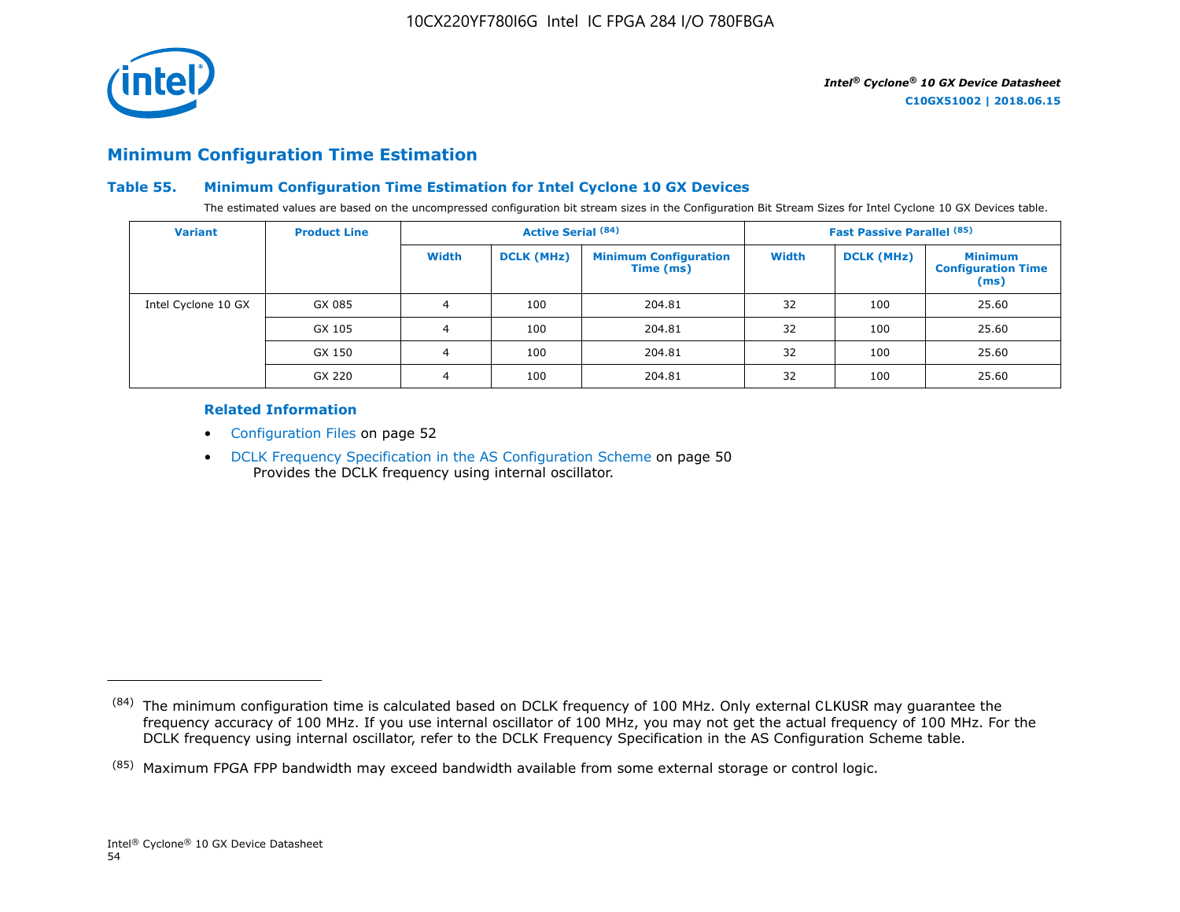## Minimum Configuration Time Estimation

### Table 55. Minimum Configuration Time Estimation for Intel Cyclone 10 GX Devices

The estimated values are based on the uncompressed configuration bit stream sizes in the Configuration Bit Stream Sizes for Intel Cyclone 10 GX Devices table.

| Variant | Product Line | Active Serial (84) | | | Fast Passive Parallel (85) | | |
|---|---|---|---|---|---|---|---|
| | | Width | DCLK (MHz) | Minimum Configuration Time (ms) | Width | DCLK (MHz) | Minimum Configuration Time (ms) |
| Intel Cyclone 10 GX | GX 085 | 4 | 100 | 204.81 | 32 | 100 | 25.60 |
| | GX 105 | 4 | 100 | 204.81 | 32 | 100 | 25.60 |
| | GX 150 | 4 | 100 | 204.81 | 32 | 100 | 25.60 |
| | GX 220 | 4 | 100 | 204.81 | 32 | 100 | 25.60 |

#### Related Information

- Configuration Files on page 52
- DCLK Frequency Specification in the AS Configuration Scheme on page 50
  Provides the DCLK frequency using internal oscillator.

---

(84) The minimum configuration time is calculated based on DCLK frequency of 100 MHz. Only external CLKUSR may guarantee the frequency accuracy of 100 MHz. If you use internal oscillator of 100 MHz, you may not get the actual frequency of 100 MHz. For the DCLK frequency using internal oscillator, refer to the DCLK Frequency Specification in the AS Configuration Scheme table.

(85) Maximum FPGA FPP bandwidth may exceed bandwidth available from some external storage or control logic.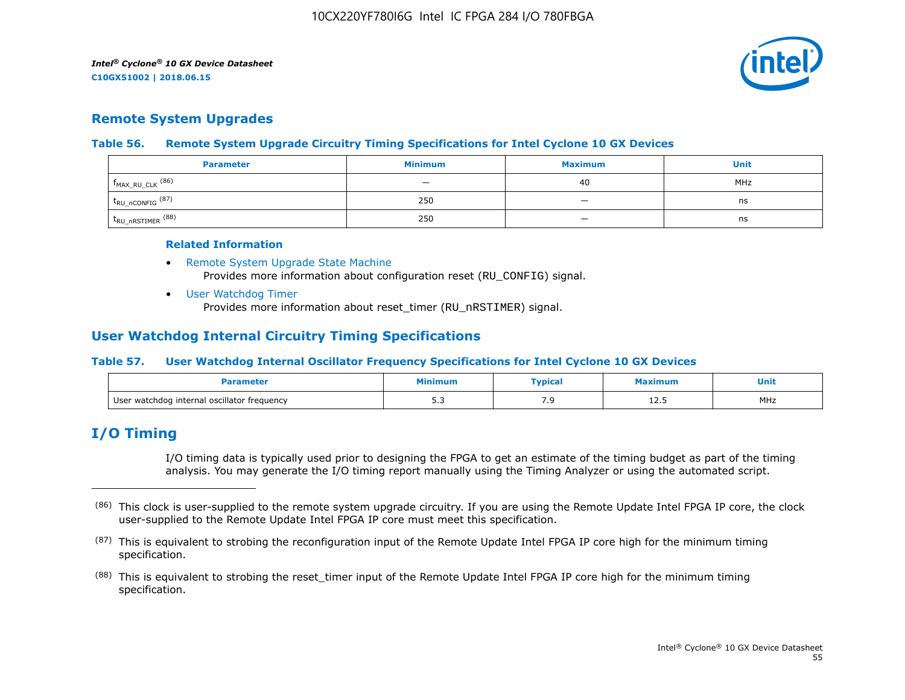## Remote System Upgrades

**Table 56. Remote System Upgrade Circuitry Timing Specifications for Intel Cyclone 10 GX Devices**

| Parameter | Minimum | Maximum | Unit |
|---|---|---|---|
| $f_{MAX\_RU\_CLK}$ (86) | — | 40 | MHz |
| $t_{RU\_nCONFIG}$ (87) | 250 | — | ns |
| $t_{RU\_nRSTIMER}$ (88) | 250 | — | ns |

**Related Information**

- Remote System Upgrade State Machine
  Provides more information about configuration reset (RU_CONFIG) signal.
- User Watchdog Timer
  Provides more information about reset_timer (RU_nRSTIMER) signal.

## User Watchdog Internal Circuitry Timing Specifications

**Table 57. User Watchdog Internal Oscillator Frequency Specifications for Intel Cyclone 10 GX Devices**

| Parameter | Minimum | Typical | Maximum | Unit |
|---|---|---|---|---|
| User watchdog internal oscillator frequency | 5.3 | 7.9 | 12.5 | MHz |

# I/O Timing

I/O timing data is typically used prior to designing the FPGA to get an estimate of the timing budget as part of the timing analysis. You may generate the I/O timing report manually using the Timing Analyzer or using the automated script.

---

(86) This clock is user-supplied to the remote system upgrade circuitry. If you are using the Remote Update Intel FPGA IP core, the clock user-supplied to the Remote Update Intel FPGA IP core must meet this specification.

(87) This is equivalent to strobing the reconfiguration input of the Remote Update Intel FPGA IP core high for the minimum timing specification.

(88) This is equivalent to strobing the reset_timer input of the Remote Update Intel FPGA IP core high for the minimum timing specification.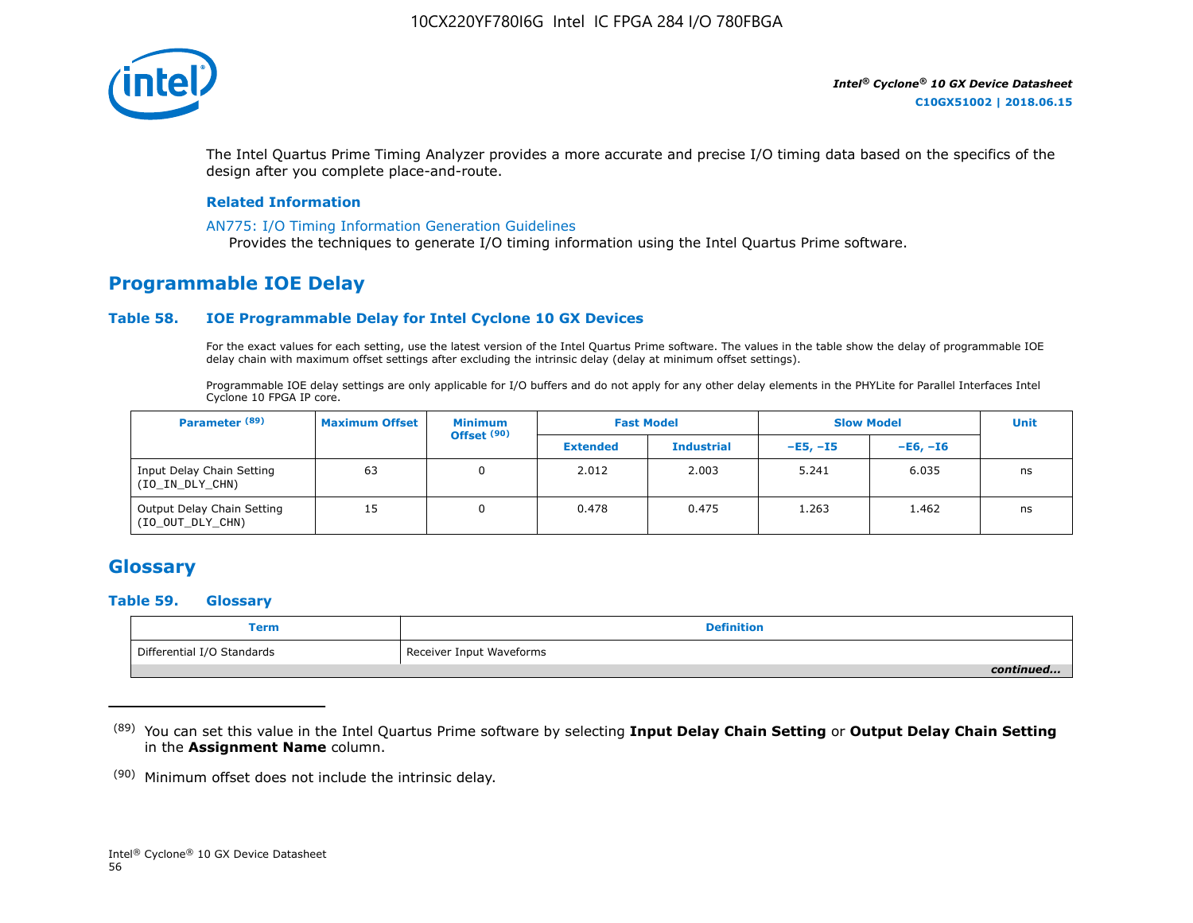The Intel Quartus Prime Timing Analyzer provides a more accurate and precise I/O timing data based on the specifics of the design after you complete place-and-route.

**Related Information**

AN775: I/O Timing Information Generation Guidelines
Provides the techniques to generate I/O timing information using the Intel Quartus Prime software.

## Programmable IOE Delay

### Table 58. IOE Programmable Delay for Intel Cyclone 10 GX Devices

For the exact values for each setting, use the latest version of the Intel Quartus Prime software. The values in the table show the delay of programmable IOE delay chain with maximum offset settings after excluding the intrinsic delay (delay at minimum offset settings).

Programmable IOE delay settings are only applicable for I/O buffers and do not apply for any other delay elements in the PHYLite for Parallel Interfaces Intel Cyclone 10 FPGA IP core.

| Parameter (89) | Maximum Offset | Minimum Offset (90) | Fast Model | | Slow Model | | Unit |
|---|---|---|---|---|---|---|---|
| | | | Extended | Industrial | –E5, –I5 | –E6, –I6 | |
| Input Delay Chain Setting (IO_IN_DLY_CHN) | 63 | 0 | 2.012 | 2.003 | 5.241 | 6.035 | ns |
| Output Delay Chain Setting (IO_OUT_DLY_CHN) | 15 | 0 | 0.478 | 0.475 | 1.263 | 1.462 | ns |

## Glossary

### Table 59. Glossary

| Term | Definition |
|---|---|
| Differential I/O Standards | Receiver Input Waveforms |

*continued...*

(89) You can set this value in the Intel Quartus Prime software by selecting **Input Delay Chain Setting** or **Output Delay Chain Setting** in the **Assignment Name** column.

(90) Minimum offset does not include the intrinsic delay.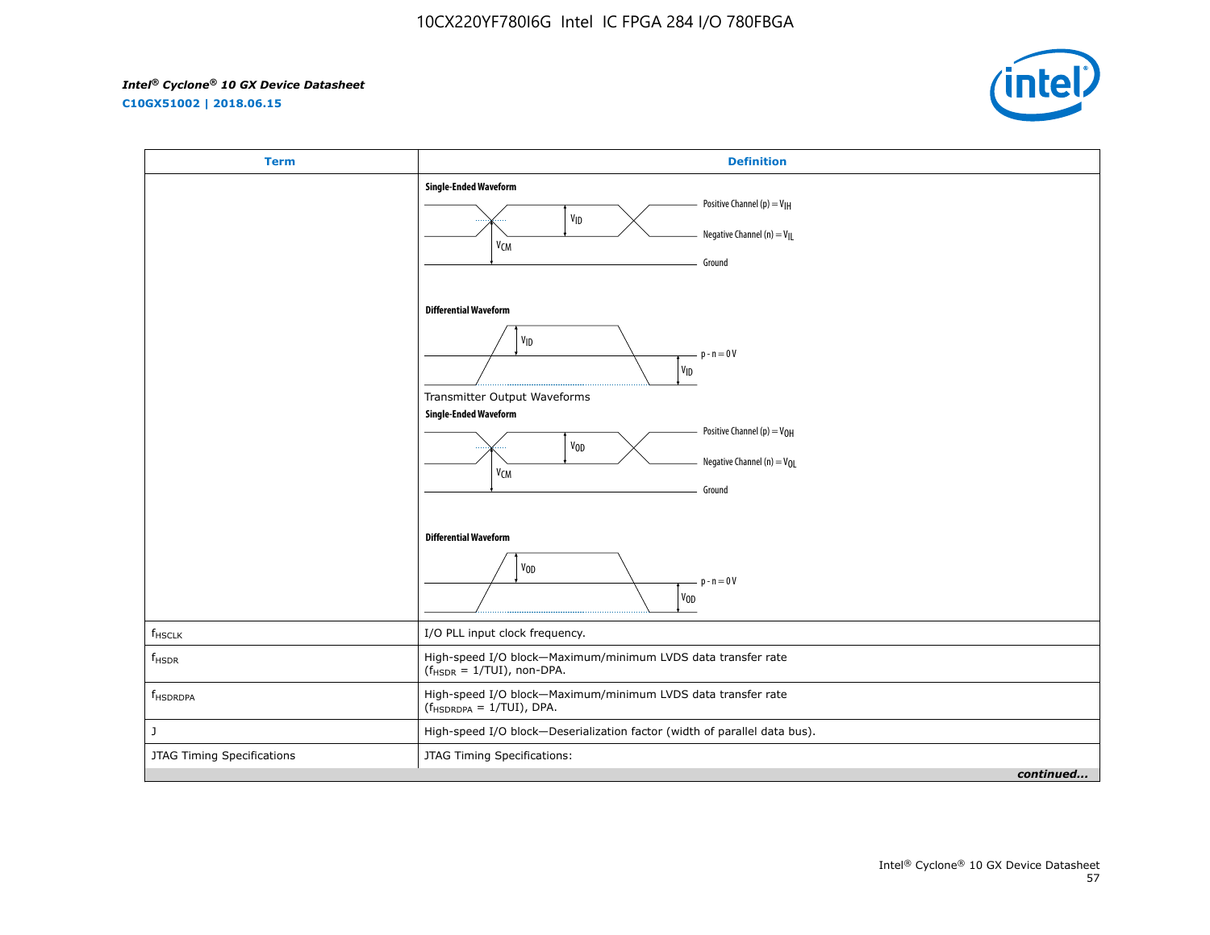| Term | Definition |
|---|---|
| | **Single-Ended Waveform** Positive Channel (p) = $V_{IH}$; $V_{ID}$; Negative Channel (n) = $V_{IL}$; $V_{CM}$; Ground<br>**Differential Waveform** $V_{ID}$; p - n = 0 V; $V_{ID}$<br>Transmitter Output Waveforms<br>**Single-Ended Waveform** Positive Channel (p) = $V_{OH}$; $V_{OD}$; Negative Channel (n) = $V_{OL}$; $V_{CM}$; Ground<br>**Differential Waveform** $V_{OD}$; p - n = 0 V; $V_{OD}$ |
| $f_{HSCLK}$ | I/O PLL input clock frequency. |
| $f_{HSDR}$ | High-speed I/O block—Maximum/minimum LVDS data transfer rate ($f_{HSDR}$ = 1/TUI), non-DPA. |
| $f_{HSDRDPA}$ | High-speed I/O block—Maximum/minimum LVDS data transfer rate ($f_{HSDRDPA}$ = 1/TUI), DPA. |
| J | High-speed I/O block—Deserialization factor (width of parallel data bus). |
| JTAG Timing Specifications | JTAG Timing Specifications: |

*continued...*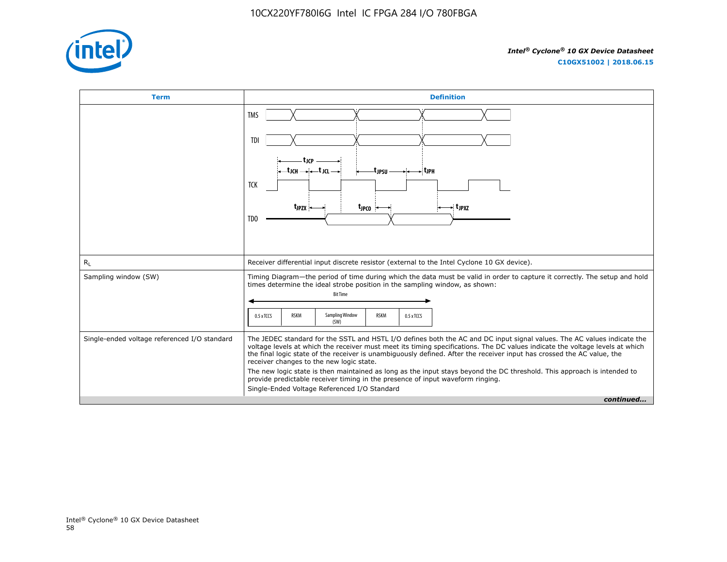| Term | Definition |
| --- | --- |
| | TMS<br>TDI<br>$t_{JCP}$<br>$t_{JCH}$ $t_{JCL}$ $t_{JPSU}$ $t_{JPH}$<br>TCK<br>$t_{JPZX}$ $t_{JPCO}$ $t_{JPXZ}$<br>TDO |
| $R_L$ | Receiver differential input discrete resistor (external to the Intel Cyclone 10 GX device). |
| Sampling window (SW) | Timing Diagram—the period of time during which the data must be valid in order to capture it correctly. The setup and hold times determine the ideal strobe position in the sampling window, as shown:<br>Bit Time<br>0.5 x TCCS \| RSKM \| Sampling Window (SW) \| RSKM \| 0.5 x TCCS |
| Single-ended voltage referenced I/O standard | The JEDEC standard for the SSTL and HSTL I/O defines both the AC and DC input signal values. The AC values indicate the voltage levels at which the receiver must meet its timing specifications. The DC values indicate the voltage levels at which the final logic state of the receiver is unambiguously defined. After the receiver input has crossed the AC value, the receiver changes to the new logic state.<br>The new logic state is then maintained as long as the input stays beyond the DC threshold. This approach is intended to provide predictable receiver timing in the presence of input waveform ringing.<br>Single-Ended Voltage Referenced I/O Standard |

*continued...*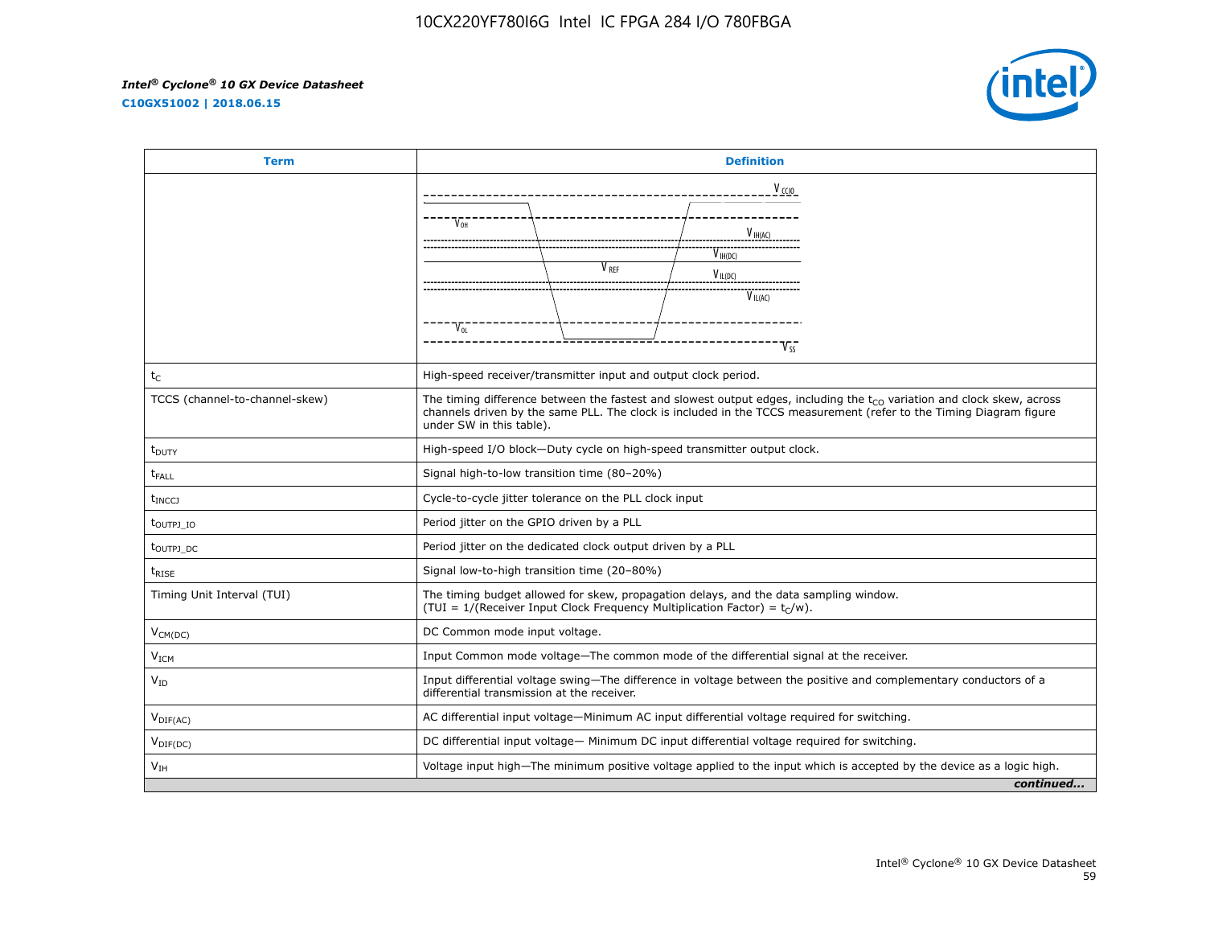| Term | Definition |
|---|---|
| | $V_{CCIO}$ $V_{OH}$ $V_{IH(AC)}$ $V_{IH(DC)}$ $V_{REF}$ $V_{IL(DC)}$ $V_{IL(AC)}$ $V_{OL}$ $V_{SS}$ |
| $t_C$ | High-speed receiver/transmitter input and output clock period. |
| TCCS (channel-to-channel-skew) | The timing difference between the fastest and slowest output edges, including the $t_{CO}$ variation and clock skew, across channels driven by the same PLL. The clock is included in the TCCS measurement (refer to the Timing Diagram figure under SW in this table). |
| $t_{DUTY}$ | High-speed I/O block—Duty cycle on high-speed transmitter output clock. |
| $t_{FALL}$ | Signal high-to-low transition time (80–20%) |
| $t_{INCCJ}$ | Cycle-to-cycle jitter tolerance on the PLL clock input |
| $t_{OUTPJ\_IO}$ | Period jitter on the GPIO driven by a PLL |
| $t_{OUTPJ\_DC}$ | Period jitter on the dedicated clock output driven by a PLL |
| $t_{RISE}$ | Signal low-to-high transition time (20–80%) |
| Timing Unit Interval (TUI) | The timing budget allowed for skew, propagation delays, and the data sampling window. (TUI = 1/(Receiver Input Clock Frequency Multiplication Factor) = $t_C$/w). |
| $V_{CM(DC)}$ | DC Common mode input voltage. |
| $V_{ICM}$ | Input Common mode voltage—The common mode of the differential signal at the receiver. |
| $V_{ID}$ | Input differential voltage swing—The difference in voltage between the positive and complementary conductors of a differential transmission at the receiver. |
| $V_{DIF(AC)}$ | AC differential input voltage—Minimum AC input differential voltage required for switching. |
| $V_{DIF(DC)}$ | DC differential input voltage— Minimum DC input differential voltage required for switching. |
| $V_{IH}$ | Voltage input high—The minimum positive voltage applied to the input which is accepted by the device as a logic high. |

*continued...*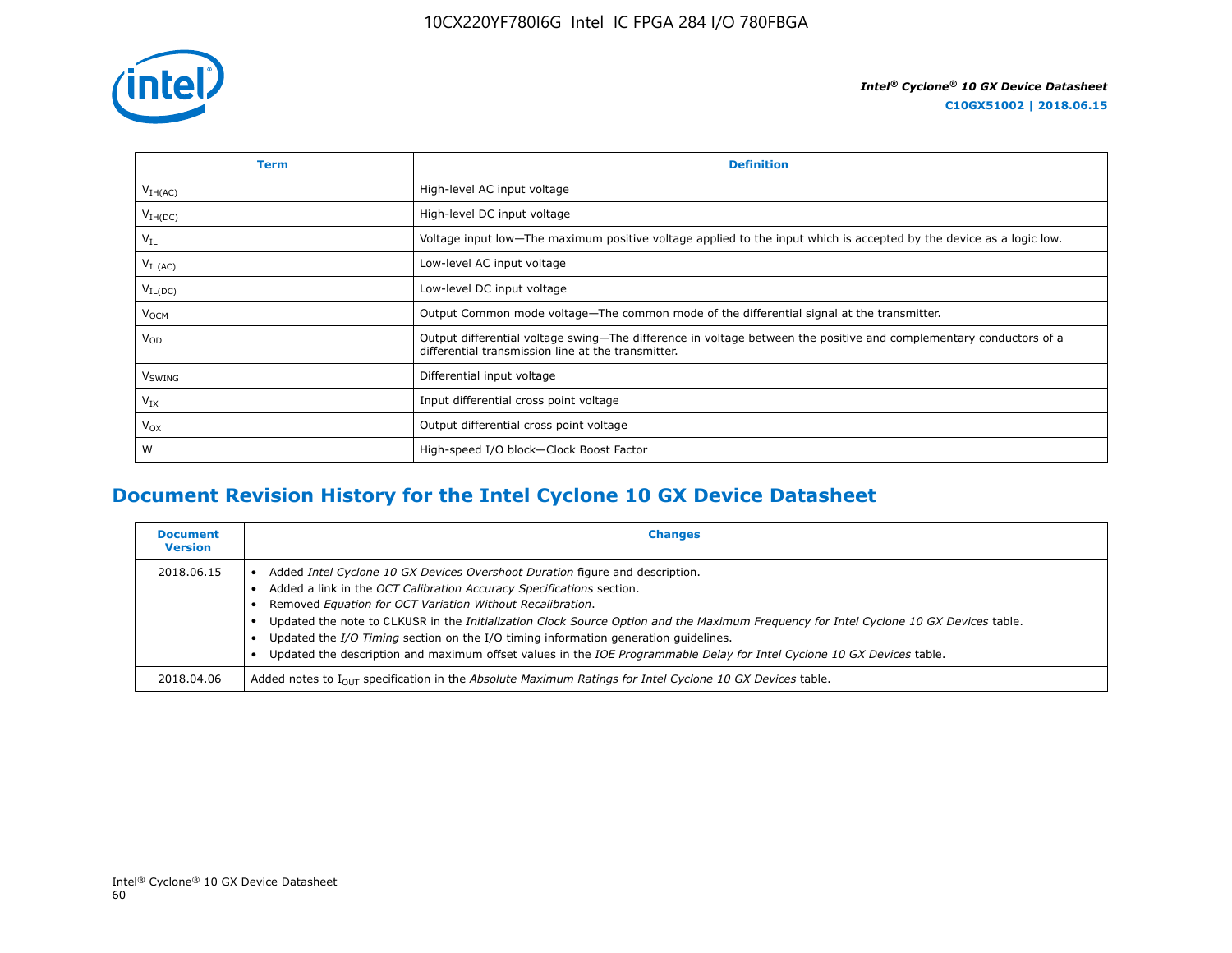| Term | Definition |
| --- | --- |
| $V_{IH(AC)}$ | High-level AC input voltage |
| $V_{IH(DC)}$ | High-level DC input voltage |
| $V_{IL}$ | Voltage input low—The maximum positive voltage applied to the input which is accepted by the device as a logic low. |
| $V_{IL(AC)}$ | Low-level AC input voltage |
| $V_{IL(DC)}$ | Low-level DC input voltage |
| $V_{OCM}$ | Output Common mode voltage—The common mode of the differential signal at the transmitter. |
| $V_{OD}$ | Output differential voltage swing—The difference in voltage between the positive and complementary conductors of a differential transmission line at the transmitter. |
| $V_{SWING}$ | Differential input voltage |
| $V_{IX}$ | Input differential cross point voltage |
| $V_{OX}$ | Output differential cross point voltage |
| W | High-speed I/O block—Clock Boost Factor |

## Document Revision History for the Intel Cyclone 10 GX Device Datasheet

| Document Version | Changes |
| --- | --- |
| 2018.06.15 | • Added *Intel Cyclone 10 GX Devices Overshoot Duration* figure and description.<br>• Added a link in the *OCT Calibration Accuracy Specifications* section.<br>• Removed *Equation for OCT Variation Without Recalibration*.<br>• Updated the note to CLKUSR in the *Initialization Clock Source Option and the Maximum Frequency for Intel Cyclone 10 GX Devices* table.<br>• Updated the *I/O Timing* section on the I/O timing information generation guidelines.<br>• Updated the description and maximum offset values in the *IOE Programmable Delay for Intel Cyclone 10 GX Devices* table. |
| 2018.04.06 | Added notes to $I_{OUT}$ specification in the *Absolute Maximum Ratings for Intel Cyclone 10 GX Devices* table. |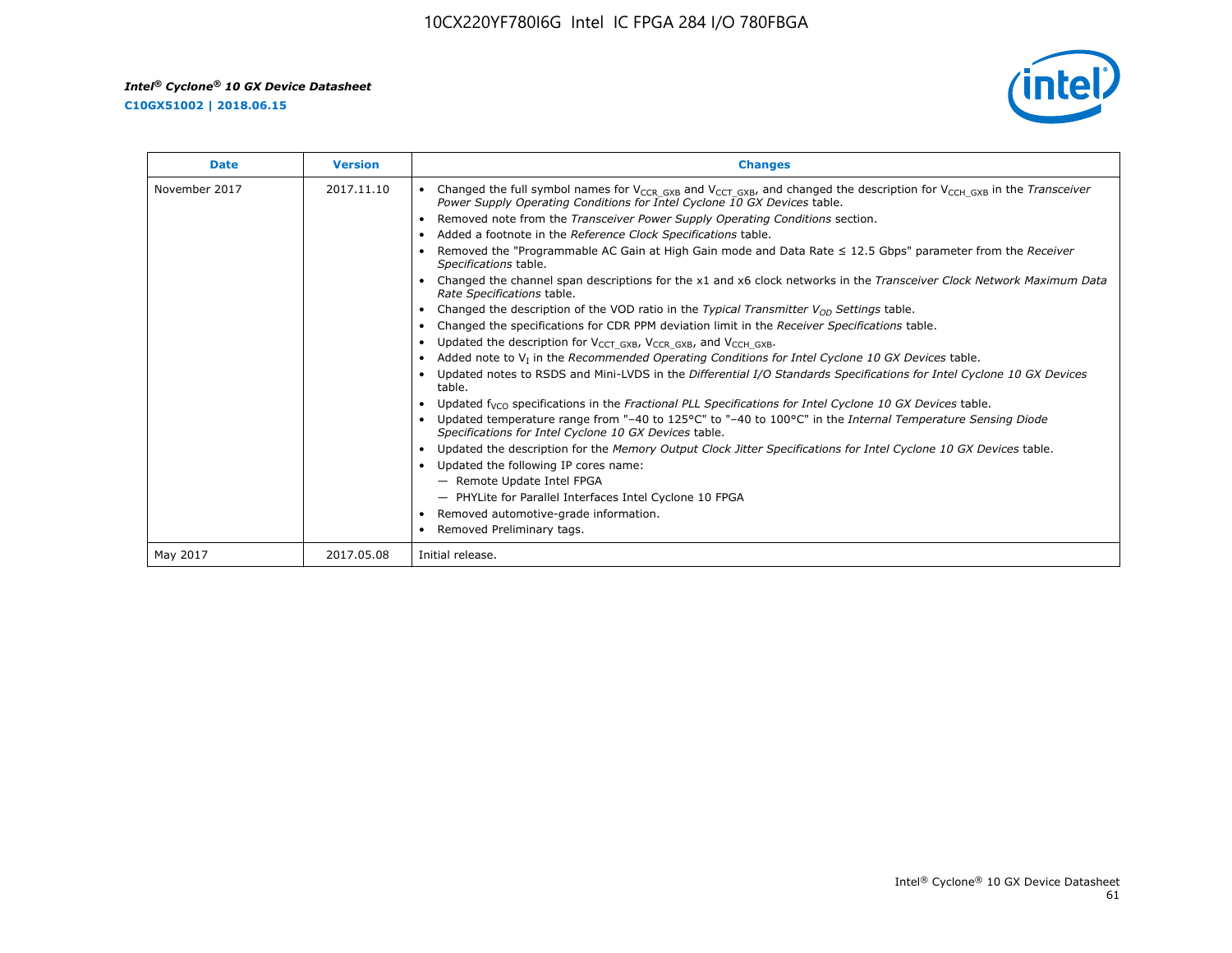| Date | Version | Changes |
| --- | --- | --- |
| November 2017 | 2017.11.10 | • Changed the full symbol names for $V_{CCR\_GXB}$ and $V_{CCT\_GXB}$, and changed the description for $V_{CCH\_GXB}$ in the *Transceiver Power Supply Operating Conditions for Intel Cyclone 10 GX Devices* table.<br>• Removed note from the *Transceiver Power Supply Operating Conditions* section.<br>• Added a footnote in the *Reference Clock Specifications* table.<br>• Removed the "Programmable AC Gain at High Gain mode and Data Rate ≤ 12.5 Gbps" parameter from the *Receiver Specifications* table.<br>• Changed the channel span descriptions for the x1 and x6 clock networks in the *Transceiver Clock Network Maximum Data Rate Specifications* table.<br>• Changed the description of the VOD ratio in the *Typical Transmitter $V_{OD}$ Settings* table.<br>• Changed the specifications for CDR PPM deviation limit in the *Receiver Specifications* table.<br>• Updated the description for $V_{CCT\_GXB}$, $V_{CCR\_GXB}$, and $V_{CCH\_GXB}$.<br>• Added note to $V_I$ in the *Recommended Operating Conditions for Intel Cyclone 10 GX Devices* table.<br>• Updated notes to RSDS and Mini-LVDS in the *Differential I/O Standards Specifications for Intel Cyclone 10 GX Devices* table.<br>• Updated $f_{VCO}$ specifications in the *Fractional PLL Specifications for Intel Cyclone 10 GX Devices* table.<br>• Updated temperature range from "–40 to 125°C" to "–40 to 100°C" in the *Internal Temperature Sensing Diode Specifications for Intel Cyclone 10 GX Devices* table.<br>• Updated the description for the *Memory Output Clock Jitter Specifications for Intel Cyclone 10 GX Devices* table.<br>• Updated the following IP cores name:<br>— Remote Update Intel FPGA<br>— PHYLite for Parallel Interfaces Intel Cyclone 10 FPGA<br>• Removed automotive-grade information.<br>• Removed Preliminary tags. |
| May 2017 | 2017.05.08 | Initial release. |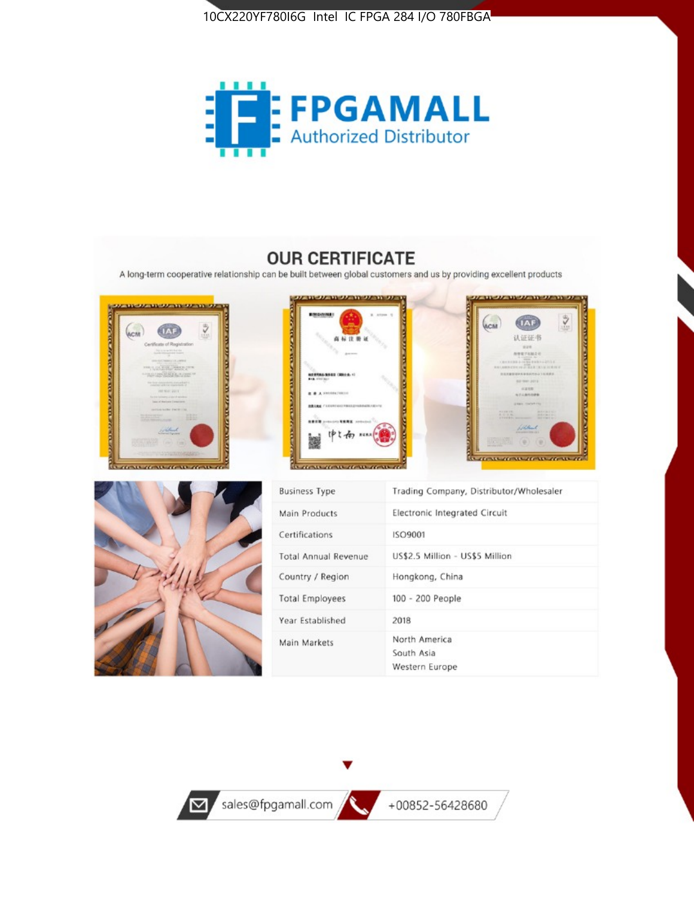FPGAMALL

Authorized Distributor

## OUR CERTIFICATE

A long-term cooperative relationship can be built between global customers and us by providing excellent products

| | |
|---|---|
| Business Type | Trading Company, Distributor/Wholesaler |
| Main Products | Electronic Integrated Circuit |
| Certifications | ISO9001 |
| Total Annual Revenue | US$2.5 Million - US$5 Million |
| Country / Region | Hongkong, China |
| Total Employees | 100 - 200 People |
| Year Established | 2018 |
| Main Markets | North America<br>South Asia<br>Western Europe |

sales@fpgamall.com

+00852-56428680